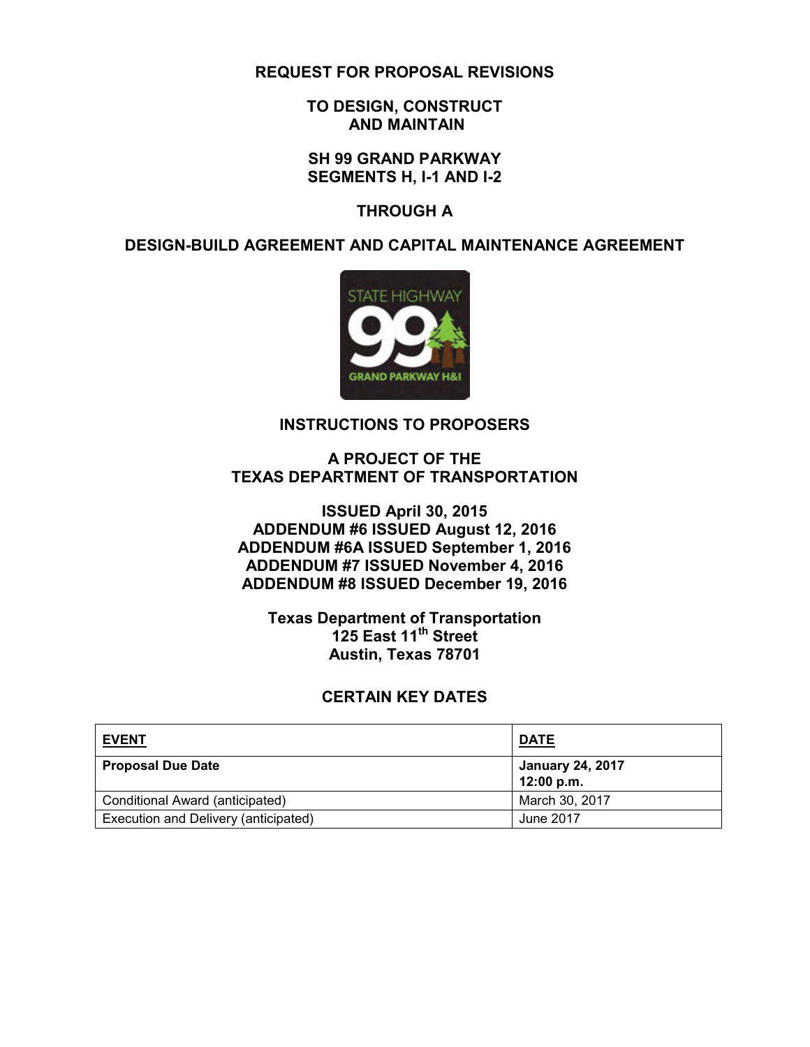# REQUEST FOR PROPOSAL REVISIONS

## TO DESIGN, CONSTRUCT AND MAINTAIN

## SH 99 GRAND PARKWAY SEGMENTS H, I-1 AND I-2

## THROUGH A

## DESIGN-BUILD AGREEMENT AND CAPITAL MAINTENANCE AGREEMENT

## INSTRUCTIONS TO PROPOSERS

**A PROJECT OF THE TEXAS DEPARTMENT OF TRANSPORTATION**

**ISSUED April 30, 2015**
**ADDENDUM #6 ISSUED August 12, 2016**
**ADDENDUM #6A ISSUED September 1, 2016**
**ADDENDUM #7 ISSUED November 4, 2016**
**ADDENDUM #8 ISSUED December 19, 2016**

**Texas Department of Transportation**
**125 East 11th Street**
**Austin, Texas 78701**

## CERTAIN KEY DATES

| EVENT | DATE |
| --- | --- |
| **Proposal Due Date** | **January 24, 2017 12:00 p.m.** |
| Conditional Award (anticipated) | March 30, 2017 |
| Execution and Delivery (anticipated) | June 2017 |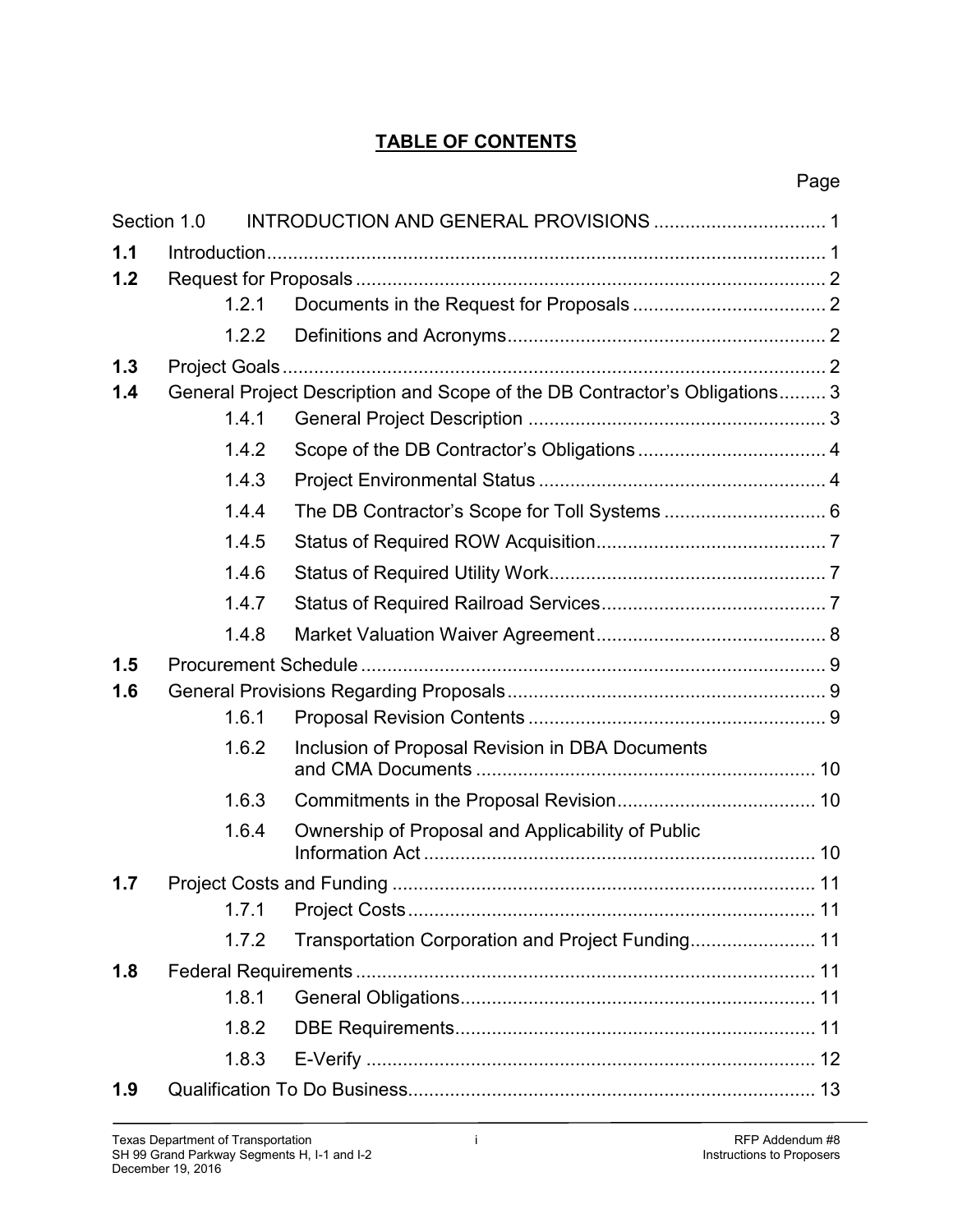# TABLE OF CONTENTS

| | | | Page |
|---|---|---|---|
| Section 1.0 | INTRODUCTION AND GENERAL PROVISIONS | | 1 |
| **1.1** | Introduction | | 1 |
| **1.2** | Request for Proposals | | 2 |
| | 1.2.1 | Documents in the Request for Proposals | 2 |
| | 1.2.2 | Definitions and Acronyms | 2 |
| **1.3** | Project Goals | | 2 |
| **1.4** | General Project Description and Scope of the DB Contractor's Obligations | | 3 |
| | 1.4.1 | General Project Description | 3 |
| | 1.4.2 | Scope of the DB Contractor's Obligations | 4 |
| | 1.4.3 | Project Environmental Status | 4 |
| | 1.4.4 | The DB Contractor's Scope for Toll Systems | 6 |
| | 1.4.5 | Status of Required ROW Acquisition | 7 |
| | 1.4.6 | Status of Required Utility Work | 7 |
| | 1.4.7 | Status of Required Railroad Services | 7 |
| | 1.4.8 | Market Valuation Waiver Agreement | 8 |
| **1.5** | Procurement Schedule | | 9 |
| **1.6** | General Provisions Regarding Proposals | | 9 |
| | 1.6.1 | Proposal Revision Contents | 9 |
| | 1.6.2 | Inclusion of Proposal Revision in DBA Documents and CMA Documents | 10 |
| | 1.6.3 | Commitments in the Proposal Revision | 10 |
| | 1.6.4 | Ownership of Proposal and Applicability of Public Information Act | 10 |
| **1.7** | Project Costs and Funding | | 11 |
| | 1.7.1 | Project Costs | 11 |
| | 1.7.2 | Transportation Corporation and Project Funding | 11 |
| **1.8** | Federal Requirements | | 11 |
| | 1.8.1 | General Obligations | 11 |
| | 1.8.2 | DBE Requirements | 11 |
| | 1.8.3 | E-Verify | 12 |
| **1.9** | Qualification To Do Business | | 13 |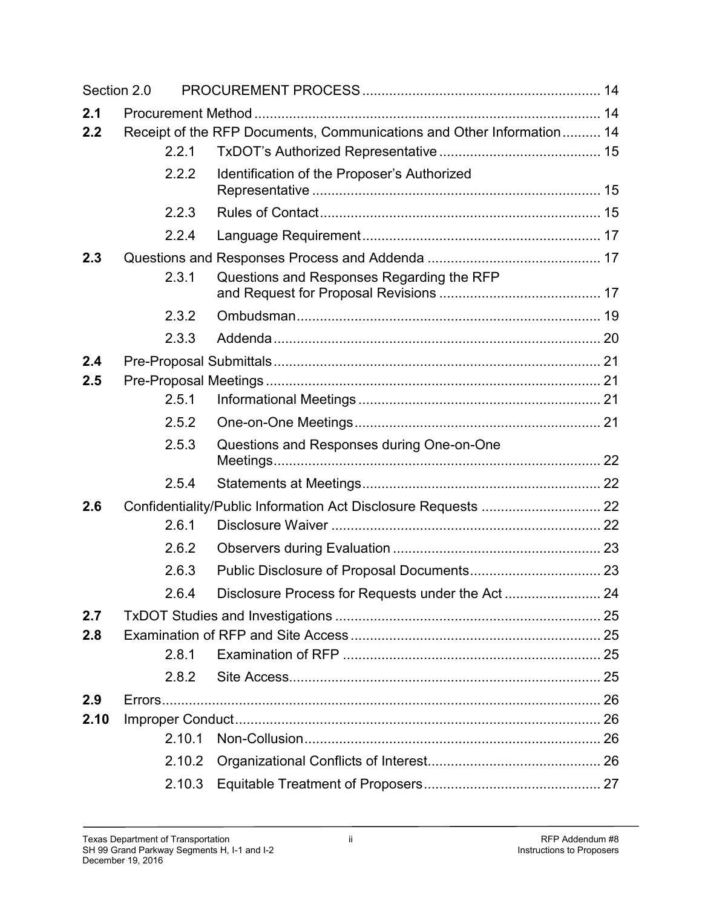| | | | |
|---|---|---|---|
| Section 2.0 | PROCUREMENT PROCESS | | 14 |
| **2.1** | Procurement Method | | 14 |
| **2.2** | Receipt of the RFP Documents, Communications and Other Information | | 14 |
| | 2.2.1 | TxDOT's Authorized Representative | 15 |
| | 2.2.2 | Identification of the Proposer's Authorized Representative | 15 |
| | 2.2.3 | Rules of Contact | 15 |
| | 2.2.4 | Language Requirement | 17 |
| **2.3** | Questions and Responses Process and Addenda | | 17 |
| | 2.3.1 | Questions and Responses Regarding the RFP and Request for Proposal Revisions | 17 |
| | 2.3.2 | Ombudsman | 19 |
| | 2.3.3 | Addenda | 20 |
| **2.4** | Pre-Proposal Submittals | | 21 |
| **2.5** | Pre-Proposal Meetings | | 21 |
| | 2.5.1 | Informational Meetings | 21 |
| | 2.5.2 | One-on-One Meetings | 21 |
| | 2.5.3 | Questions and Responses during One-on-One Meetings | 22 |
| | 2.5.4 | Statements at Meetings | 22 |
| **2.6** | Confidentiality/Public Information Act Disclosure Requests | | 22 |
| | 2.6.1 | Disclosure Waiver | 22 |
| | 2.6.2 | Observers during Evaluation | 23 |
| | 2.6.3 | Public Disclosure of Proposal Documents | 23 |
| | 2.6.4 | Disclosure Process for Requests under the Act | 24 |
| **2.7** | TxDOT Studies and Investigations | | 25 |
| **2.8** | Examination of RFP and Site Access | | 25 |
| | 2.8.1 | Examination of RFP | 25 |
| | 2.8.2 | Site Access | 25 |
| **2.9** | Errors | | 26 |
| **2.10** | Improper Conduct | | 26 |
| | 2.10.1 | Non-Collusion | 26 |
| | 2.10.2 | Organizational Conflicts of Interest | 26 |
| | 2.10.3 | Equitable Treatment of Proposers | 27 |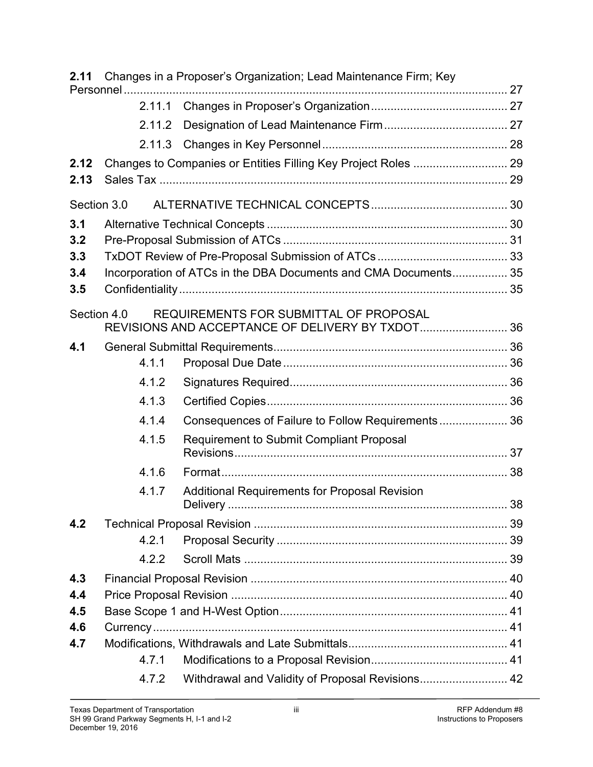**2.11** Changes in a Proposer's Organization; Lead Maintenance Firm; Key Personnel ........ 27

- 2.11.1 Changes in Proposer's Organization ........ 27
- 2.11.2 Designation of Lead Maintenance Firm ........ 27
- 2.11.3 Changes in Key Personnel ........ 28

**2.12** Changes to Companies or Entities Filling Key Project Roles ........ 29

**2.13** Sales Tax ........ 29

Section 3.0 ALTERNATIVE TECHNICAL CONCEPTS ........ 30

**3.1** Alternative Technical Concepts ........ 30

**3.2** Pre-Proposal Submission of ATCs ........ 31

**3.3** TxDOT Review of Pre-Proposal Submission of ATCs ........ 33

**3.4** Incorporation of ATCs in the DBA Documents and CMA Documents ........ 35

**3.5** Confidentiality ........ 35

Section 4.0 REQUIREMENTS FOR SUBMITTAL OF PROPOSAL REVISIONS AND ACCEPTANCE OF DELIVERY BY TXDOT ........ 36

**4.1** General Submittal Requirements ........ 36

- 4.1.1 Proposal Due Date ........ 36
- 4.1.2 Signatures Required ........ 36
- 4.1.3 Certified Copies ........ 36
- 4.1.4 Consequences of Failure to Follow Requirements ........ 36
- 4.1.5 Requirement to Submit Compliant Proposal Revisions ........ 37
- 4.1.6 Format ........ 38
- 4.1.7 Additional Requirements for Proposal Revision Delivery ........ 38

**4.2** Technical Proposal Revision ........ 39

- 4.2.1 Proposal Security ........ 39
- 4.2.2 Scroll Mats ........ 39

**4.3** Financial Proposal Revision ........ 40

**4.4** Price Proposal Revision ........ 40

**4.5** Base Scope 1 and H-West Option ........ 41

**4.6** Currency ........ 41

**4.7** Modifications, Withdrawals and Late Submittals ........ 41

- 4.7.1 Modifications to a Proposal Revision ........ 41
- 4.7.2 Withdrawal and Validity of Proposal Revisions ........ 42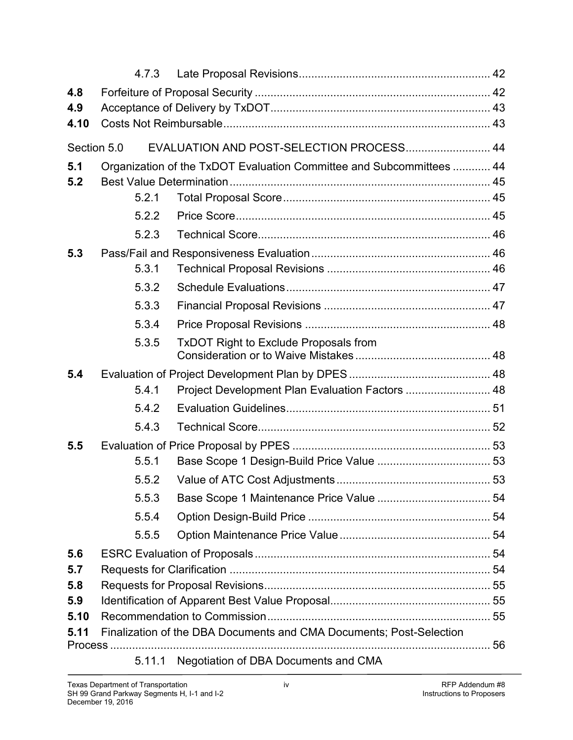4.7.3 Late Proposal Revisions ... 42

**4.8** Forfeiture of Proposal Security ... 42

**4.9** Acceptance of Delivery by TxDOT ... 43

**4.10** Costs Not Reimbursable ... 43

Section 5.0 EVALUATION AND POST-SELECTION PROCESS ... 44

**5.1** Organization of the TxDOT Evaluation Committee and Subcommittees ... 44

**5.2** Best Value Determination ... 45

5.2.1 Total Proposal Score ... 45

5.2.2 Price Score ... 45

5.2.3 Technical Score ... 46

**5.3** Pass/Fail and Responsiveness Evaluation ... 46

5.3.1 Technical Proposal Revisions ... 46

5.3.2 Schedule Evaluations ... 47

5.3.3 Financial Proposal Revisions ... 47

5.3.4 Price Proposal Revisions ... 48

5.3.5 TxDOT Right to Exclude Proposals from Consideration or to Waive Mistakes ... 48

**5.4** Evaluation of Project Development Plan by DPES ... 48

5.4.1 Project Development Plan Evaluation Factors ... 48

5.4.2 Evaluation Guidelines ... 51

5.4.3 Technical Score ... 52

**5.5** Evaluation of Price Proposal by PPES ... 53

5.5.1 Base Scope 1 Design-Build Price Value ... 53

5.5.2 Value of ATC Cost Adjustments ... 53

5.5.3 Base Scope 1 Maintenance Price Value ... 54

5.5.4 Option Design-Build Price ... 54

5.5.5 Option Maintenance Price Value ... 54

**5.6** ESRC Evaluation of Proposals ... 54

**5.7** Requests for Clarification ... 54

**5.8** Requests for Proposal Revisions ... 55

**5.9** Identification of Apparent Best Value Proposal ... 55

**5.10** Recommendation to Commission ... 55

**5.11** Finalization of the DBA Documents and CMA Documents; Post-Selection Process ... 56

5.11.1 Negotiation of DBA Documents and CMA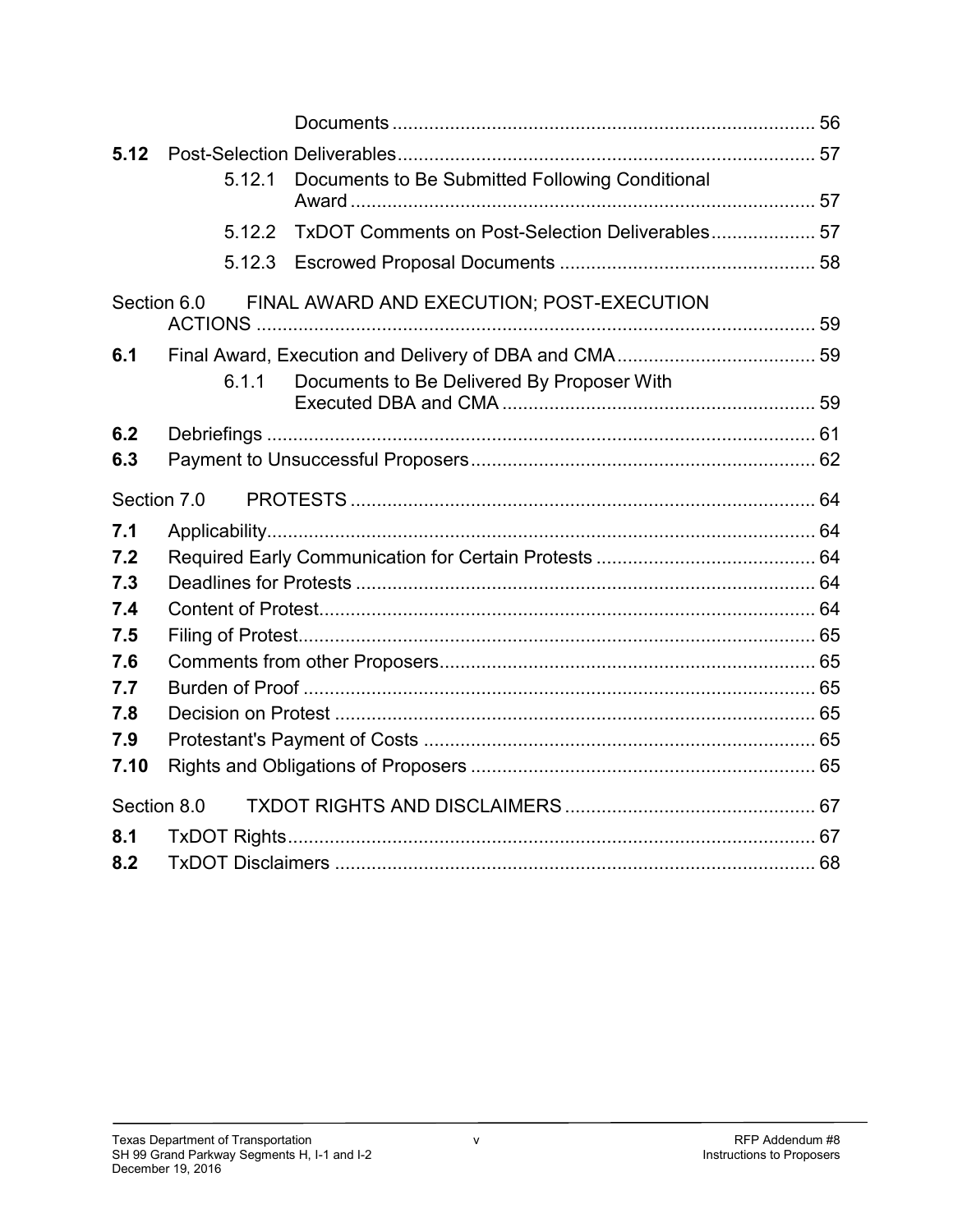Documents ................................................................................ 56

**5.12** Post-Selection Deliverables................................................................................ 57

5.12.1 Documents to Be Submitted Following Conditional Award ........................................................................................ 57

5.12.2 TxDOT Comments on Post-Selection Deliverables.................... 57

5.12.3 Escrowed Proposal Documents ................................................ 58

Section 6.0 FINAL AWARD AND EXECUTION; POST-EXECUTION ACTIONS ........................................................................................................ 59

**6.1** Final Award, Execution and Delivery of DBA and CMA...................................... 59

6.1.1 Documents to Be Delivered By Proposer With Executed DBA and CMA ........................................................... 59

**6.2** Debriefings ........................................................................................................ 61

**6.3** Payment to Unsuccessful Proposers................................................................. 62

Section 7.0 PROTESTS ......................................................................................... 64

**7.1** Applicability........................................................................................................ 64

**7.2** Required Early Communication for Certain Protests .......................................... 64

**7.3** Deadlines for Protests ....................................................................................... 64

**7.4** Content of Protest.............................................................................................. 64

**7.5** Filing of Protest.................................................................................................. 65

**7.6** Comments from other Proposers....................................................................... 65

**7.7** Burden of Proof ................................................................................................. 65

**7.8** Decision on Protest ........................................................................................... 65

**7.9** Protestant's Payment of Costs .......................................................................... 65

**7.10** Rights and Obligations of Proposers ................................................................. 65

Section 8.0 TXDOT RIGHTS AND DISCLAIMERS ............................................... 67

**8.1** TxDOT Rights.................................................................................................... 67

**8.2** TxDOT Disclaimers ........................................................................................... 68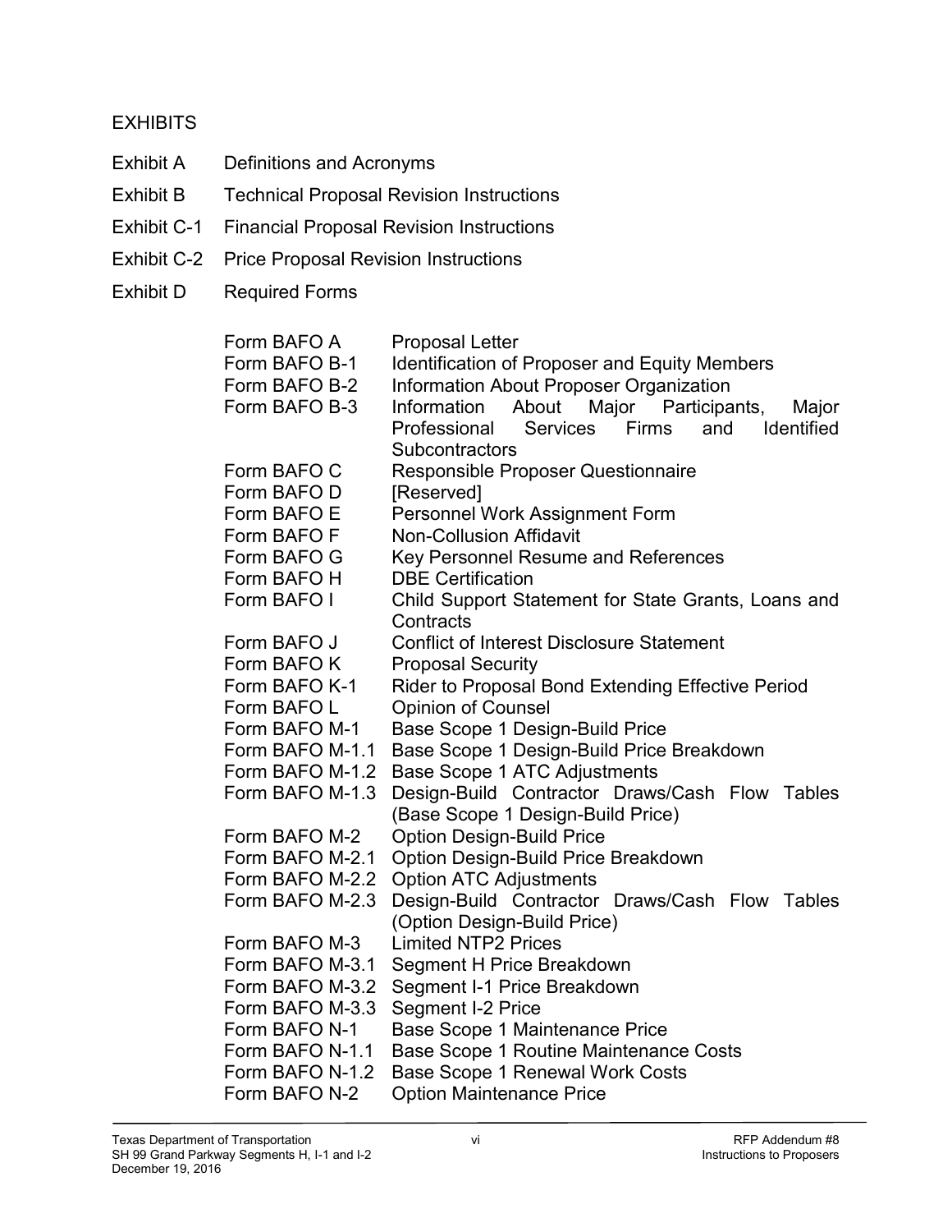EXHIBITS

| | |
|---|---|
| Exhibit A | Definitions and Acronyms |
| Exhibit B | Technical Proposal Revision Instructions |
| Exhibit C-1 | Financial Proposal Revision Instructions |
| Exhibit C-2 | Price Proposal Revision Instructions |
| Exhibit D | Required Forms |

| | |
|---|---|
| Form BAFO A | Proposal Letter |
| Form BAFO B-1 | Identification of Proposer and Equity Members |
| Form BAFO B-2 | Information About Proposer Organization |
| Form BAFO B-3 | Information About Major Participants, Major Professional Services Firms and Identified Subcontractors |
| Form BAFO C | Responsible Proposer Questionnaire |
| Form BAFO D | [Reserved] |
| Form BAFO E | Personnel Work Assignment Form |
| Form BAFO F | Non-Collusion Affidavit |
| Form BAFO G | Key Personnel Resume and References |
| Form BAFO H | DBE Certification |
| Form BAFO I | Child Support Statement for State Grants, Loans and Contracts |
| Form BAFO J | Conflict of Interest Disclosure Statement |
| Form BAFO K | Proposal Security |
| Form BAFO K-1 | Rider to Proposal Bond Extending Effective Period |
| Form BAFO L | Opinion of Counsel |
| Form BAFO M-1 | Base Scope 1 Design-Build Price |
| Form BAFO M-1.1 | Base Scope 1 Design-Build Price Breakdown |
| Form BAFO M-1.2 | Base Scope 1 ATC Adjustments |
| Form BAFO M-1.3 | Design-Build Contractor Draws/Cash Flow Tables (Base Scope 1 Design-Build Price) |
| Form BAFO M-2 | Option Design-Build Price |
| Form BAFO M-2.1 | Option Design-Build Price Breakdown |
| Form BAFO M-2.2 | Option ATC Adjustments |
| Form BAFO M-2.3 | Design-Build Contractor Draws/Cash Flow Tables (Option Design-Build Price) |
| Form BAFO M-3 | Limited NTP2 Prices |
| Form BAFO M-3.1 | Segment H Price Breakdown |
| Form BAFO M-3.2 | Segment I-1 Price Breakdown |
| Form BAFO M-3.3 | Segment I-2 Price |
| Form BAFO N-1 | Base Scope 1 Maintenance Price |
| Form BAFO N-1.1 | Base Scope 1 Routine Maintenance Costs |
| Form BAFO N-1.2 | Base Scope 1 Renewal Work Costs |
| Form BAFO N-2 | Option Maintenance Price |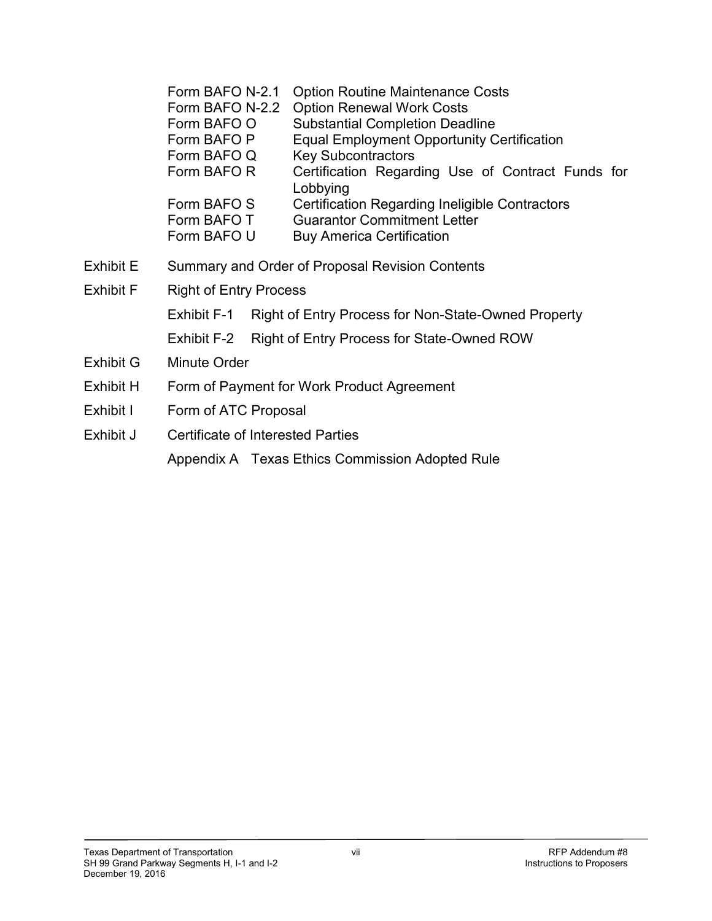Form BAFO N-2.1 Option Routine Maintenance Costs
Form BAFO N-2.2 Option Renewal Work Costs
Form BAFO O Substantial Completion Deadline
Form BAFO P Equal Employment Opportunity Certification
Form BAFO Q Key Subcontractors
Form BAFO R Certification Regarding Use of Contract Funds for Lobbying
Form BAFO S Certification Regarding Ineligible Contractors
Form BAFO T Guarantor Commitment Letter
Form BAFO U Buy America Certification

Exhibit E Summary and Order of Proposal Revision Contents

Exhibit F Right of Entry Process

Exhibit F-1 Right of Entry Process for Non-State-Owned Property

Exhibit F-2 Right of Entry Process for State-Owned ROW

Exhibit G Minute Order

Exhibit H Form of Payment for Work Product Agreement

Exhibit I Form of ATC Proposal

Exhibit J Certificate of Interested Parties

Appendix A Texas Ethics Commission Adopted Rule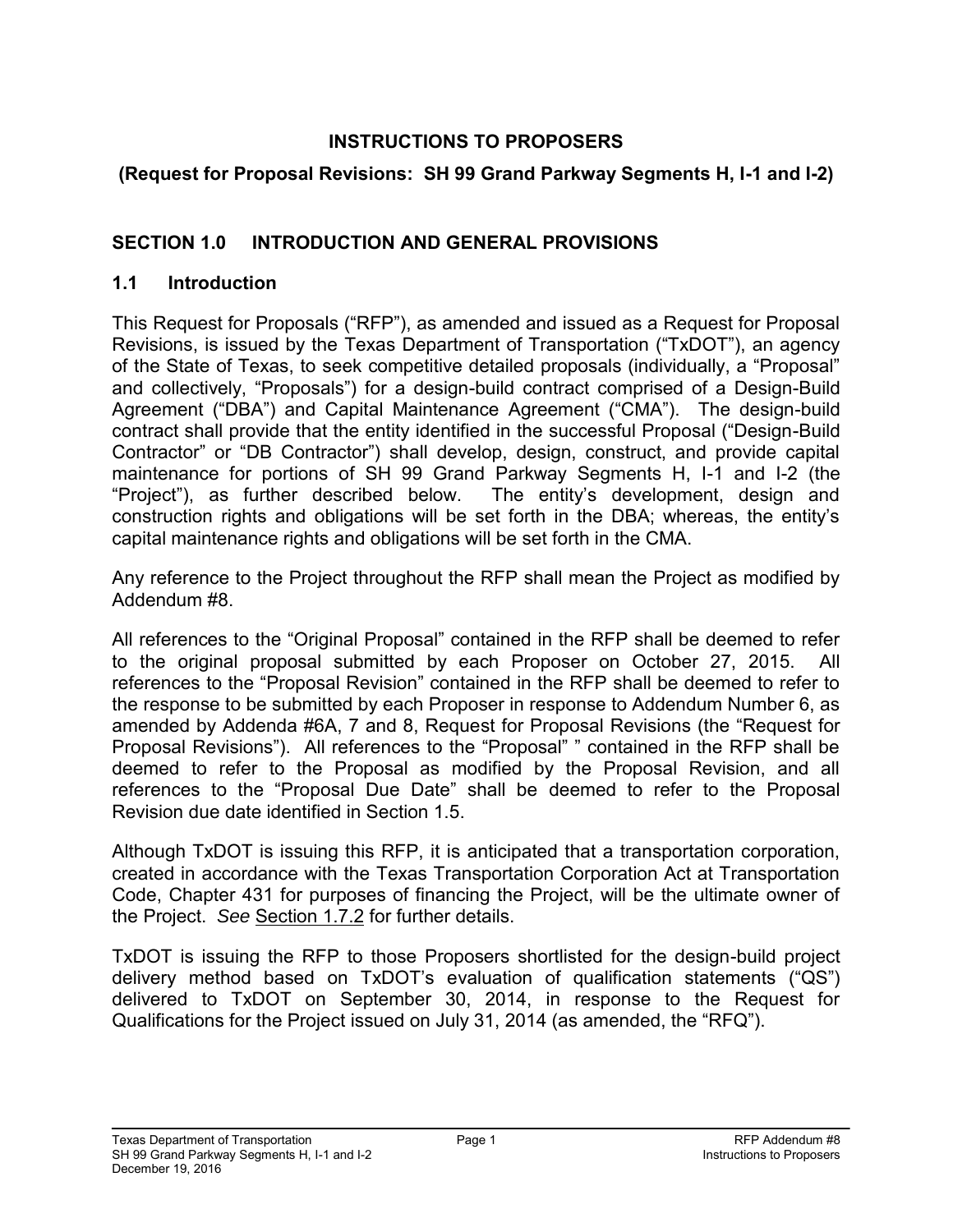**INSTRUCTIONS TO PROPOSERS**

**(Request for Proposal Revisions: SH 99 Grand Parkway Segments H, I-1 and I-2)**

## SECTION 1.0 INTRODUCTION AND GENERAL PROVISIONS

### 1.1 Introduction

This Request for Proposals ("RFP"), as amended and issued as a Request for Proposal Revisions, is issued by the Texas Department of Transportation ("TxDOT"), an agency of the State of Texas, to seek competitive detailed proposals (individually, a "Proposal" and collectively, "Proposals") for a design-build contract comprised of a Design-Build Agreement ("DBA") and Capital Maintenance Agreement ("CMA"). The design-build contract shall provide that the entity identified in the successful Proposal ("Design-Build Contractor" or "DB Contractor") shall develop, design, construct, and provide capital maintenance for portions of SH 99 Grand Parkway Segments H, I-1 and I-2 (the "Project"), as further described below. The entity's development, design and construction rights and obligations will be set forth in the DBA; whereas, the entity's capital maintenance rights and obligations will be set forth in the CMA.

Any reference to the Project throughout the RFP shall mean the Project as modified by Addendum #8.

All references to the "Original Proposal" contained in the RFP shall be deemed to refer to the original proposal submitted by each Proposer on October 27, 2015. All references to the "Proposal Revision" contained in the RFP shall be deemed to refer to the response to be submitted by each Proposer in response to Addendum Number 6, as amended by Addenda #6A, 7 and 8, Request for Proposal Revisions (the "Request for Proposal Revisions"). All references to the "Proposal" " contained in the RFP shall be deemed to refer to the Proposal as modified by the Proposal Revision, and all references to the "Proposal Due Date" shall be deemed to refer to the Proposal Revision due date identified in Section 1.5.

Although TxDOT is issuing this RFP, it is anticipated that a transportation corporation, created in accordance with the Texas Transportation Corporation Act at Transportation Code, Chapter 431 for purposes of financing the Project, will be the ultimate owner of the Project. *See* Section 1.7.2 for further details.

TxDOT is issuing the RFP to those Proposers shortlisted for the design-build project delivery method based on TxDOT's evaluation of qualification statements ("QS") delivered to TxDOT on September 30, 2014, in response to the Request for Qualifications for the Project issued on July 31, 2014 (as amended, the "RFQ").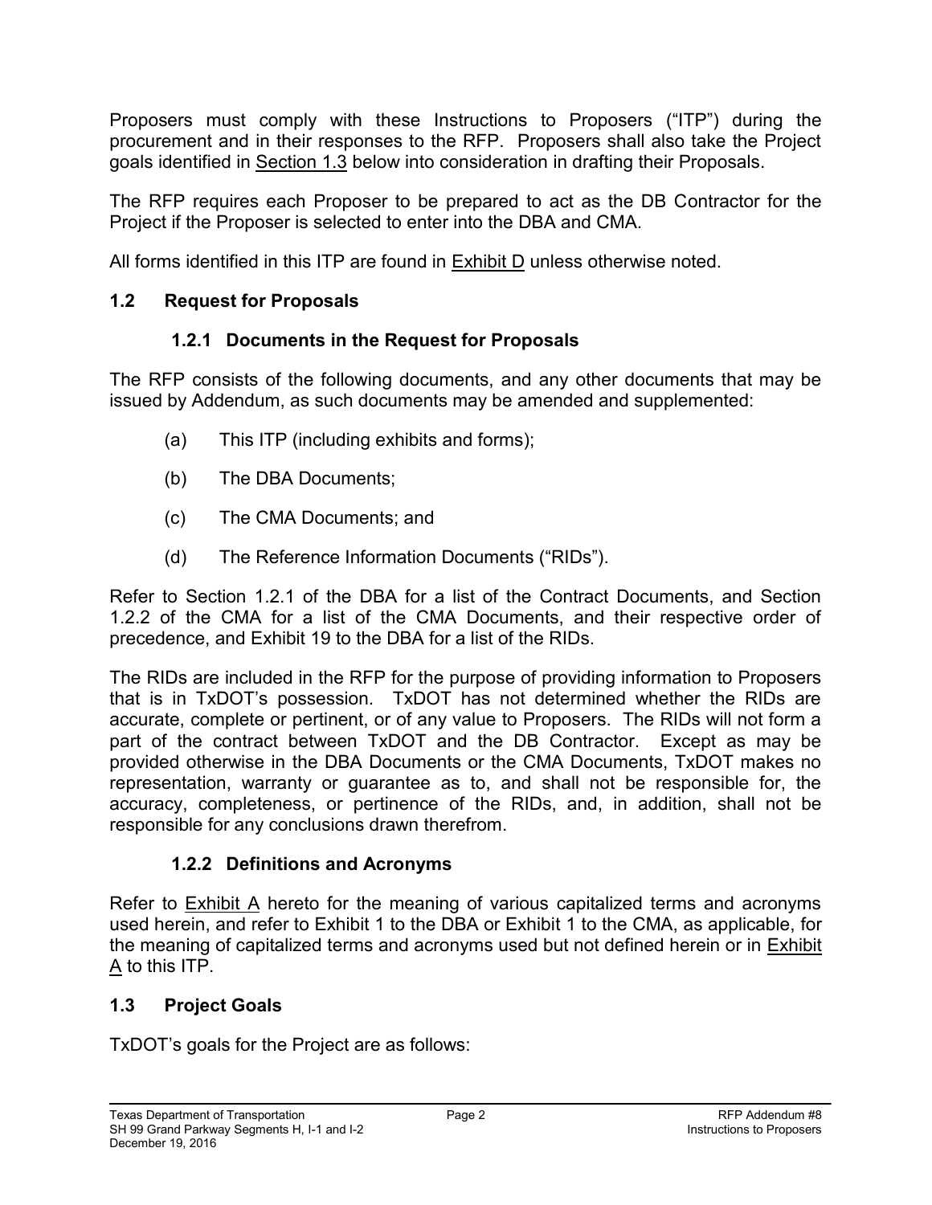Proposers must comply with these Instructions to Proposers ("ITP") during the procurement and in their responses to the RFP. Proposers shall also take the Project goals identified in Section 1.3 below into consideration in drafting their Proposals.

The RFP requires each Proposer to be prepared to act as the DB Contractor for the Project if the Proposer is selected to enter into the DBA and CMA.

All forms identified in this ITP are found in Exhibit D unless otherwise noted.

## 1.2 Request for Proposals

### 1.2.1 Documents in the Request for Proposals

The RFP consists of the following documents, and any other documents that may be issued by Addendum, as such documents may be amended and supplemented:

(a) This ITP (including exhibits and forms);

(b) The DBA Documents;

(c) The CMA Documents; and

(d) The Reference Information Documents ("RIDs").

Refer to Section 1.2.1 of the DBA for a list of the Contract Documents, and Section 1.2.2 of the CMA for a list of the CMA Documents, and their respective order of precedence, and Exhibit 19 to the DBA for a list of the RIDs.

The RIDs are included in the RFP for the purpose of providing information to Proposers that is in TxDOT's possession. TxDOT has not determined whether the RIDs are accurate, complete or pertinent, or of any value to Proposers. The RIDs will not form a part of the contract between TxDOT and the DB Contractor. Except as may be provided otherwise in the DBA Documents or the CMA Documents, TxDOT makes no representation, warranty or guarantee as to, and shall not be responsible for, the accuracy, completeness, or pertinence of the RIDs, and, in addition, shall not be responsible for any conclusions drawn therefrom.

### 1.2.2 Definitions and Acronyms

Refer to Exhibit A hereto for the meaning of various capitalized terms and acronyms used herein, and refer to Exhibit 1 to the DBA or Exhibit 1 to the CMA, as applicable, for the meaning of capitalized terms and acronyms used but not defined herein or in Exhibit A to this ITP.

## 1.3 Project Goals

TxDOT's goals for the Project are as follows: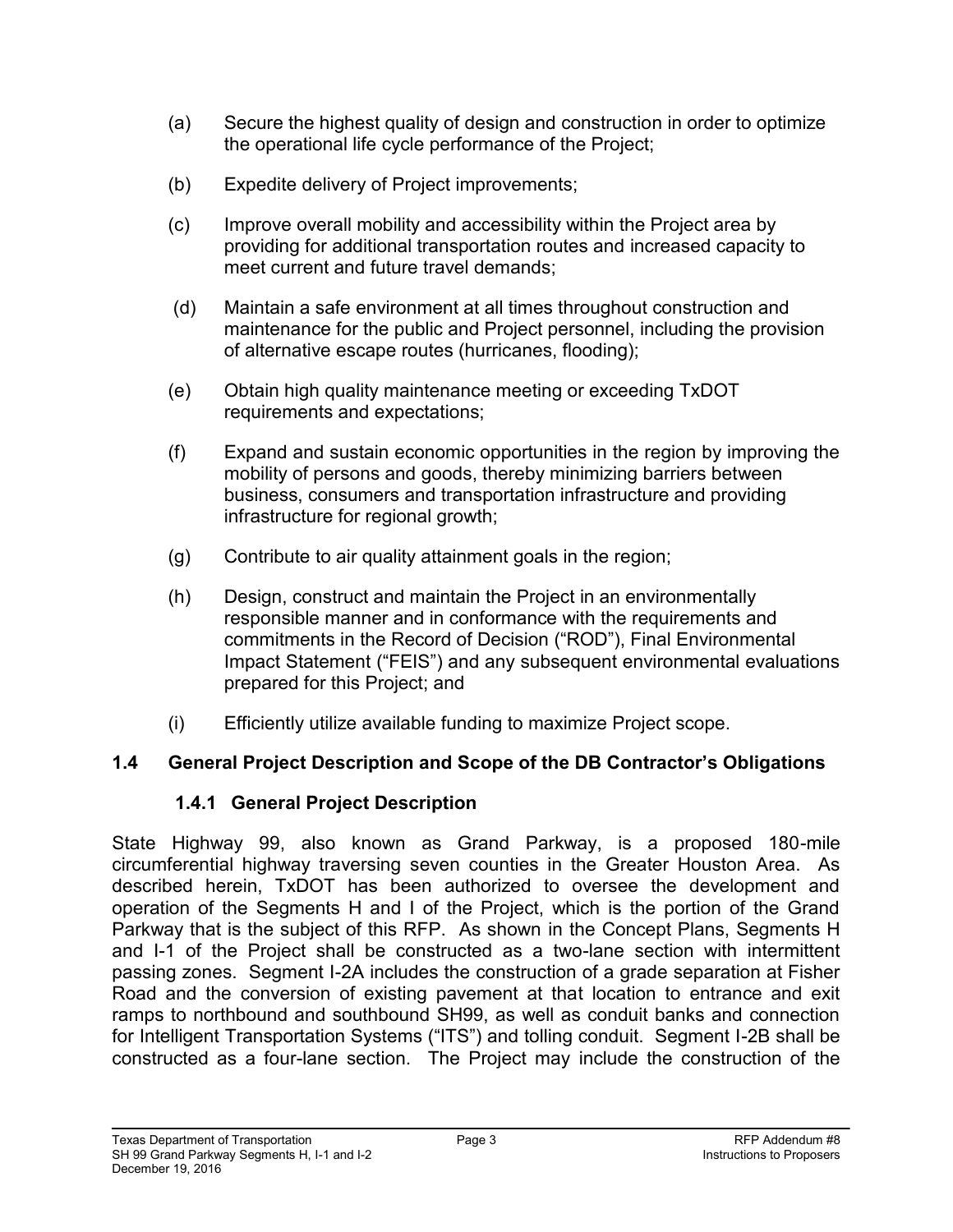(a) Secure the highest quality of design and construction in order to optimize the operational life cycle performance of the Project;

(b) Expedite delivery of Project improvements;

(c) Improve overall mobility and accessibility within the Project area by providing for additional transportation routes and increased capacity to meet current and future travel demands;

(d) Maintain a safe environment at all times throughout construction and maintenance for the public and Project personnel, including the provision of alternative escape routes (hurricanes, flooding);

(e) Obtain high quality maintenance meeting or exceeding TxDOT requirements and expectations;

(f) Expand and sustain economic opportunities in the region by improving the mobility of persons and goods, thereby minimizing barriers between business, consumers and transportation infrastructure and providing infrastructure for regional growth;

(g) Contribute to air quality attainment goals in the region;

(h) Design, construct and maintain the Project in an environmentally responsible manner and in conformance with the requirements and commitments in the Record of Decision ("ROD"), Final Environmental Impact Statement ("FEIS") and any subsequent environmental evaluations prepared for this Project; and

(i) Efficiently utilize available funding to maximize Project scope.

## 1.4 General Project Description and Scope of the DB Contractor's Obligations

### 1.4.1 General Project Description

State Highway 99, also known as Grand Parkway, is a proposed 180-mile circumferential highway traversing seven counties in the Greater Houston Area. As described herein, TxDOT has been authorized to oversee the development and operation of the Segments H and I of the Project, which is the portion of the Grand Parkway that is the subject of this RFP. As shown in the Concept Plans, Segments H and I-1 of the Project shall be constructed as a two-lane section with intermittent passing zones. Segment I-2A includes the construction of a grade separation at Fisher Road and the conversion of existing pavement at that location to entrance and exit ramps to northbound and southbound SH99, as well as conduit banks and connection for Intelligent Transportation Systems ("ITS") and tolling conduit. Segment I-2B shall be constructed as a four-lane section. The Project may include the construction of the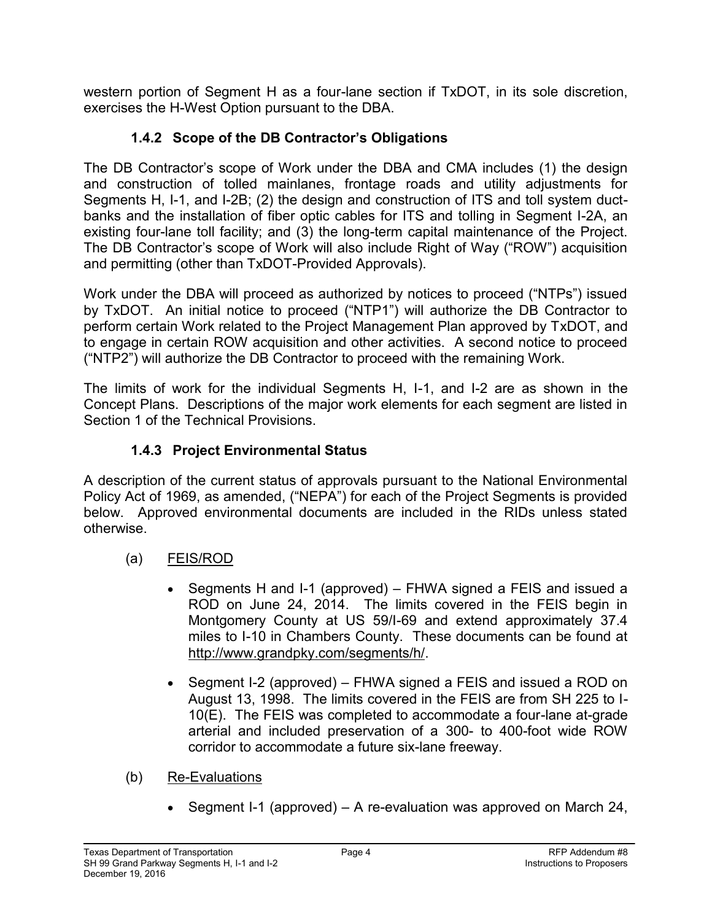western portion of Segment H as a four-lane section if TxDOT, in its sole discretion, exercises the H-West Option pursuant to the DBA.

### 1.4.2 Scope of the DB Contractor's Obligations

The DB Contractor's scope of Work under the DBA and CMA includes (1) the design and construction of tolled mainlanes, frontage roads and utility adjustments for Segments H, I-1, and I-2B; (2) the design and construction of ITS and toll system duct-banks and the installation of fiber optic cables for ITS and tolling in Segment I-2A, an existing four-lane toll facility; and (3) the long-term capital maintenance of the Project. The DB Contractor's scope of Work will also include Right of Way ("ROW") acquisition and permitting (other than TxDOT-Provided Approvals).

Work under the DBA will proceed as authorized by notices to proceed ("NTPs") issued by TxDOT. An initial notice to proceed ("NTP1") will authorize the DB Contractor to perform certain Work related to the Project Management Plan approved by TxDOT, and to engage in certain ROW acquisition and other activities. A second notice to proceed ("NTP2") will authorize the DB Contractor to proceed with the remaining Work.

The limits of work for the individual Segments H, I-1, and I-2 are as shown in the Concept Plans. Descriptions of the major work elements for each segment are listed in Section 1 of the Technical Provisions.

### 1.4.3 Project Environmental Status

A description of the current status of approvals pursuant to the National Environmental Policy Act of 1969, as amended, ("NEPA") for each of the Project Segments is provided below. Approved environmental documents are included in the RIDs unless stated otherwise.

(a) FEIS/ROD

- Segments H and I-1 (approved) – FHWA signed a FEIS and issued a ROD on June 24, 2014. The limits covered in the FEIS begin in Montgomery County at US 59/I-69 and extend approximately 37.4 miles to I-10 in Chambers County. These documents can be found at http://www.grandpky.com/segments/h/.
- Segment I-2 (approved) – FHWA signed a FEIS and issued a ROD on August 13, 1998. The limits covered in the FEIS are from SH 225 to I-10(E). The FEIS was completed to accommodate a four-lane at-grade arterial and included preservation of a 300- to 400-foot wide ROW corridor to accommodate a future six-lane freeway.

(b) Re-Evaluations

- Segment I-1 (approved) – A re-evaluation was approved on March 24,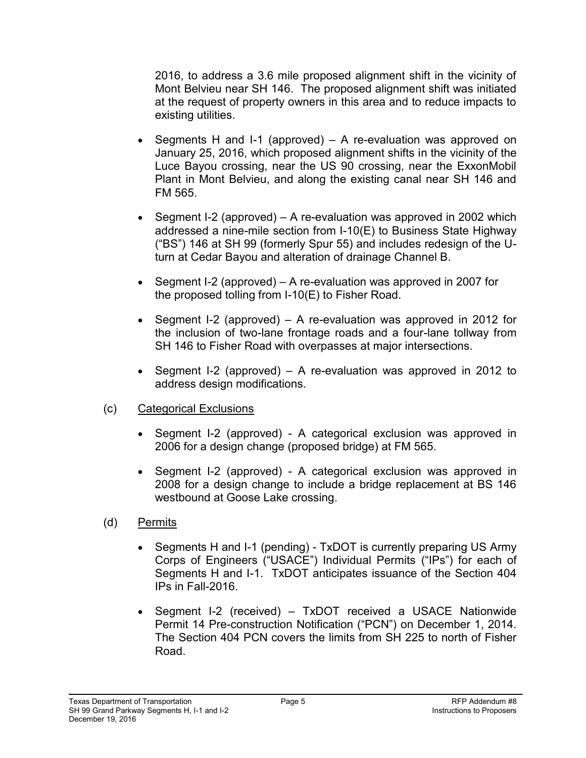2016, to address a 3.6 mile proposed alignment shift in the vicinity of Mont Belvieu near SH 146. The proposed alignment shift was initiated at the request of property owners in this area and to reduce impacts to existing utilities.

- Segments H and I-1 (approved) – A re-evaluation was approved on January 25, 2016, which proposed alignment shifts in the vicinity of the Luce Bayou crossing, near the US 90 crossing, near the ExxonMobil Plant in Mont Belvieu, and along the existing canal near SH 146 and FM 565.
- Segment I-2 (approved) – A re-evaluation was approved in 2002 which addressed a nine-mile section from I-10(E) to Business State Highway ("BS") 146 at SH 99 (formerly Spur 55) and includes redesign of the U-turn at Cedar Bayou and alteration of drainage Channel B.
- Segment I-2 (approved) – A re-evaluation was approved in 2007 for the proposed tolling from I-10(E) to Fisher Road.
- Segment I-2 (approved) – A re-evaluation was approved in 2012 for the inclusion of two-lane frontage roads and a four-lane tollway from SH 146 to Fisher Road with overpasses at major intersections.
- Segment I-2 (approved) – A re-evaluation was approved in 2012 to address design modifications.

(c) Categorical Exclusions

- Segment I-2 (approved) - A categorical exclusion was approved in 2006 for a design change (proposed bridge) at FM 565.
- Segment I-2 (approved) - A categorical exclusion was approved in 2008 for a design change to include a bridge replacement at BS 146 westbound at Goose Lake crossing.

(d) Permits

- Segments H and I-1 (pending) - TxDOT is currently preparing US Army Corps of Engineers ("USACE") Individual Permits ("IPs") for each of Segments H and I-1. TxDOT anticipates issuance of the Section 404 IPs in Fall-2016.
- Segment I-2 (received) – TxDOT received a USACE Nationwide Permit 14 Pre-construction Notification ("PCN") on December 1, 2014. The Section 404 PCN covers the limits from SH 225 to north of Fisher Road.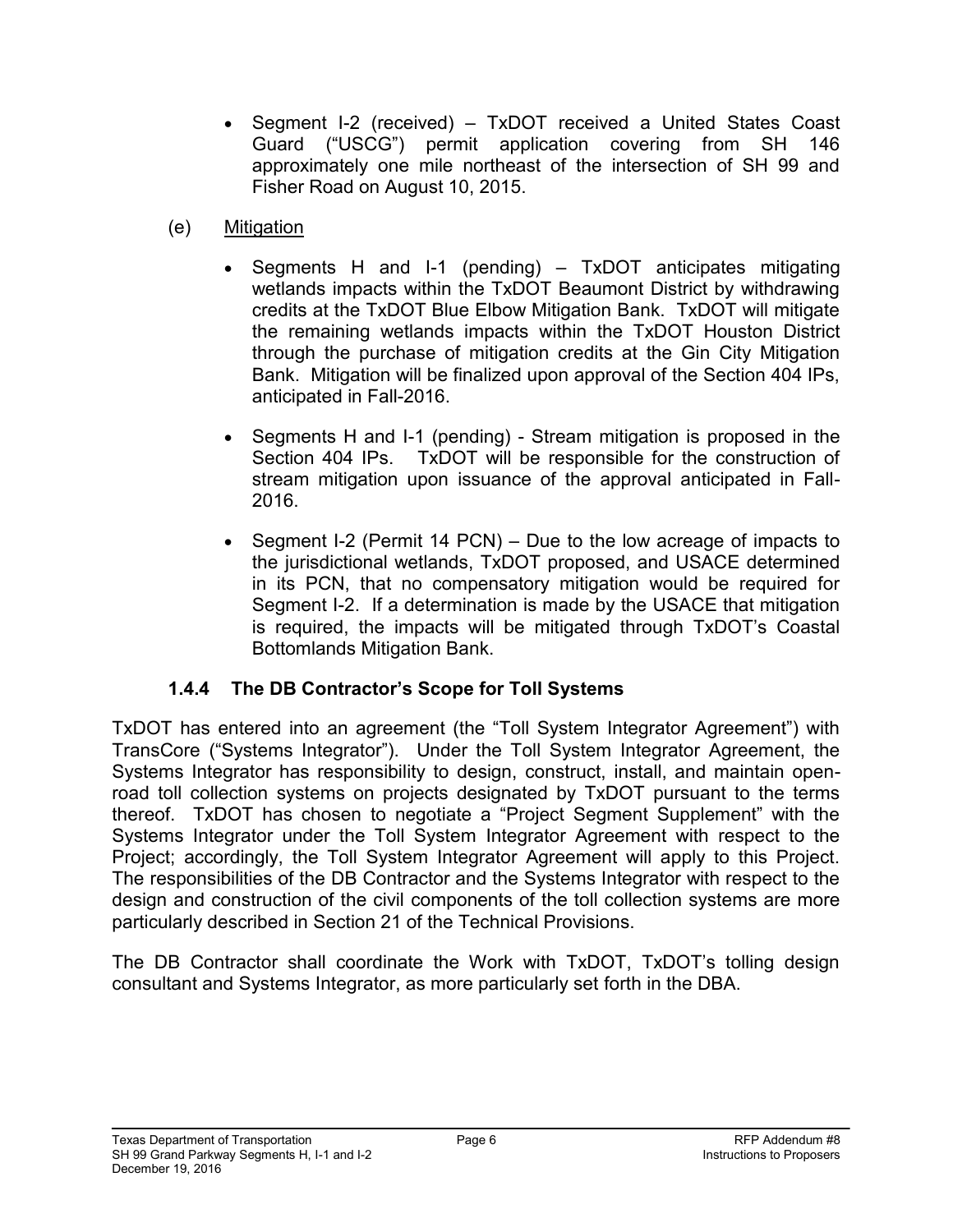- Segment I-2 (received) – TxDOT received a United States Coast Guard ("USCG") permit application covering from SH 146 approximately one mile northeast of the intersection of SH 99 and Fisher Road on August 10, 2015.

(e) Mitigation

- Segments H and I-1 (pending) – TxDOT anticipates mitigating wetlands impacts within the TxDOT Beaumont District by withdrawing credits at the TxDOT Blue Elbow Mitigation Bank. TxDOT will mitigate the remaining wetlands impacts within the TxDOT Houston District through the purchase of mitigation credits at the Gin City Mitigation Bank. Mitigation will be finalized upon approval of the Section 404 IPs, anticipated in Fall-2016.
- Segments H and I-1 (pending) - Stream mitigation is proposed in the Section 404 IPs. TxDOT will be responsible for the construction of stream mitigation upon issuance of the approval anticipated in Fall-2016.
- Segment I-2 (Permit 14 PCN) – Due to the low acreage of impacts to the jurisdictional wetlands, TxDOT proposed, and USACE determined in its PCN, that no compensatory mitigation would be required for Segment I-2. If a determination is made by the USACE that mitigation is required, the impacts will be mitigated through TxDOT's Coastal Bottomlands Mitigation Bank.

### 1.4.4 The DB Contractor's Scope for Toll Systems

TxDOT has entered into an agreement (the "Toll System Integrator Agreement") with TransCore ("Systems Integrator"). Under the Toll System Integrator Agreement, the Systems Integrator has responsibility to design, construct, install, and maintain open-road toll collection systems on projects designated by TxDOT pursuant to the terms thereof. TxDOT has chosen to negotiate a "Project Segment Supplement" with the Systems Integrator under the Toll System Integrator Agreement with respect to the Project; accordingly, the Toll System Integrator Agreement will apply to this Project. The responsibilities of the DB Contractor and the Systems Integrator with respect to the design and construction of the civil components of the toll collection systems are more particularly described in Section 21 of the Technical Provisions.

The DB Contractor shall coordinate the Work with TxDOT, TxDOT's tolling design consultant and Systems Integrator, as more particularly set forth in the DBA.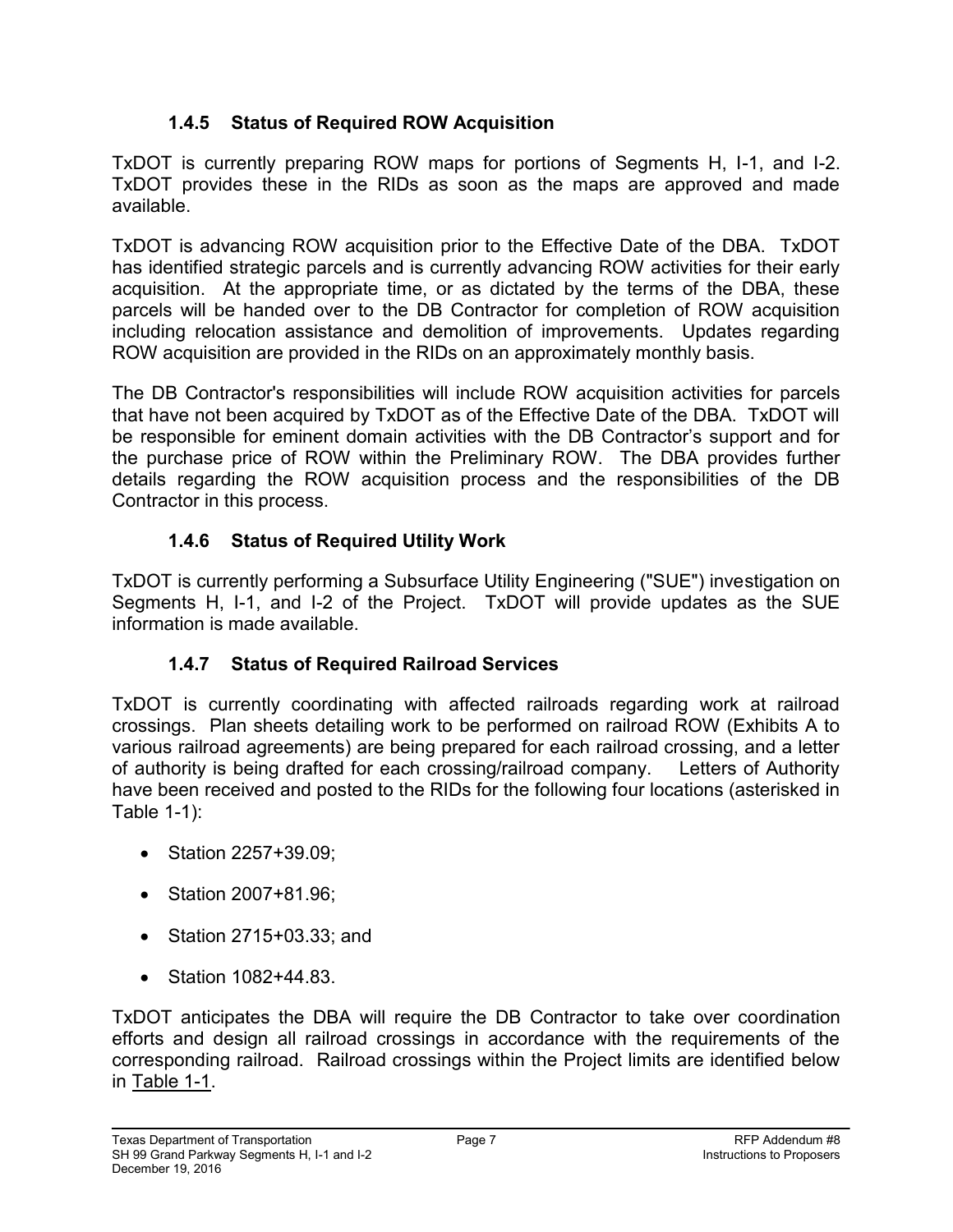### 1.4.5 Status of Required ROW Acquisition

TxDOT is currently preparing ROW maps for portions of Segments H, I-1, and I-2. TxDOT provides these in the RIDs as soon as the maps are approved and made available.

TxDOT is advancing ROW acquisition prior to the Effective Date of the DBA. TxDOT has identified strategic parcels and is currently advancing ROW activities for their early acquisition. At the appropriate time, or as dictated by the terms of the DBA, these parcels will be handed over to the DB Contractor for completion of ROW acquisition including relocation assistance and demolition of improvements. Updates regarding ROW acquisition are provided in the RIDs on an approximately monthly basis.

The DB Contractor's responsibilities will include ROW acquisition activities for parcels that have not been acquired by TxDOT as of the Effective Date of the DBA. TxDOT will be responsible for eminent domain activities with the DB Contractor's support and for the purchase price of ROW within the Preliminary ROW. The DBA provides further details regarding the ROW acquisition process and the responsibilities of the DB Contractor in this process.

### 1.4.6 Status of Required Utility Work

TxDOT is currently performing a Subsurface Utility Engineering ("SUE") investigation on Segments H, I-1, and I-2 of the Project. TxDOT will provide updates as the SUE information is made available.

### 1.4.7 Status of Required Railroad Services

TxDOT is currently coordinating with affected railroads regarding work at railroad crossings. Plan sheets detailing work to be performed on railroad ROW (Exhibits A to various railroad agreements) are being prepared for each railroad crossing, and a letter of authority is being drafted for each crossing/railroad company. Letters of Authority have been received and posted to the RIDs for the following four locations (asterisked in Table 1-1):

- Station 2257+39.09;
- Station 2007+81.96;
- Station 2715+03.33; and
- Station 1082+44.83.

TxDOT anticipates the DBA will require the DB Contractor to take over coordination efforts and design all railroad crossings in accordance with the requirements of the corresponding railroad. Railroad crossings within the Project limits are identified below in Table 1-1.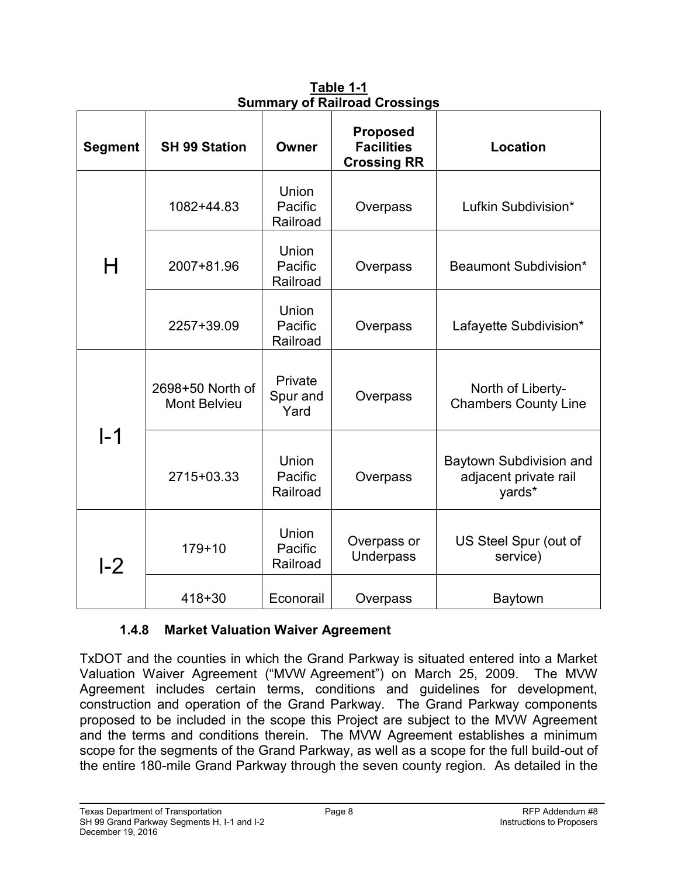**Table 1-1**
**Summary of Railroad Crossings**

| Segment | SH 99 Station | Owner | Proposed Facilities Crossing RR | Location |
|---|---|---|---|---|
| H | 1082+44.83 | Union Pacific Railroad | Overpass | Lufkin Subdivision* |
| | 2007+81.96 | Union Pacific Railroad | Overpass | Beaumont Subdivision* |
| | 2257+39.09 | Union Pacific Railroad | Overpass | Lafayette Subdivision* |
| I-1 | 2698+50 North of Mont Belvieu | Private Spur and Yard | Overpass | North of Liberty-Chambers County Line |
| | 2715+03.33 | Union Pacific Railroad | Overpass | Baytown Subdivision and adjacent private rail yards* |
| I-2 | 179+10 | Union Pacific Railroad | Overpass or Underpass | US Steel Spur (out of service) |
| | 418+30 | Econorail | Overpass | Baytown |

### 1.4.8 Market Valuation Waiver Agreement

TxDOT and the counties in which the Grand Parkway is situated entered into a Market Valuation Waiver Agreement ("MVW Agreement") on March 25, 2009. The MVW Agreement includes certain terms, conditions and guidelines for development, construction and operation of the Grand Parkway. The Grand Parkway components proposed to be included in the scope this Project are subject to the MVW Agreement and the terms and conditions therein. The MVW Agreement establishes a minimum scope for the segments of the Grand Parkway, as well as a scope for the full build-out of the entire 180-mile Grand Parkway through the seven county region. As detailed in the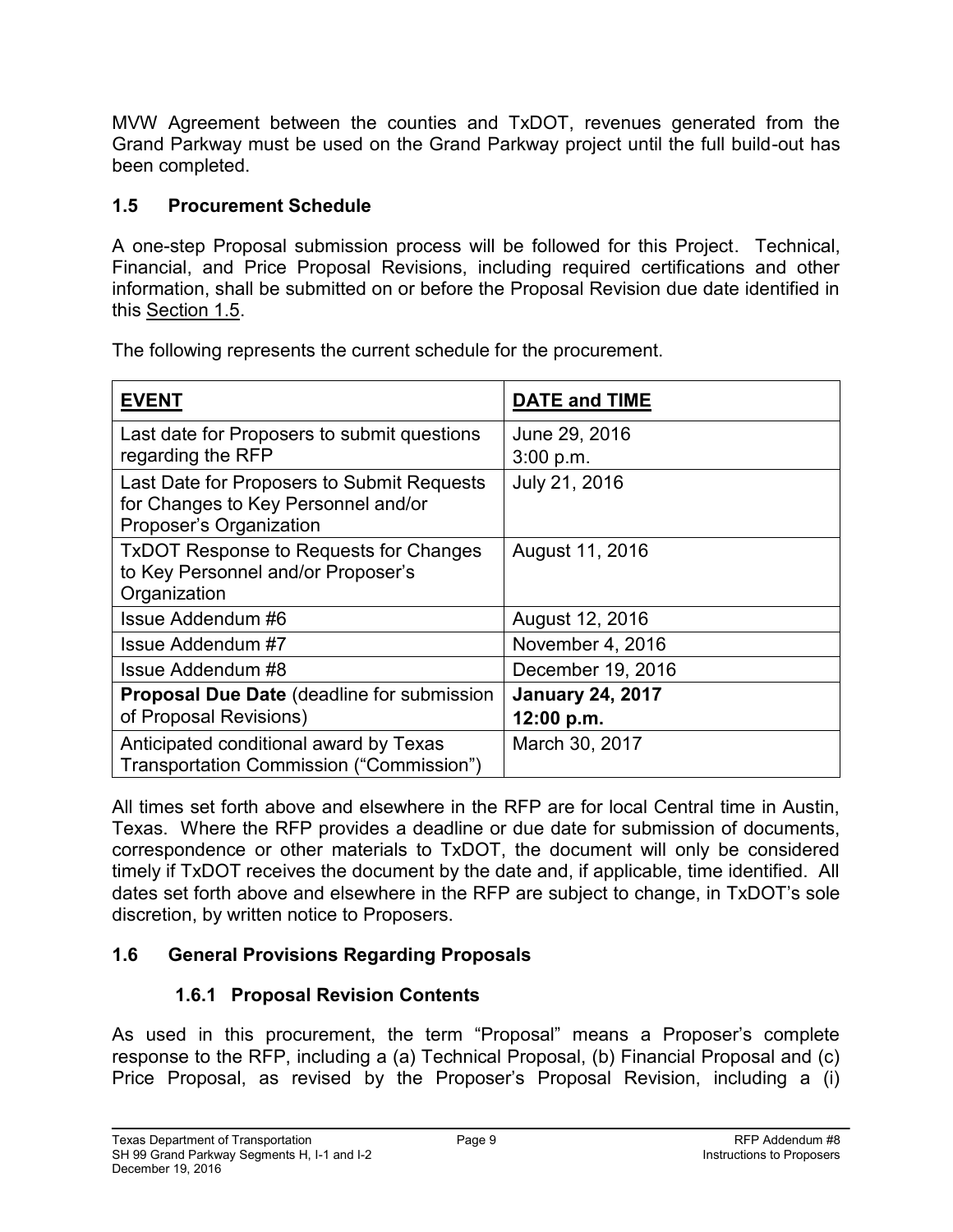MVW Agreement between the counties and TxDOT, revenues generated from the Grand Parkway must be used on the Grand Parkway project until the full build-out has been completed.

## 1.5 Procurement Schedule

A one-step Proposal submission process will be followed for this Project. Technical, Financial, and Price Proposal Revisions, including required certifications and other information, shall be submitted on or before the Proposal Revision due date identified in this Section 1.5.

The following represents the current schedule for the procurement.

| EVENT | DATE and TIME |
|---|---|
| Last date for Proposers to submit questions regarding the RFP | June 29, 2016<br>3:00 p.m. |
| Last Date for Proposers to Submit Requests for Changes to Key Personnel and/or Proposer's Organization | July 21, 2016 |
| TxDOT Response to Requests for Changes to Key Personnel and/or Proposer's Organization | August 11, 2016 |
| Issue Addendum #6 | August 12, 2016 |
| Issue Addendum #7 | November 4, 2016 |
| Issue Addendum #8 | December 19, 2016 |
| **Proposal Due Date** (deadline for submission of Proposal Revisions) | **January 24, 2017**<br>**12:00 p.m.** |
| Anticipated conditional award by Texas Transportation Commission ("Commission") | March 30, 2017 |

All times set forth above and elsewhere in the RFP are for local Central time in Austin, Texas. Where the RFP provides a deadline or due date for submission of documents, correspondence or other materials to TxDOT, the document will only be considered timely if TxDOT receives the document by the date and, if applicable, time identified. All dates set forth above and elsewhere in the RFP are subject to change, in TxDOT's sole discretion, by written notice to Proposers.

## 1.6 General Provisions Regarding Proposals

### 1.6.1 Proposal Revision Contents

As used in this procurement, the term "Proposal" means a Proposer's complete response to the RFP, including a (a) Technical Proposal, (b) Financial Proposal and (c) Price Proposal, as revised by the Proposer's Proposal Revision, including a (i)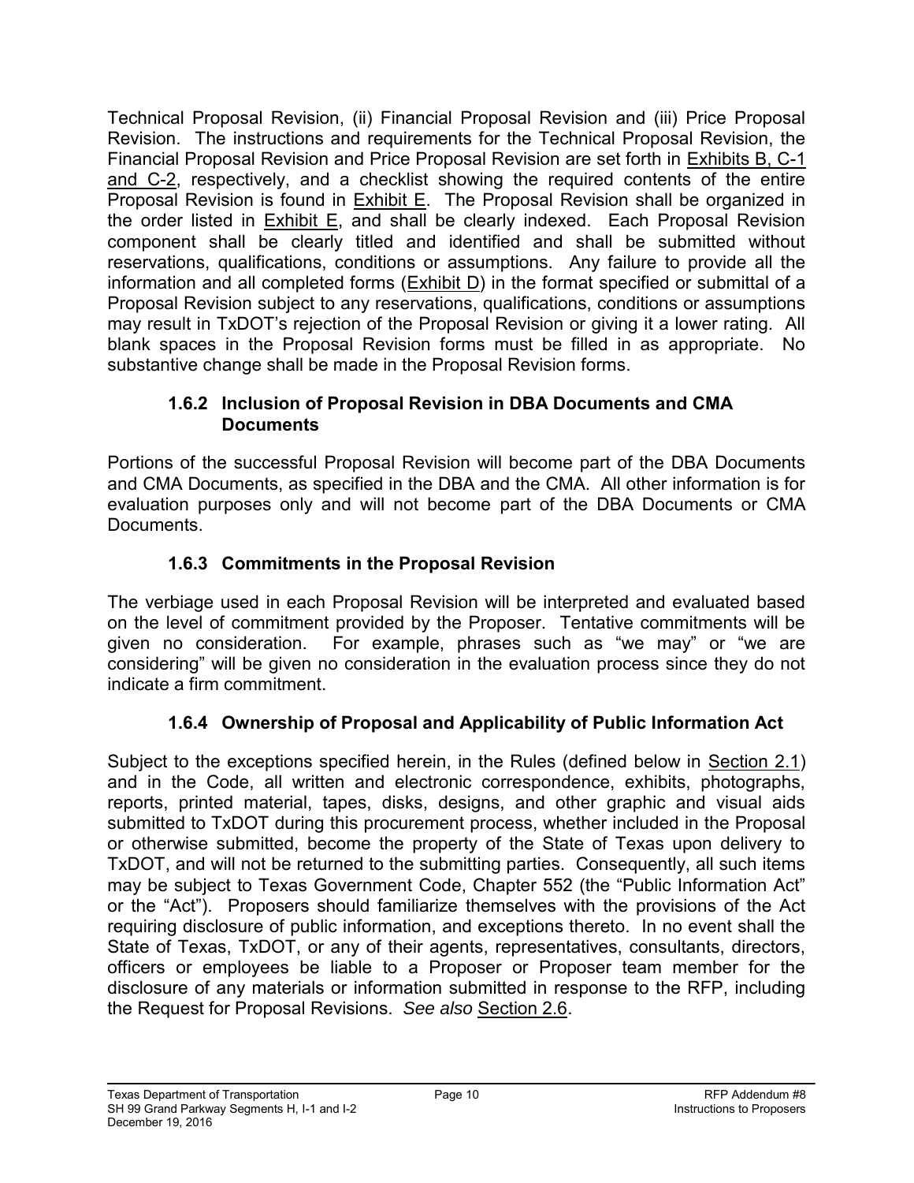Technical Proposal Revision, (ii) Financial Proposal Revision and (iii) Price Proposal Revision. The instructions and requirements for the Technical Proposal Revision, the Financial Proposal Revision and Price Proposal Revision are set forth in Exhibits B, C-1 and C-2, respectively, and a checklist showing the required contents of the entire Proposal Revision is found in Exhibit E. The Proposal Revision shall be organized in the order listed in Exhibit E, and shall be clearly indexed. Each Proposal Revision component shall be clearly titled and identified and shall be submitted without reservations, qualifications, conditions or assumptions. Any failure to provide all the information and all completed forms (Exhibit D) in the format specified or submittal of a Proposal Revision subject to any reservations, qualifications, conditions or assumptions may result in TxDOT's rejection of the Proposal Revision or giving it a lower rating. All blank spaces in the Proposal Revision forms must be filled in as appropriate. No substantive change shall be made in the Proposal Revision forms.

### 1.6.2 Inclusion of Proposal Revision in DBA Documents and CMA Documents

Portions of the successful Proposal Revision will become part of the DBA Documents and CMA Documents, as specified in the DBA and the CMA. All other information is for evaluation purposes only and will not become part of the DBA Documents or CMA Documents.

### 1.6.3 Commitments in the Proposal Revision

The verbiage used in each Proposal Revision will be interpreted and evaluated based on the level of commitment provided by the Proposer. Tentative commitments will be given no consideration. For example, phrases such as "we may" or "we are considering" will be given no consideration in the evaluation process since they do not indicate a firm commitment.

### 1.6.4 Ownership of Proposal and Applicability of Public Information Act

Subject to the exceptions specified herein, in the Rules (defined below in Section 2.1) and in the Code, all written and electronic correspondence, exhibits, photographs, reports, printed material, tapes, disks, designs, and other graphic and visual aids submitted to TxDOT during this procurement process, whether included in the Proposal or otherwise submitted, become the property of the State of Texas upon delivery to TxDOT, and will not be returned to the submitting parties. Consequently, all such items may be subject to Texas Government Code, Chapter 552 (the "Public Information Act" or the "Act"). Proposers should familiarize themselves with the provisions of the Act requiring disclosure of public information, and exceptions thereto. In no event shall the State of Texas, TxDOT, or any of their agents, representatives, consultants, directors, officers or employees be liable to a Proposer or Proposer team member for the disclosure of any materials or information submitted in response to the RFP, including the Request for Proposal Revisions. *See also* Section 2.6.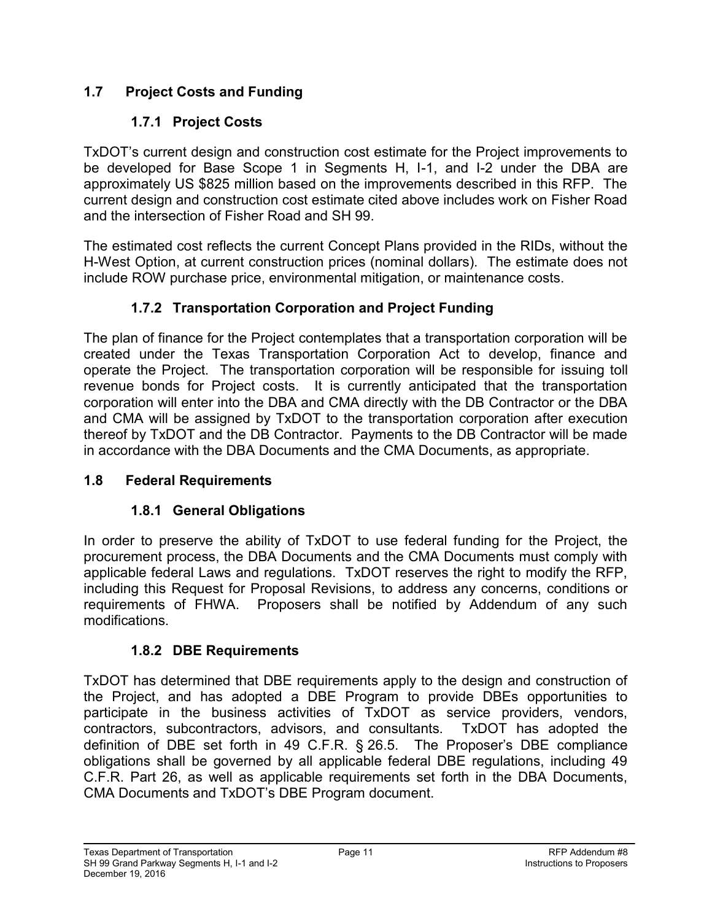## 1.7 Project Costs and Funding

### 1.7.1 Project Costs

TxDOT's current design and construction cost estimate for the Project improvements to be developed for Base Scope 1 in Segments H, I-1, and I-2 under the DBA are approximately US $825 million based on the improvements described in this RFP. The current design and construction cost estimate cited above includes work on Fisher Road and the intersection of Fisher Road and SH 99.

The estimated cost reflects the current Concept Plans provided in the RIDs, without the H-West Option, at current construction prices (nominal dollars). The estimate does not include ROW purchase price, environmental mitigation, or maintenance costs.

### 1.7.2 Transportation Corporation and Project Funding

The plan of finance for the Project contemplates that a transportation corporation will be created under the Texas Transportation Corporation Act to develop, finance and operate the Project. The transportation corporation will be responsible for issuing toll revenue bonds for Project costs. It is currently anticipated that the transportation corporation will enter into the DBA and CMA directly with the DB Contractor or the DBA and CMA will be assigned by TxDOT to the transportation corporation after execution thereof by TxDOT and the DB Contractor. Payments to the DB Contractor will be made in accordance with the DBA Documents and the CMA Documents, as appropriate.

## 1.8 Federal Requirements

### 1.8.1 General Obligations

In order to preserve the ability of TxDOT to use federal funding for the Project, the procurement process, the DBA Documents and the CMA Documents must comply with applicable federal Laws and regulations. TxDOT reserves the right to modify the RFP, including this Request for Proposal Revisions, to address any concerns, conditions or requirements of FHWA. Proposers shall be notified by Addendum of any such modifications.

### 1.8.2 DBE Requirements

TxDOT has determined that DBE requirements apply to the design and construction of the Project, and has adopted a DBE Program to provide DBEs opportunities to participate in the business activities of TxDOT as service providers, vendors, contractors, subcontractors, advisors, and consultants. TxDOT has adopted the definition of DBE set forth in 49 C.F.R. § 26.5. The Proposer's DBE compliance obligations shall be governed by all applicable federal DBE regulations, including 49 C.F.R. Part 26, as well as applicable requirements set forth in the DBA Documents, CMA Documents and TxDOT's DBE Program document.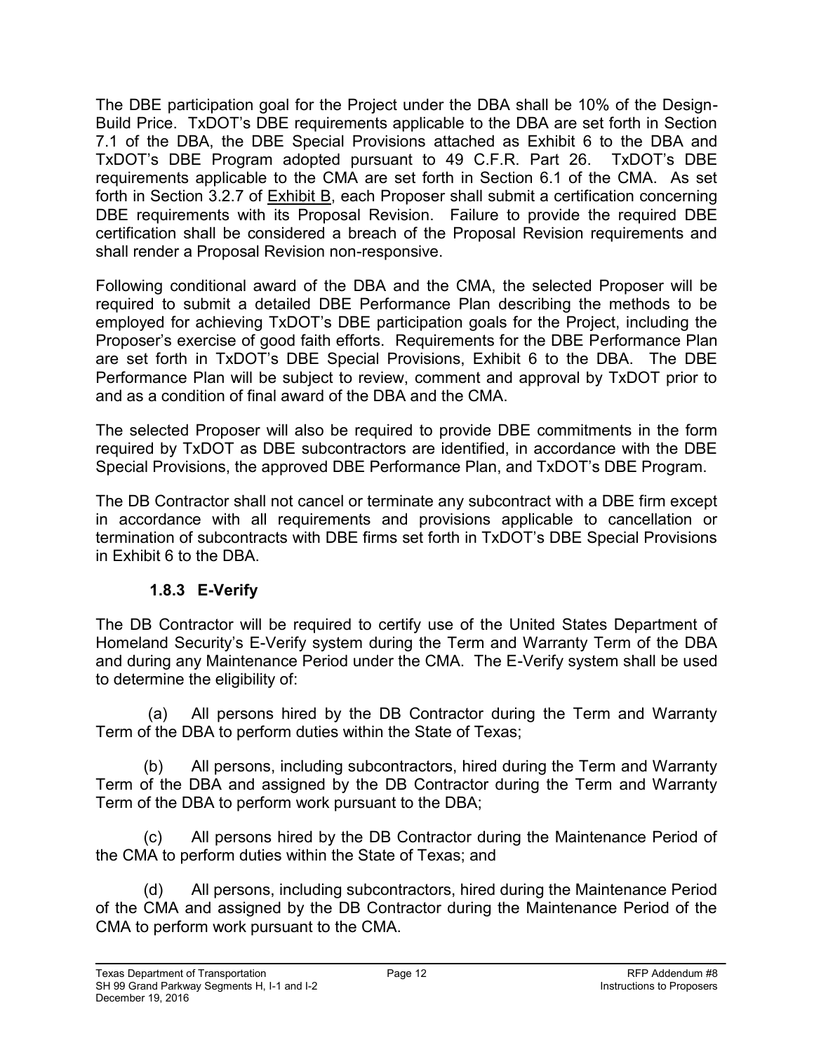The DBE participation goal for the Project under the DBA shall be 10% of the Design-Build Price. TxDOT's DBE requirements applicable to the DBA are set forth in Section 7.1 of the DBA, the DBE Special Provisions attached as Exhibit 6 to the DBA and TxDOT's DBE Program adopted pursuant to 49 C.F.R. Part 26. TxDOT's DBE requirements applicable to the CMA are set forth in Section 6.1 of the CMA. As set forth in Section 3.2.7 of Exhibit B, each Proposer shall submit a certification concerning DBE requirements with its Proposal Revision. Failure to provide the required DBE certification shall be considered a breach of the Proposal Revision requirements and shall render a Proposal Revision non-responsive.

Following conditional award of the DBA and the CMA, the selected Proposer will be required to submit a detailed DBE Performance Plan describing the methods to be employed for achieving TxDOT's DBE participation goals for the Project, including the Proposer's exercise of good faith efforts. Requirements for the DBE Performance Plan are set forth in TxDOT's DBE Special Provisions, Exhibit 6 to the DBA. The DBE Performance Plan will be subject to review, comment and approval by TxDOT prior to and as a condition of final award of the DBA and the CMA.

The selected Proposer will also be required to provide DBE commitments in the form required by TxDOT as DBE subcontractors are identified, in accordance with the DBE Special Provisions, the approved DBE Performance Plan, and TxDOT's DBE Program.

The DB Contractor shall not cancel or terminate any subcontract with a DBE firm except in accordance with all requirements and provisions applicable to cancellation or termination of subcontracts with DBE firms set forth in TxDOT's DBE Special Provisions in Exhibit 6 to the DBA.

### 1.8.3 E-Verify

The DB Contractor will be required to certify use of the United States Department of Homeland Security's E-Verify system during the Term and Warranty Term of the DBA and during any Maintenance Period under the CMA. The E-Verify system shall be used to determine the eligibility of:

(a) All persons hired by the DB Contractor during the Term and Warranty Term of the DBA to perform duties within the State of Texas;

(b) All persons, including subcontractors, hired during the Term and Warranty Term of the DBA and assigned by the DB Contractor during the Term and Warranty Term of the DBA to perform work pursuant to the DBA;

(c) All persons hired by the DB Contractor during the Maintenance Period of the CMA to perform duties within the State of Texas; and

(d) All persons, including subcontractors, hired during the Maintenance Period of the CMA and assigned by the DB Contractor during the Maintenance Period of the CMA to perform work pursuant to the CMA.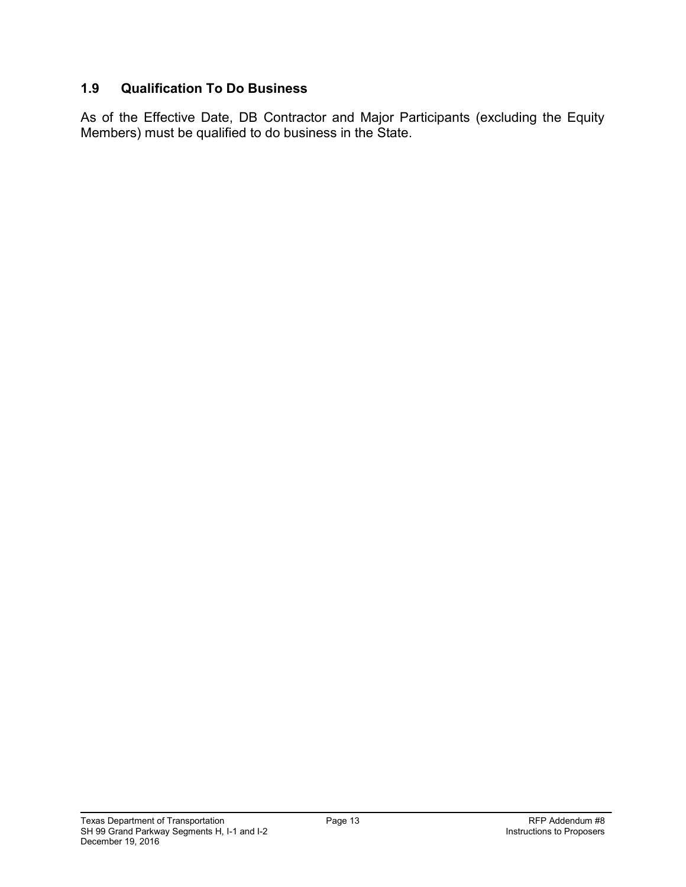## 1.9 Qualification To Do Business

As of the Effective Date, DB Contractor and Major Participants (excluding the Equity Members) must be qualified to do business in the State.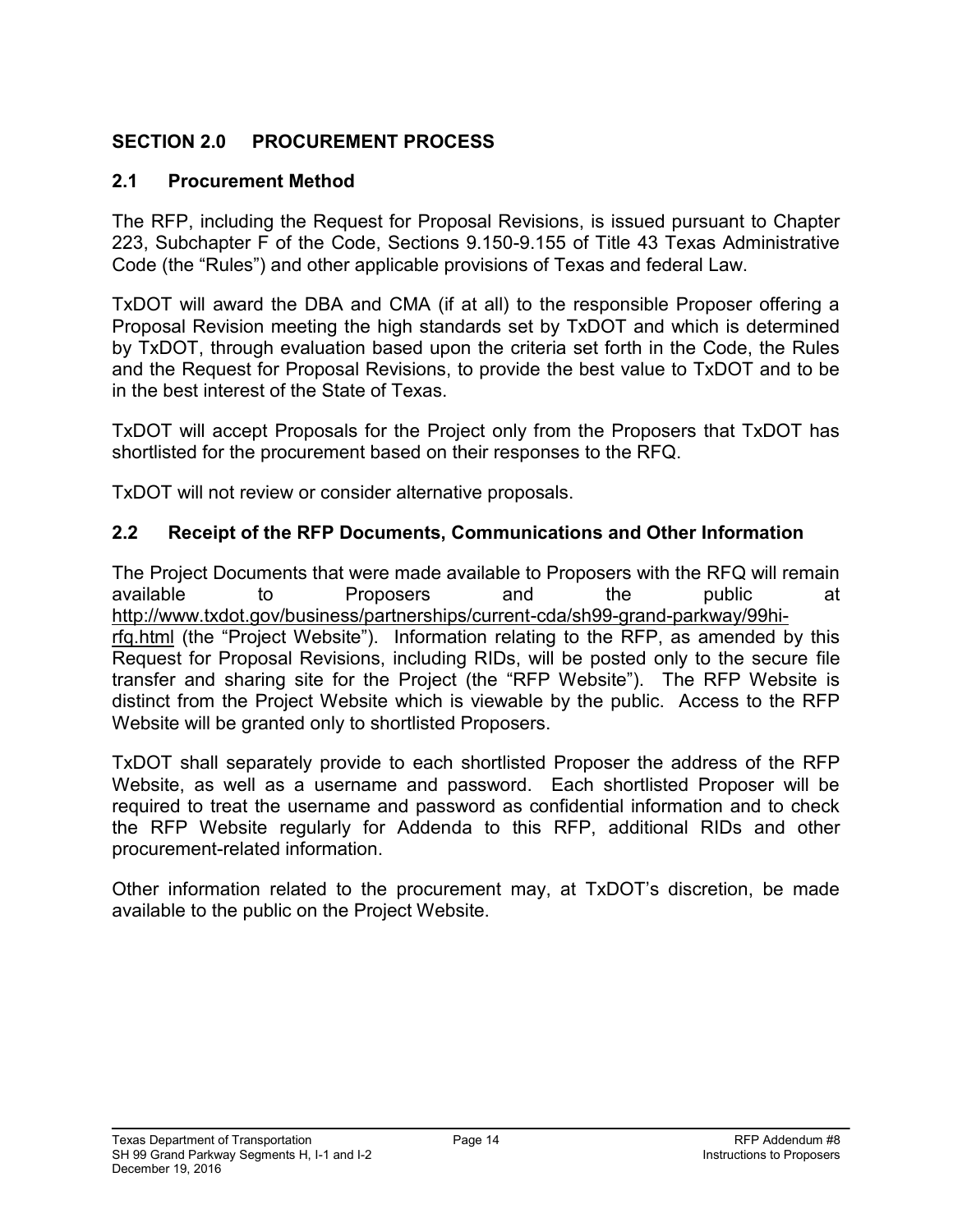## SECTION 2.0 PROCUREMENT PROCESS

### 2.1 Procurement Method

The RFP, including the Request for Proposal Revisions, is issued pursuant to Chapter 223, Subchapter F of the Code, Sections 9.150-9.155 of Title 43 Texas Administrative Code (the "Rules") and other applicable provisions of Texas and federal Law.

TxDOT will award the DBA and CMA (if at all) to the responsible Proposer offering a Proposal Revision meeting the high standards set by TxDOT and which is determined by TxDOT, through evaluation based upon the criteria set forth in the Code, the Rules and the Request for Proposal Revisions, to provide the best value to TxDOT and to be in the best interest of the State of Texas.

TxDOT will accept Proposals for the Project only from the Proposers that TxDOT has shortlisted for the procurement based on their responses to the RFQ.

TxDOT will not review or consider alternative proposals.

### 2.2 Receipt of the RFP Documents, Communications and Other Information

The Project Documents that were made available to Proposers with the RFQ will remain available to Proposers and the public at http://www.txdot.gov/business/partnerships/current-cda/sh99-grand-parkway/99hi-rfq.html (the "Project Website"). Information relating to the RFP, as amended by this Request for Proposal Revisions, including RIDs, will be posted only to the secure file transfer and sharing site for the Project (the "RFP Website"). The RFP Website is distinct from the Project Website which is viewable by the public. Access to the RFP Website will be granted only to shortlisted Proposers.

TxDOT shall separately provide to each shortlisted Proposer the address of the RFP Website, as well as a username and password. Each shortlisted Proposer will be required to treat the username and password as confidential information and to check the RFP Website regularly for Addenda to this RFP, additional RIDs and other procurement-related information.

Other information related to the procurement may, at TxDOT's discretion, be made available to the public on the Project Website.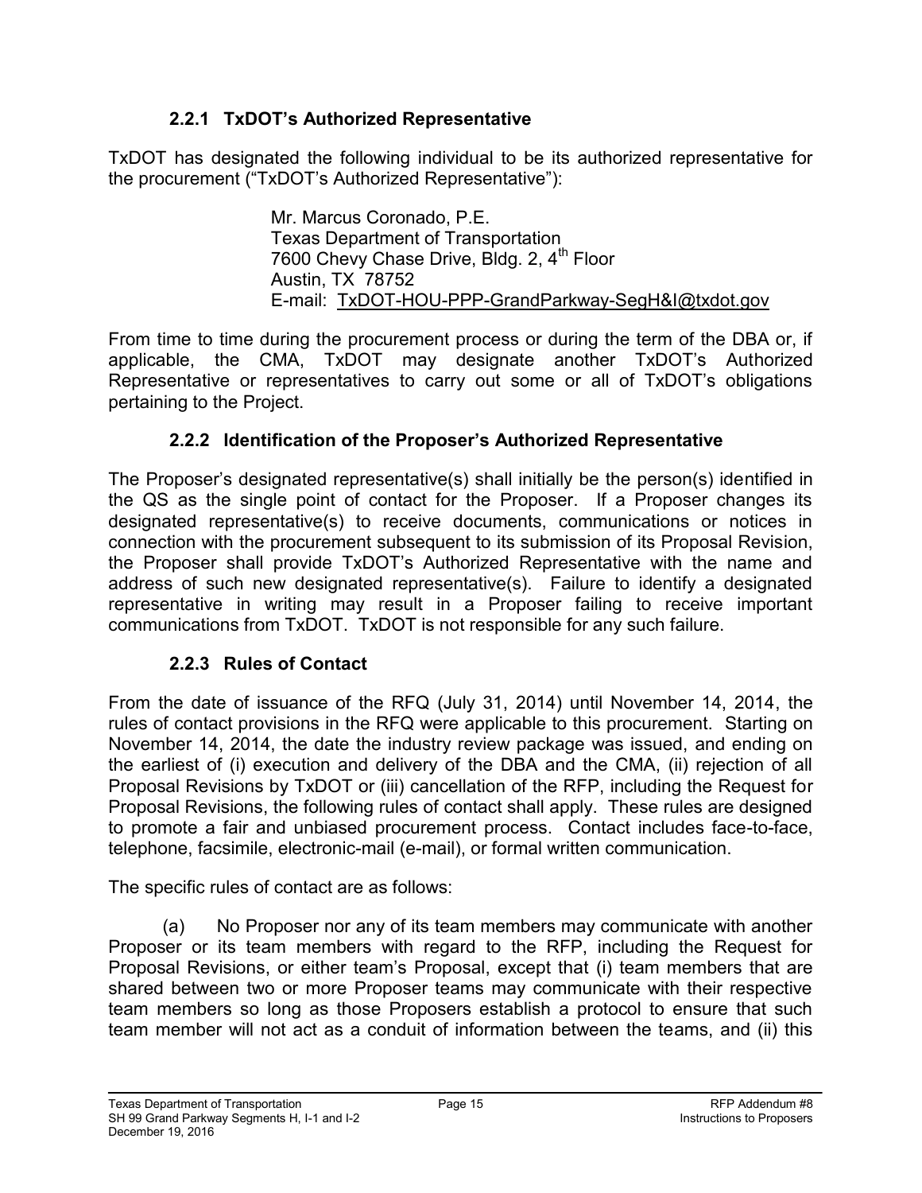### 2.2.1 TxDOT's Authorized Representative

TxDOT has designated the following individual to be its authorized representative for the procurement ("TxDOT's Authorized Representative"):

> Mr. Marcus Coronado, P.E.
> Texas Department of Transportation
> 7600 Chevy Chase Drive, Bldg. 2, 4th Floor
> Austin, TX 78752
> E-mail: TxDOT-HOU-PPP-GrandParkway-SegH&I@txdot.gov

From time to time during the procurement process or during the term of the DBA or, if applicable, the CMA, TxDOT may designate another TxDOT's Authorized Representative or representatives to carry out some or all of TxDOT's obligations pertaining to the Project.

### 2.2.2 Identification of the Proposer's Authorized Representative

The Proposer's designated representative(s) shall initially be the person(s) identified in the QS as the single point of contact for the Proposer. If a Proposer changes its designated representative(s) to receive documents, communications or notices in connection with the procurement subsequent to its submission of its Proposal Revision, the Proposer shall provide TxDOT's Authorized Representative with the name and address of such new designated representative(s). Failure to identify a designated representative in writing may result in a Proposer failing to receive important communications from TxDOT. TxDOT is not responsible for any such failure.

### 2.2.3 Rules of Contact

From the date of issuance of the RFQ (July 31, 2014) until November 14, 2014, the rules of contact provisions in the RFQ were applicable to this procurement. Starting on November 14, 2014, the date the industry review package was issued, and ending on the earliest of (i) execution and delivery of the DBA and the CMA, (ii) rejection of all Proposal Revisions by TxDOT or (iii) cancellation of the RFP, including the Request for Proposal Revisions, the following rules of contact shall apply. These rules are designed to promote a fair and unbiased procurement process. Contact includes face-to-face, telephone, facsimile, electronic-mail (e-mail), or formal written communication.

The specific rules of contact are as follows:

(a) No Proposer nor any of its team members may communicate with another Proposer or its team members with regard to the RFP, including the Request for Proposal Revisions, or either team's Proposal, except that (i) team members that are shared between two or more Proposer teams may communicate with their respective team members so long as those Proposers establish a protocol to ensure that such team member will not act as a conduit of information between the teams, and (ii) this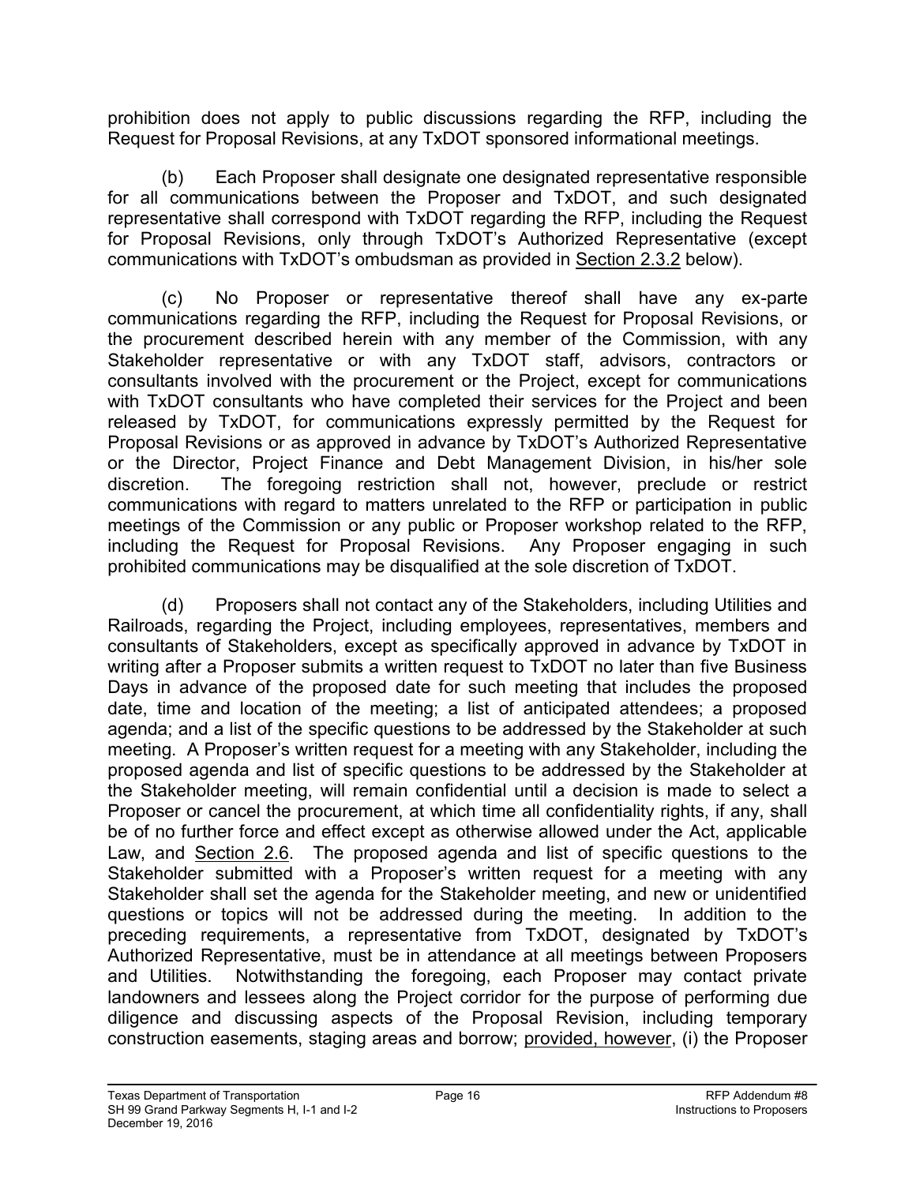prohibition does not apply to public discussions regarding the RFP, including the Request for Proposal Revisions, at any TxDOT sponsored informational meetings.

(b) Each Proposer shall designate one designated representative responsible for all communications between the Proposer and TxDOT, and such designated representative shall correspond with TxDOT regarding the RFP, including the Request for Proposal Revisions, only through TxDOT's Authorized Representative (except communications with TxDOT's ombudsman as provided in Section 2.3.2 below).

(c) No Proposer or representative thereof shall have any ex-parte communications regarding the RFP, including the Request for Proposal Revisions, or the procurement described herein with any member of the Commission, with any Stakeholder representative or with any TxDOT staff, advisors, contractors or consultants involved with the procurement or the Project, except for communications with TxDOT consultants who have completed their services for the Project and been released by TxDOT, for communications expressly permitted by the Request for Proposal Revisions or as approved in advance by TxDOT's Authorized Representative or the Director, Project Finance and Debt Management Division, in his/her sole discretion. The foregoing restriction shall not, however, preclude or restrict communications with regard to matters unrelated to the RFP or participation in public meetings of the Commission or any public or Proposer workshop related to the RFP, including the Request for Proposal Revisions. Any Proposer engaging in such prohibited communications may be disqualified at the sole discretion of TxDOT.

(d) Proposers shall not contact any of the Stakeholders, including Utilities and Railroads, regarding the Project, including employees, representatives, members and consultants of Stakeholders, except as specifically approved in advance by TxDOT in writing after a Proposer submits a written request to TxDOT no later than five Business Days in advance of the proposed date for such meeting that includes the proposed date, time and location of the meeting; a list of anticipated attendees; a proposed agenda; and a list of the specific questions to be addressed by the Stakeholder at such meeting. A Proposer's written request for a meeting with any Stakeholder, including the proposed agenda and list of specific questions to be addressed by the Stakeholder at the Stakeholder meeting, will remain confidential until a decision is made to select a Proposer or cancel the procurement, at which time all confidentiality rights, if any, shall be of no further force and effect except as otherwise allowed under the Act, applicable Law, and Section 2.6. The proposed agenda and list of specific questions to the Stakeholder submitted with a Proposer's written request for a meeting with any Stakeholder shall set the agenda for the Stakeholder meeting, and new or unidentified questions or topics will not be addressed during the meeting. In addition to the preceding requirements, a representative from TxDOT, designated by TxDOT's Authorized Representative, must be in attendance at all meetings between Proposers and Utilities. Notwithstanding the foregoing, each Proposer may contact private landowners and lessees along the Project corridor for the purpose of performing due diligence and discussing aspects of the Proposal Revision, including temporary construction easements, staging areas and borrow; provided, however, (i) the Proposer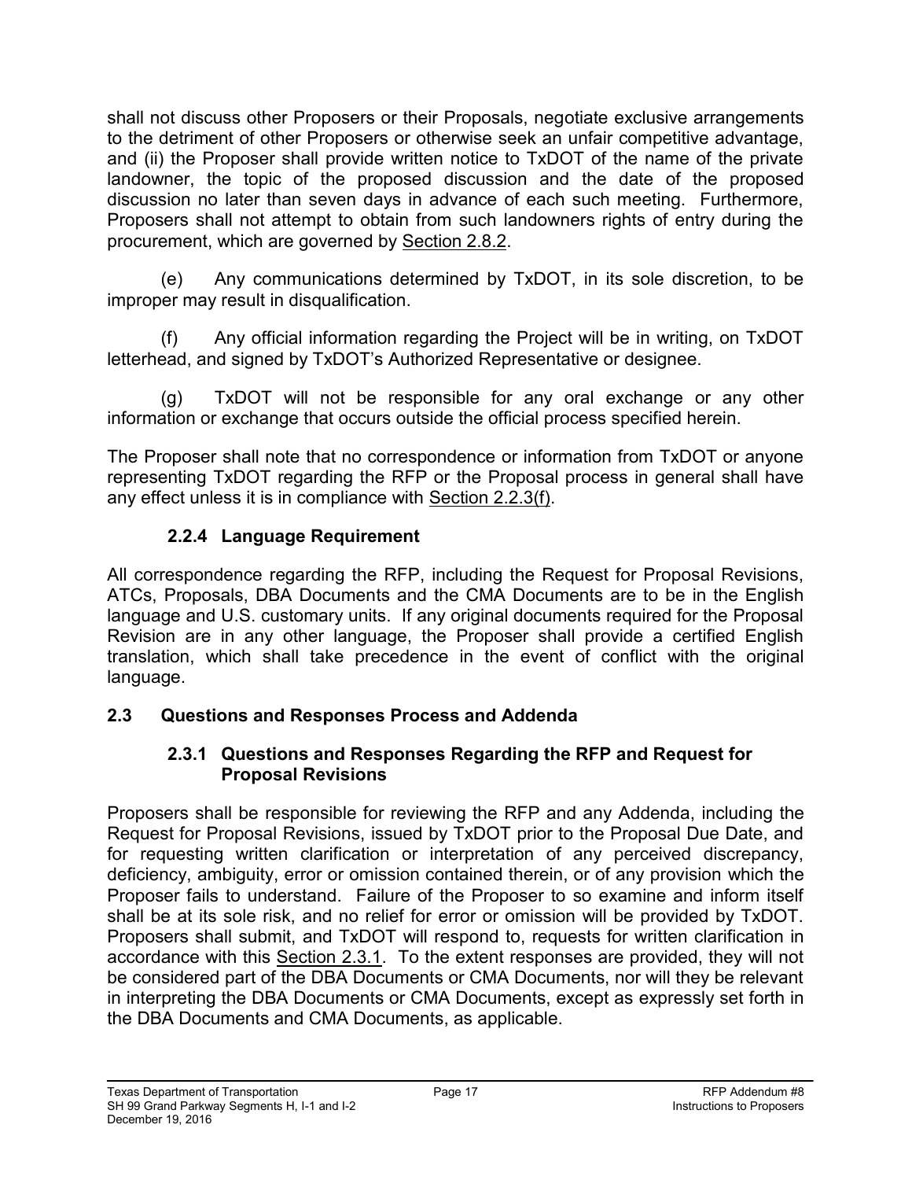shall not discuss other Proposers or their Proposals, negotiate exclusive arrangements to the detriment of other Proposers or otherwise seek an unfair competitive advantage, and (ii) the Proposer shall provide written notice to TxDOT of the name of the private landowner, the topic of the proposed discussion and the date of the proposed discussion no later than seven days in advance of each such meeting. Furthermore, Proposers shall not attempt to obtain from such landowners rights of entry during the procurement, which are governed by Section 2.8.2.

(e) Any communications determined by TxDOT, in its sole discretion, to be improper may result in disqualification.

(f) Any official information regarding the Project will be in writing, on TxDOT letterhead, and signed by TxDOT's Authorized Representative or designee.

(g) TxDOT will not be responsible for any oral exchange or any other information or exchange that occurs outside the official process specified herein.

The Proposer shall note that no correspondence or information from TxDOT or anyone representing TxDOT regarding the RFP or the Proposal process in general shall have any effect unless it is in compliance with Section 2.2.3(f).

### 2.2.4 Language Requirement

All correspondence regarding the RFP, including the Request for Proposal Revisions, ATCs, Proposals, DBA Documents and the CMA Documents are to be in the English language and U.S. customary units. If any original documents required for the Proposal Revision are in any other language, the Proposer shall provide a certified English translation, which shall take precedence in the event of conflict with the original language.

## 2.3 Questions and Responses Process and Addenda

### 2.3.1 Questions and Responses Regarding the RFP and Request for Proposal Revisions

Proposers shall be responsible for reviewing the RFP and any Addenda, including the Request for Proposal Revisions, issued by TxDOT prior to the Proposal Due Date, and for requesting written clarification or interpretation of any perceived discrepancy, deficiency, ambiguity, error or omission contained therein, or of any provision which the Proposer fails to understand. Failure of the Proposer to so examine and inform itself shall be at its sole risk, and no relief for error or omission will be provided by TxDOT. Proposers shall submit, and TxDOT will respond to, requests for written clarification in accordance with this Section 2.3.1. To the extent responses are provided, they will not be considered part of the DBA Documents or CMA Documents, nor will they be relevant in interpreting the DBA Documents or CMA Documents, except as expressly set forth in the DBA Documents and CMA Documents, as applicable.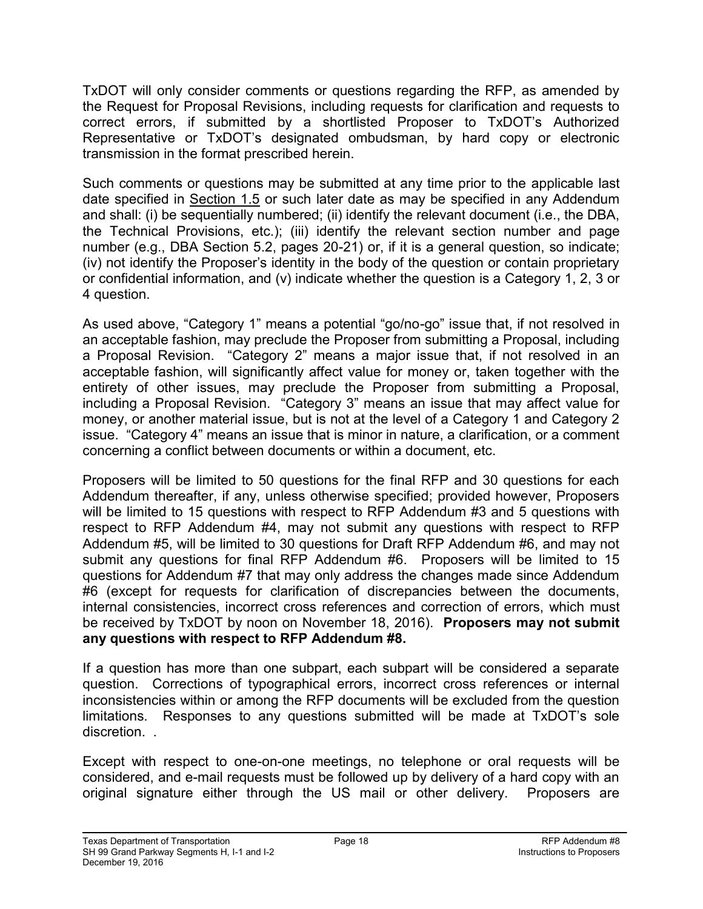TxDOT will only consider comments or questions regarding the RFP, as amended by the Request for Proposal Revisions, including requests for clarification and requests to correct errors, if submitted by a shortlisted Proposer to TxDOT's Authorized Representative or TxDOT's designated ombudsman, by hard copy or electronic transmission in the format prescribed herein.

Such comments or questions may be submitted at any time prior to the applicable last date specified in Section 1.5 or such later date as may be specified in any Addendum and shall: (i) be sequentially numbered; (ii) identify the relevant document (i.e., the DBA, the Technical Provisions, etc.); (iii) identify the relevant section number and page number (e.g., DBA Section 5.2, pages 20-21) or, if it is a general question, so indicate; (iv) not identify the Proposer's identity in the body of the question or contain proprietary or confidential information, and (v) indicate whether the question is a Category 1, 2, 3 or 4 question.

As used above, "Category 1" means a potential "go/no-go" issue that, if not resolved in an acceptable fashion, may preclude the Proposer from submitting a Proposal, including a Proposal Revision. "Category 2" means a major issue that, if not resolved in an acceptable fashion, will significantly affect value for money or, taken together with the entirety of other issues, may preclude the Proposer from submitting a Proposal, including a Proposal Revision. "Category 3" means an issue that may affect value for money, or another material issue, but is not at the level of a Category 1 and Category 2 issue. "Category 4" means an issue that is minor in nature, a clarification, or a comment concerning a conflict between documents or within a document, etc.

Proposers will be limited to 50 questions for the final RFP and 30 questions for each Addendum thereafter, if any, unless otherwise specified; provided however, Proposers will be limited to 15 questions with respect to RFP Addendum #3 and 5 questions with respect to RFP Addendum #4, may not submit any questions with respect to RFP Addendum #5, will be limited to 30 questions for Draft RFP Addendum #6, and may not submit any questions for final RFP Addendum #6. Proposers will be limited to 15 questions for Addendum #7 that may only address the changes made since Addendum #6 (except for requests for clarification of discrepancies between the documents, internal consistencies, incorrect cross references and correction of errors, which must be received by TxDOT by noon on November 18, 2016). **Proposers may not submit any questions with respect to RFP Addendum #8.**

If a question has more than one subpart, each subpart will be considered a separate question. Corrections of typographical errors, incorrect cross references or internal inconsistencies within or among the RFP documents will be excluded from the question limitations. Responses to any questions submitted will be made at TxDOT's sole discretion. .

Except with respect to one-on-one meetings, no telephone or oral requests will be considered, and e-mail requests must be followed up by delivery of a hard copy with an original signature either through the US mail or other delivery. Proposers are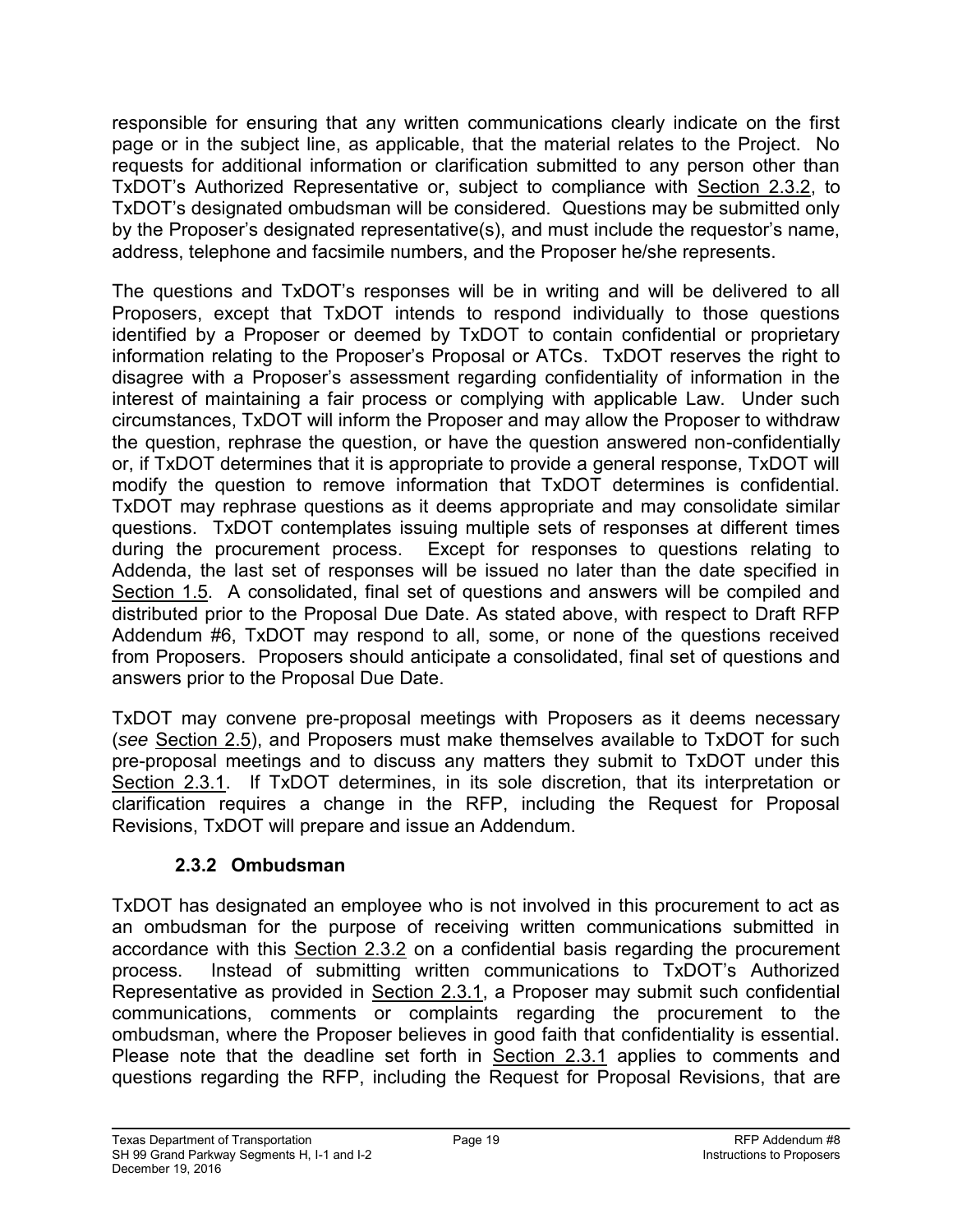responsible for ensuring that any written communications clearly indicate on the first page or in the subject line, as applicable, that the material relates to the Project. No requests for additional information or clarification submitted to any person other than TxDOT's Authorized Representative or, subject to compliance with Section 2.3.2, to TxDOT's designated ombudsman will be considered. Questions may be submitted only by the Proposer's designated representative(s), and must include the requestor's name, address, telephone and facsimile numbers, and the Proposer he/she represents.

The questions and TxDOT's responses will be in writing and will be delivered to all Proposers, except that TxDOT intends to respond individually to those questions identified by a Proposer or deemed by TxDOT to contain confidential or proprietary information relating to the Proposer's Proposal or ATCs. TxDOT reserves the right to disagree with a Proposer's assessment regarding confidentiality of information in the interest of maintaining a fair process or complying with applicable Law. Under such circumstances, TxDOT will inform the Proposer and may allow the Proposer to withdraw the question, rephrase the question, or have the question answered non-confidentially or, if TxDOT determines that it is appropriate to provide a general response, TxDOT will modify the question to remove information that TxDOT determines is confidential. TxDOT may rephrase questions as it deems appropriate and may consolidate similar questions. TxDOT contemplates issuing multiple sets of responses at different times during the procurement process. Except for responses to questions relating to Addenda, the last set of responses will be issued no later than the date specified in Section 1.5. A consolidated, final set of questions and answers will be compiled and distributed prior to the Proposal Due Date. As stated above, with respect to Draft RFP Addendum #6, TxDOT may respond to all, some, or none of the questions received from Proposers. Proposers should anticipate a consolidated, final set of questions and answers prior to the Proposal Due Date.

TxDOT may convene pre-proposal meetings with Proposers as it deems necessary (*see* Section 2.5), and Proposers must make themselves available to TxDOT for such pre-proposal meetings and to discuss any matters they submit to TxDOT under this Section 2.3.1. If TxDOT determines, in its sole discretion, that its interpretation or clarification requires a change in the RFP, including the Request for Proposal Revisions, TxDOT will prepare and issue an Addendum.

### 2.3.2 Ombudsman

TxDOT has designated an employee who is not involved in this procurement to act as an ombudsman for the purpose of receiving written communications submitted in accordance with this Section 2.3.2 on a confidential basis regarding the procurement process. Instead of submitting written communications to TxDOT's Authorized Representative as provided in Section 2.3.1, a Proposer may submit such confidential communications, comments or complaints regarding the procurement to the ombudsman, where the Proposer believes in good faith that confidentiality is essential. Please note that the deadline set forth in Section 2.3.1 applies to comments and questions regarding the RFP, including the Request for Proposal Revisions, that are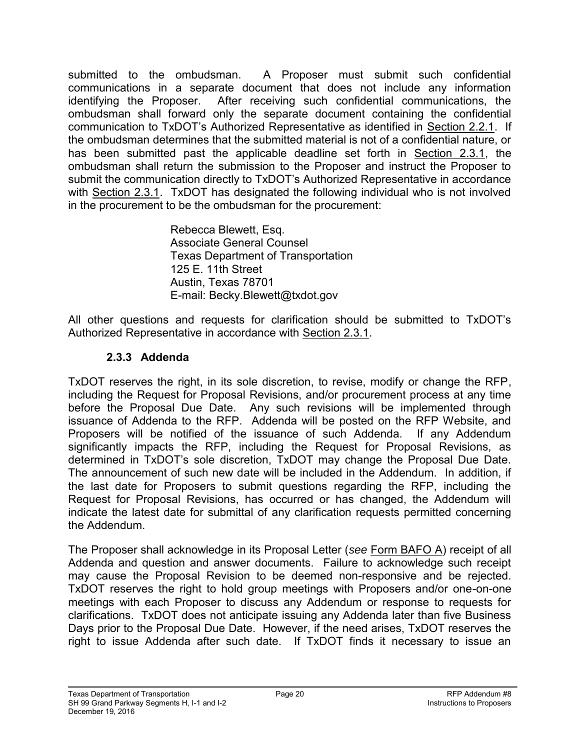submitted to the ombudsman. A Proposer must submit such confidential communications in a separate document that does not include any information identifying the Proposer. After receiving such confidential communications, the ombudsman shall forward only the separate document containing the confidential communication to TxDOT's Authorized Representative as identified in Section 2.2.1. If the ombudsman determines that the submitted material is not of a confidential nature, or has been submitted past the applicable deadline set forth in Section 2.3.1, the ombudsman shall return the submission to the Proposer and instruct the Proposer to submit the communication directly to TxDOT's Authorized Representative in accordance with Section 2.3.1. TxDOT has designated the following individual who is not involved in the procurement to be the ombudsman for the procurement:

Rebecca Blewett, Esq.
Associate General Counsel
Texas Department of Transportation
125 E. 11th Street
Austin, Texas 78701
E-mail: Becky.Blewett@txdot.gov

All other questions and requests for clarification should be submitted to TxDOT's Authorized Representative in accordance with Section 2.3.1.

### 2.3.3 Addenda

TxDOT reserves the right, in its sole discretion, to revise, modify or change the RFP, including the Request for Proposal Revisions, and/or procurement process at any time before the Proposal Due Date. Any such revisions will be implemented through issuance of Addenda to the RFP. Addenda will be posted on the RFP Website, and Proposers will be notified of the issuance of such Addenda. If any Addendum significantly impacts the RFP, including the Request for Proposal Revisions, as determined in TxDOT's sole discretion, TxDOT may change the Proposal Due Date. The announcement of such new date will be included in the Addendum. In addition, if the last date for Proposers to submit questions regarding the RFP, including the Request for Proposal Revisions, has occurred or has changed, the Addendum will indicate the latest date for submittal of any clarification requests permitted concerning the Addendum.

The Proposer shall acknowledge in its Proposal Letter (*see* Form BAFO A) receipt of all Addenda and question and answer documents. Failure to acknowledge such receipt may cause the Proposal Revision to be deemed non-responsive and be rejected. TxDOT reserves the right to hold group meetings with Proposers and/or one-on-one meetings with each Proposer to discuss any Addendum or response to requests for clarifications. TxDOT does not anticipate issuing any Addenda later than five Business Days prior to the Proposal Due Date. However, if the need arises, TxDOT reserves the right to issue Addenda after such date. If TxDOT finds it necessary to issue an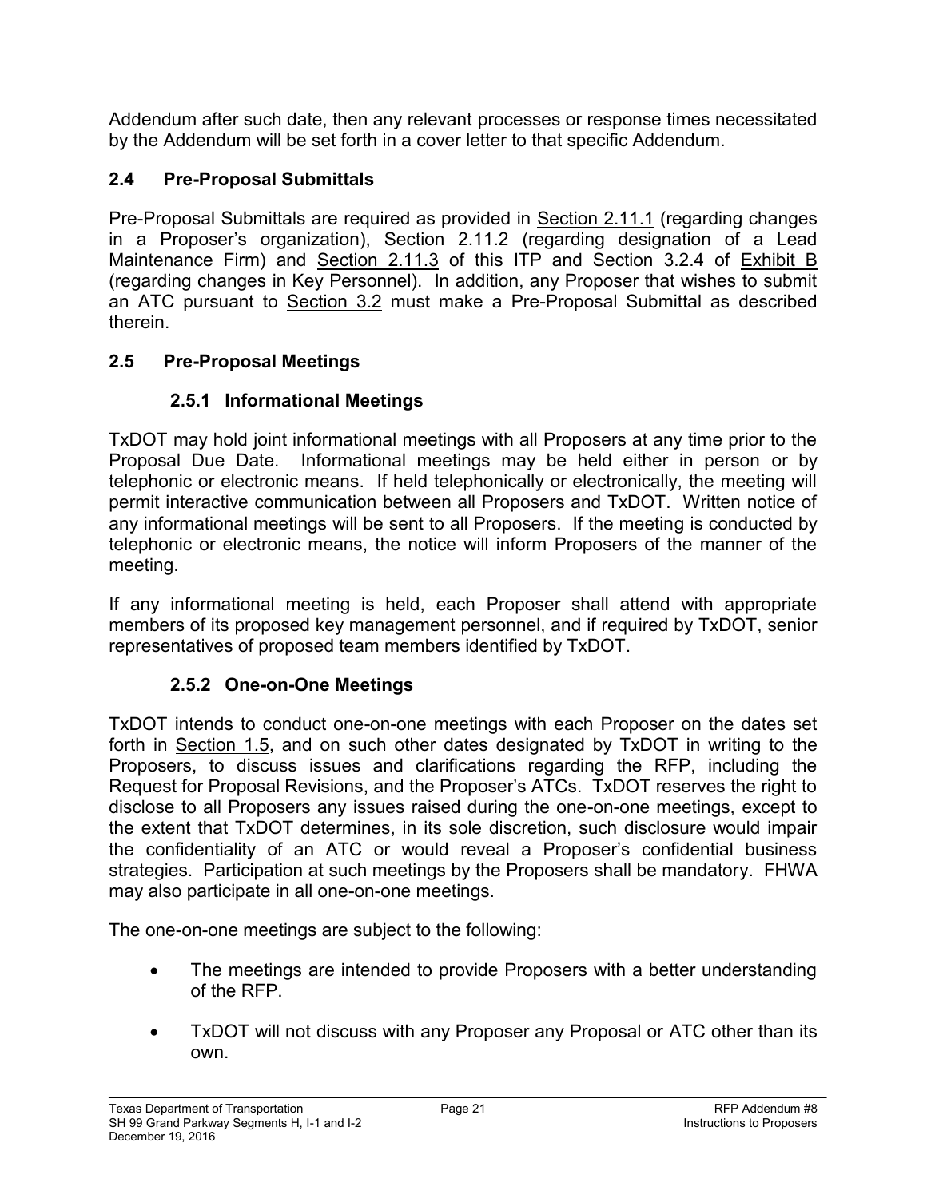Addendum after such date, then any relevant processes or response times necessitated by the Addendum will be set forth in a cover letter to that specific Addendum.

## 2.4 Pre-Proposal Submittals

Pre-Proposal Submittals are required as provided in Section 2.11.1 (regarding changes in a Proposer's organization), Section 2.11.2 (regarding designation of a Lead Maintenance Firm) and Section 2.11.3 of this ITP and Section 3.2.4 of Exhibit B (regarding changes in Key Personnel). In addition, any Proposer that wishes to submit an ATC pursuant to Section 3.2 must make a Pre-Proposal Submittal as described therein.

## 2.5 Pre-Proposal Meetings

### 2.5.1 Informational Meetings

TxDOT may hold joint informational meetings with all Proposers at any time prior to the Proposal Due Date. Informational meetings may be held either in person or by telephonic or electronic means. If held telephonically or electronically, the meeting will permit interactive communication between all Proposers and TxDOT. Written notice of any informational meetings will be sent to all Proposers. If the meeting is conducted by telephonic or electronic means, the notice will inform Proposers of the manner of the meeting.

If any informational meeting is held, each Proposer shall attend with appropriate members of its proposed key management personnel, and if required by TxDOT, senior representatives of proposed team members identified by TxDOT.

### 2.5.2 One-on-One Meetings

TxDOT intends to conduct one-on-one meetings with each Proposer on the dates set forth in Section 1.5, and on such other dates designated by TxDOT in writing to the Proposers, to discuss issues and clarifications regarding the RFP, including the Request for Proposal Revisions, and the Proposer's ATCs. TxDOT reserves the right to disclose to all Proposers any issues raised during the one-on-one meetings, except to the extent that TxDOT determines, in its sole discretion, such disclosure would impair the confidentiality of an ATC or would reveal a Proposer's confidential business strategies. Participation at such meetings by the Proposers shall be mandatory. FHWA may also participate in all one-on-one meetings.

The one-on-one meetings are subject to the following:

- The meetings are intended to provide Proposers with a better understanding of the RFP.
- TxDOT will not discuss with any Proposer any Proposal or ATC other than its own.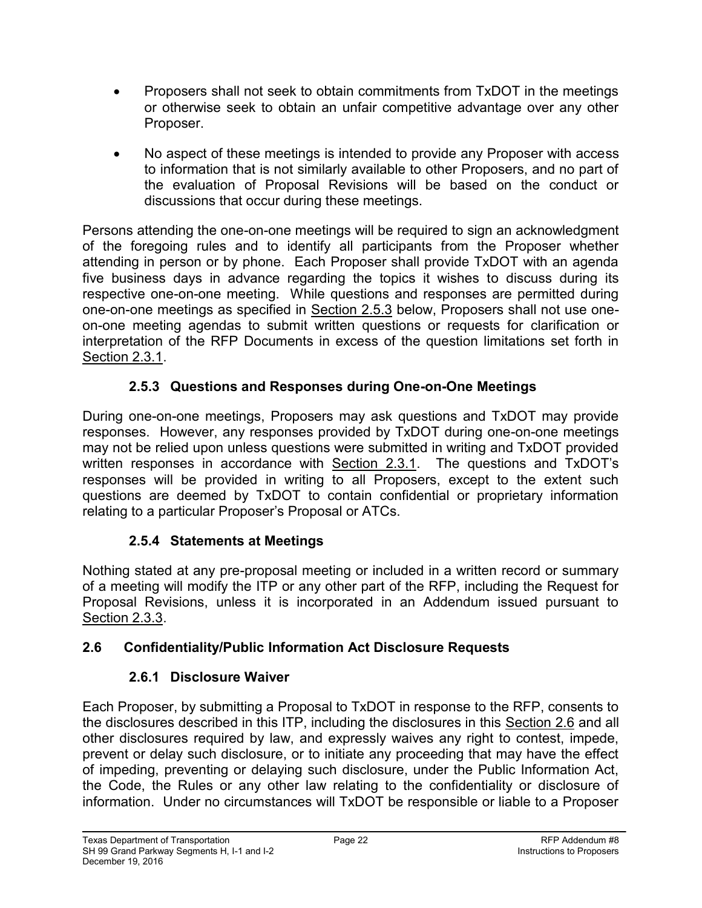- Proposers shall not seek to obtain commitments from TxDOT in the meetings or otherwise seek to obtain an unfair competitive advantage over any other Proposer.
- No aspect of these meetings is intended to provide any Proposer with access to information that is not similarly available to other Proposers, and no part of the evaluation of Proposal Revisions will be based on the conduct or discussions that occur during these meetings.

Persons attending the one-on-one meetings will be required to sign an acknowledgment of the foregoing rules and to identify all participants from the Proposer whether attending in person or by phone. Each Proposer shall provide TxDOT with an agenda five business days in advance regarding the topics it wishes to discuss during its respective one-on-one meeting. While questions and responses are permitted during one-on-one meetings as specified in Section 2.5.3 below, Proposers shall not use one-on-one meeting agendas to submit written questions or requests for clarification or interpretation of the RFP Documents in excess of the question limitations set forth in Section 2.3.1.

### 2.5.3 Questions and Responses during One-on-One Meetings

During one-on-one meetings, Proposers may ask questions and TxDOT may provide responses. However, any responses provided by TxDOT during one-on-one meetings may not be relied upon unless questions were submitted in writing and TxDOT provided written responses in accordance with Section 2.3.1. The questions and TxDOT's responses will be provided in writing to all Proposers, except to the extent such questions are deemed by TxDOT to contain confidential or proprietary information relating to a particular Proposer's Proposal or ATCs.

### 2.5.4 Statements at Meetings

Nothing stated at any pre-proposal meeting or included in a written record or summary of a meeting will modify the ITP or any other part of the RFP, including the Request for Proposal Revisions, unless it is incorporated in an Addendum issued pursuant to Section 2.3.3.

## 2.6 Confidentiality/Public Information Act Disclosure Requests

### 2.6.1 Disclosure Waiver

Each Proposer, by submitting a Proposal to TxDOT in response to the RFP, consents to the disclosures described in this ITP, including the disclosures in this Section 2.6 and all other disclosures required by law, and expressly waives any right to contest, impede, prevent or delay such disclosure, or to initiate any proceeding that may have the effect of impeding, preventing or delaying such disclosure, under the Public Information Act, the Code, the Rules or any other law relating to the confidentiality or disclosure of information. Under no circumstances will TxDOT be responsible or liable to a Proposer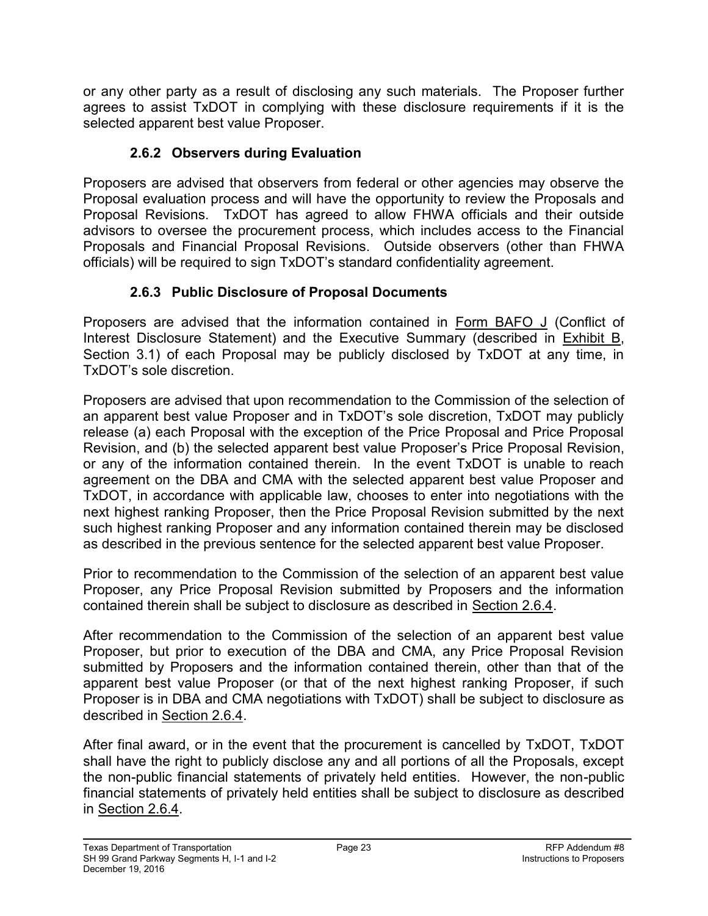or any other party as a result of disclosing any such materials. The Proposer further agrees to assist TxDOT in complying with these disclosure requirements if it is the selected apparent best value Proposer.

### 2.6.2 Observers during Evaluation

Proposers are advised that observers from federal or other agencies may observe the Proposal evaluation process and will have the opportunity to review the Proposals and Proposal Revisions. TxDOT has agreed to allow FHWA officials and their outside advisors to oversee the procurement process, which includes access to the Financial Proposals and Financial Proposal Revisions. Outside observers (other than FHWA officials) will be required to sign TxDOT's standard confidentiality agreement.

### 2.6.3 Public Disclosure of Proposal Documents

Proposers are advised that the information contained in Form BAFO J (Conflict of Interest Disclosure Statement) and the Executive Summary (described in Exhibit B, Section 3.1) of each Proposal may be publicly disclosed by TxDOT at any time, in TxDOT's sole discretion.

Proposers are advised that upon recommendation to the Commission of the selection of an apparent best value Proposer and in TxDOT's sole discretion, TxDOT may publicly release (a) each Proposal with the exception of the Price Proposal and Price Proposal Revision, and (b) the selected apparent best value Proposer's Price Proposal Revision, or any of the information contained therein. In the event TxDOT is unable to reach agreement on the DBA and CMA with the selected apparent best value Proposer and TxDOT, in accordance with applicable law, chooses to enter into negotiations with the next highest ranking Proposer, then the Price Proposal Revision submitted by the next such highest ranking Proposer and any information contained therein may be disclosed as described in the previous sentence for the selected apparent best value Proposer.

Prior to recommendation to the Commission of the selection of an apparent best value Proposer, any Price Proposal Revision submitted by Proposers and the information contained therein shall be subject to disclosure as described in Section 2.6.4.

After recommendation to the Commission of the selection of an apparent best value Proposer, but prior to execution of the DBA and CMA, any Price Proposal Revision submitted by Proposers and the information contained therein, other than that of the apparent best value Proposer (or that of the next highest ranking Proposer, if such Proposer is in DBA and CMA negotiations with TxDOT) shall be subject to disclosure as described in Section 2.6.4.

After final award, or in the event that the procurement is cancelled by TxDOT, TxDOT shall have the right to publicly disclose any and all portions of all the Proposals, except the non-public financial statements of privately held entities. However, the non-public financial statements of privately held entities shall be subject to disclosure as described in Section 2.6.4.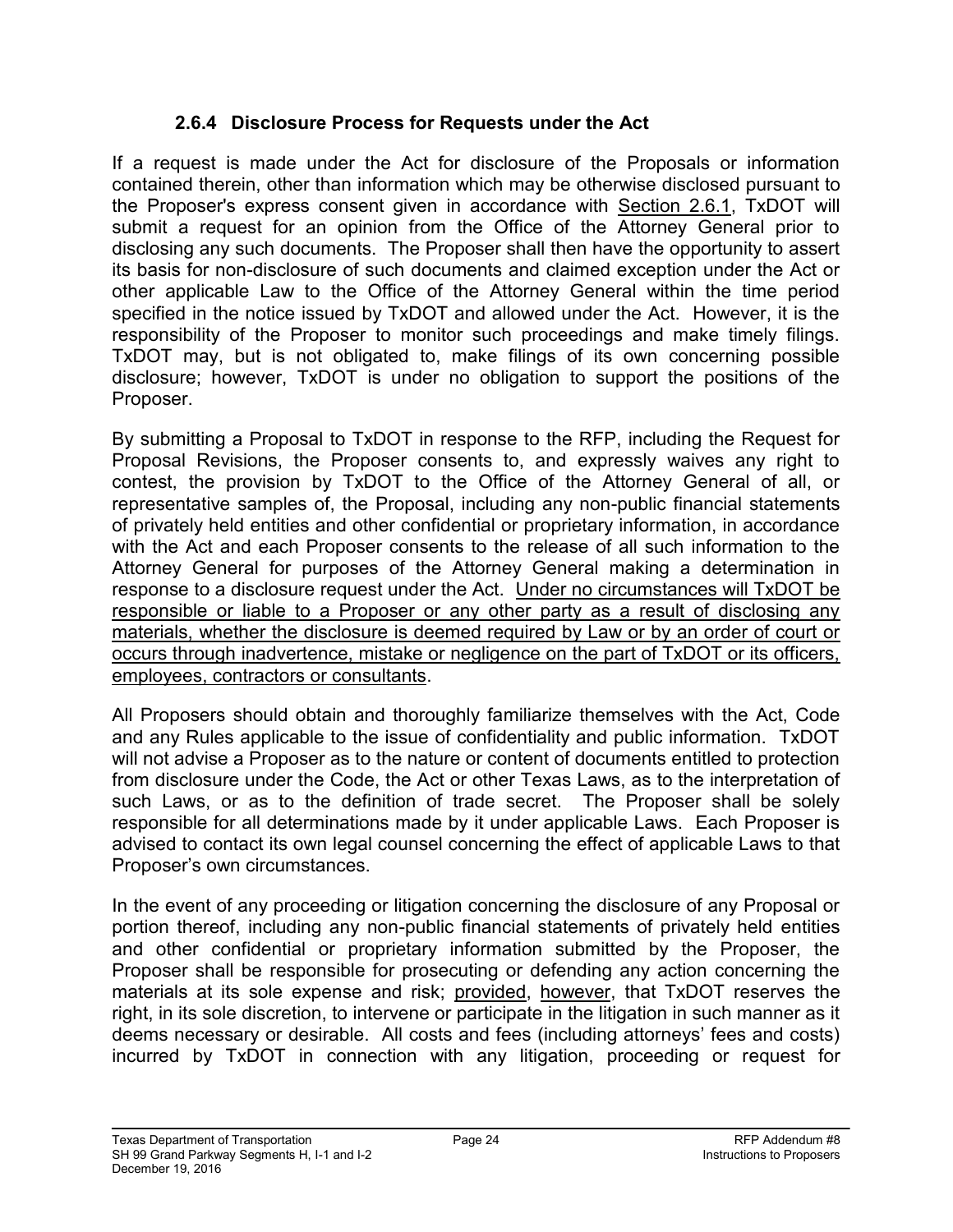### 2.6.4 Disclosure Process for Requests under the Act

If a request is made under the Act for disclosure of the Proposals or information contained therein, other than information which may be otherwise disclosed pursuant to the Proposer's express consent given in accordance with Section 2.6.1, TxDOT will submit a request for an opinion from the Office of the Attorney General prior to disclosing any such documents. The Proposer shall then have the opportunity to assert its basis for non-disclosure of such documents and claimed exception under the Act or other applicable Law to the Office of the Attorney General within the time period specified in the notice issued by TxDOT and allowed under the Act. However, it is the responsibility of the Proposer to monitor such proceedings and make timely filings. TxDOT may, but is not obligated to, make filings of its own concerning possible disclosure; however, TxDOT is under no obligation to support the positions of the Proposer.

By submitting a Proposal to TxDOT in response to the RFP, including the Request for Proposal Revisions, the Proposer consents to, and expressly waives any right to contest, the provision by TxDOT to the Office of the Attorney General of all, or representative samples of, the Proposal, including any non-public financial statements of privately held entities and other confidential or proprietary information, in accordance with the Act and each Proposer consents to the release of all such information to the Attorney General for purposes of the Attorney General making a determination in response to a disclosure request under the Act. Under no circumstances will TxDOT be responsible or liable to a Proposer or any other party as a result of disclosing any materials, whether the disclosure is deemed required by Law or by an order of court or occurs through inadvertence, mistake or negligence on the part of TxDOT or its officers, employees, contractors or consultants.

All Proposers should obtain and thoroughly familiarize themselves with the Act, Code and any Rules applicable to the issue of confidentiality and public information. TxDOT will not advise a Proposer as to the nature or content of documents entitled to protection from disclosure under the Code, the Act or other Texas Laws, as to the interpretation of such Laws, or as to the definition of trade secret. The Proposer shall be solely responsible for all determinations made by it under applicable Laws. Each Proposer is advised to contact its own legal counsel concerning the effect of applicable Laws to that Proposer's own circumstances.

In the event of any proceeding or litigation concerning the disclosure of any Proposal or portion thereof, including any non-public financial statements of privately held entities and other confidential or proprietary information submitted by the Proposer, the Proposer shall be responsible for prosecuting or defending any action concerning the materials at its sole expense and risk; provided, however, that TxDOT reserves the right, in its sole discretion, to intervene or participate in the litigation in such manner as it deems necessary or desirable. All costs and fees (including attorneys' fees and costs) incurred by TxDOT in connection with any litigation, proceeding or request for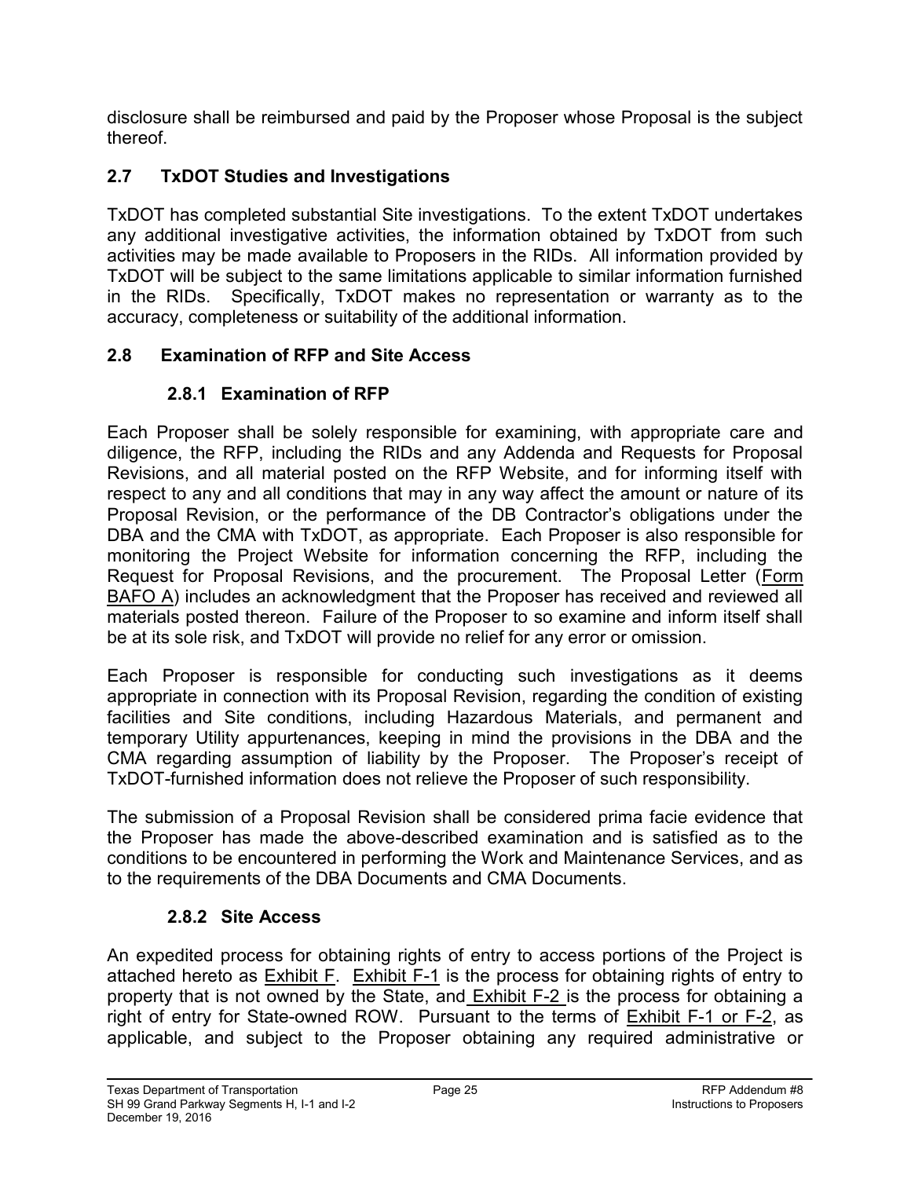disclosure shall be reimbursed and paid by the Proposer whose Proposal is the subject thereof.

## 2.7 TxDOT Studies and Investigations

TxDOT has completed substantial Site investigations. To the extent TxDOT undertakes any additional investigative activities, the information obtained by TxDOT from such activities may be made available to Proposers in the RIDs. All information provided by TxDOT will be subject to the same limitations applicable to similar information furnished in the RIDs. Specifically, TxDOT makes no representation or warranty as to the accuracy, completeness or suitability of the additional information.

## 2.8 Examination of RFP and Site Access

### 2.8.1 Examination of RFP

Each Proposer shall be solely responsible for examining, with appropriate care and diligence, the RFP, including the RIDs and any Addenda and Requests for Proposal Revisions, and all material posted on the RFP Website, and for informing itself with respect to any and all conditions that may in any way affect the amount or nature of its Proposal Revision, or the performance of the DB Contractor's obligations under the DBA and the CMA with TxDOT, as appropriate. Each Proposer is also responsible for monitoring the Project Website for information concerning the RFP, including the Request for Proposal Revisions, and the procurement. The Proposal Letter (Form BAFO A) includes an acknowledgment that the Proposer has received and reviewed all materials posted thereon. Failure of the Proposer to so examine and inform itself shall be at its sole risk, and TxDOT will provide no relief for any error or omission.

Each Proposer is responsible for conducting such investigations as it deems appropriate in connection with its Proposal Revision, regarding the condition of existing facilities and Site conditions, including Hazardous Materials, and permanent and temporary Utility appurtenances, keeping in mind the provisions in the DBA and the CMA regarding assumption of liability by the Proposer. The Proposer's receipt of TxDOT-furnished information does not relieve the Proposer of such responsibility.

The submission of a Proposal Revision shall be considered prima facie evidence that the Proposer has made the above-described examination and is satisfied as to the conditions to be encountered in performing the Work and Maintenance Services, and as to the requirements of the DBA Documents and CMA Documents.

### 2.8.2 Site Access

An expedited process for obtaining rights of entry to access portions of the Project is attached hereto as Exhibit F. Exhibit F-1 is the process for obtaining rights of entry to property that is not owned by the State, and Exhibit F-2 is the process for obtaining a right of entry for State-owned ROW. Pursuant to the terms of Exhibit F-1 or F-2, as applicable, and subject to the Proposer obtaining any required administrative or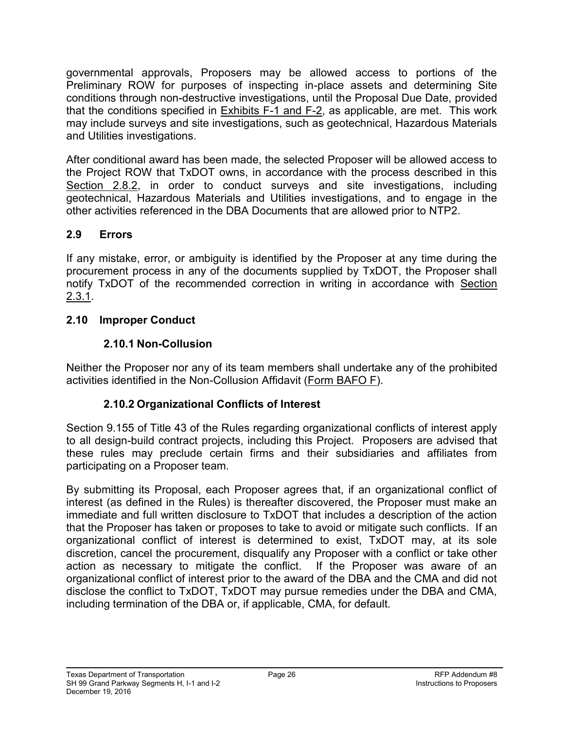governmental approvals, Proposers may be allowed access to portions of the Preliminary ROW for purposes of inspecting in-place assets and determining Site conditions through non-destructive investigations, until the Proposal Due Date, provided that the conditions specified in Exhibits F-1 and F-2, as applicable, are met. This work may include surveys and site investigations, such as geotechnical, Hazardous Materials and Utilities investigations.

After conditional award has been made, the selected Proposer will be allowed access to the Project ROW that TxDOT owns, in accordance with the process described in this Section 2.8.2, in order to conduct surveys and site investigations, including geotechnical, Hazardous Materials and Utilities investigations, and to engage in the other activities referenced in the DBA Documents that are allowed prior to NTP2.

## 2.9 Errors

If any mistake, error, or ambiguity is identified by the Proposer at any time during the procurement process in any of the documents supplied by TxDOT, the Proposer shall notify TxDOT of the recommended correction in writing in accordance with Section 2.3.1.

## 2.10 Improper Conduct

### 2.10.1 Non-Collusion

Neither the Proposer nor any of its team members shall undertake any of the prohibited activities identified in the Non-Collusion Affidavit (Form BAFO F).

### 2.10.2 Organizational Conflicts of Interest

Section 9.155 of Title 43 of the Rules regarding organizational conflicts of interest apply to all design-build contract projects, including this Project. Proposers are advised that these rules may preclude certain firms and their subsidiaries and affiliates from participating on a Proposer team.

By submitting its Proposal, each Proposer agrees that, if an organizational conflict of interest (as defined in the Rules) is thereafter discovered, the Proposer must make an immediate and full written disclosure to TxDOT that includes a description of the action that the Proposer has taken or proposes to take to avoid or mitigate such conflicts. If an organizational conflict of interest is determined to exist, TxDOT may, at its sole discretion, cancel the procurement, disqualify any Proposer with a conflict or take other action as necessary to mitigate the conflict. If the Proposer was aware of an organizational conflict of interest prior to the award of the DBA and the CMA and did not disclose the conflict to TxDOT, TxDOT may pursue remedies under the DBA and CMA, including termination of the DBA or, if applicable, CMA, for default.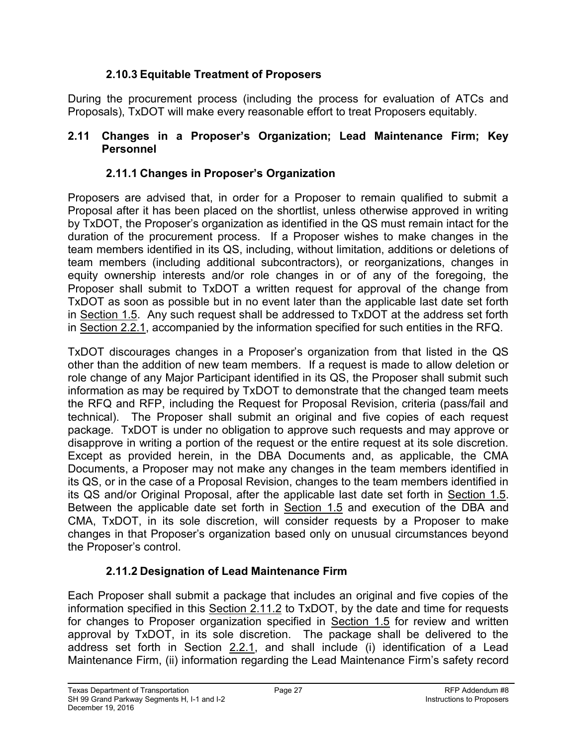### 2.10.3 Equitable Treatment of Proposers

During the procurement process (including the process for evaluation of ATCs and Proposals), TxDOT will make every reasonable effort to treat Proposers equitably.

## 2.11 Changes in a Proposer's Organization; Lead Maintenance Firm; Key Personnel

### 2.11.1 Changes in Proposer's Organization

Proposers are advised that, in order for a Proposer to remain qualified to submit a Proposal after it has been placed on the shortlist, unless otherwise approved in writing by TxDOT, the Proposer's organization as identified in the QS must remain intact for the duration of the procurement process. If a Proposer wishes to make changes in the team members identified in its QS, including, without limitation, additions or deletions of team members (including additional subcontractors), or reorganizations, changes in equity ownership interests and/or role changes in or of any of the foregoing, the Proposer shall submit to TxDOT a written request for approval of the change from TxDOT as soon as possible but in no event later than the applicable last date set forth in Section 1.5. Any such request shall be addressed to TxDOT at the address set forth in Section 2.2.1, accompanied by the information specified for such entities in the RFQ.

TxDOT discourages changes in a Proposer's organization from that listed in the QS other than the addition of new team members. If a request is made to allow deletion or role change of any Major Participant identified in its QS, the Proposer shall submit such information as may be required by TxDOT to demonstrate that the changed team meets the RFQ and RFP, including the Request for Proposal Revision, criteria (pass/fail and technical). The Proposer shall submit an original and five copies of each request package. TxDOT is under no obligation to approve such requests and may approve or disapprove in writing a portion of the request or the entire request at its sole discretion. Except as provided herein, in the DBA Documents and, as applicable, the CMA Documents, a Proposer may not make any changes in the team members identified in its QS, or in the case of a Proposal Revision, changes to the team members identified in its QS and/or Original Proposal, after the applicable last date set forth in Section 1.5. Between the applicable date set forth in Section 1.5 and execution of the DBA and CMA, TxDOT, in its sole discretion, will consider requests by a Proposer to make changes in that Proposer's organization based only on unusual circumstances beyond the Proposer's control.

### 2.11.2 Designation of Lead Maintenance Firm

Each Proposer shall submit a package that includes an original and five copies of the information specified in this Section 2.11.2 to TxDOT, by the date and time for requests for changes to Proposer organization specified in Section 1.5 for review and written approval by TxDOT, in its sole discretion. The package shall be delivered to the address set forth in Section 2.2.1, and shall include (i) identification of a Lead Maintenance Firm, (ii) information regarding the Lead Maintenance Firm's safety record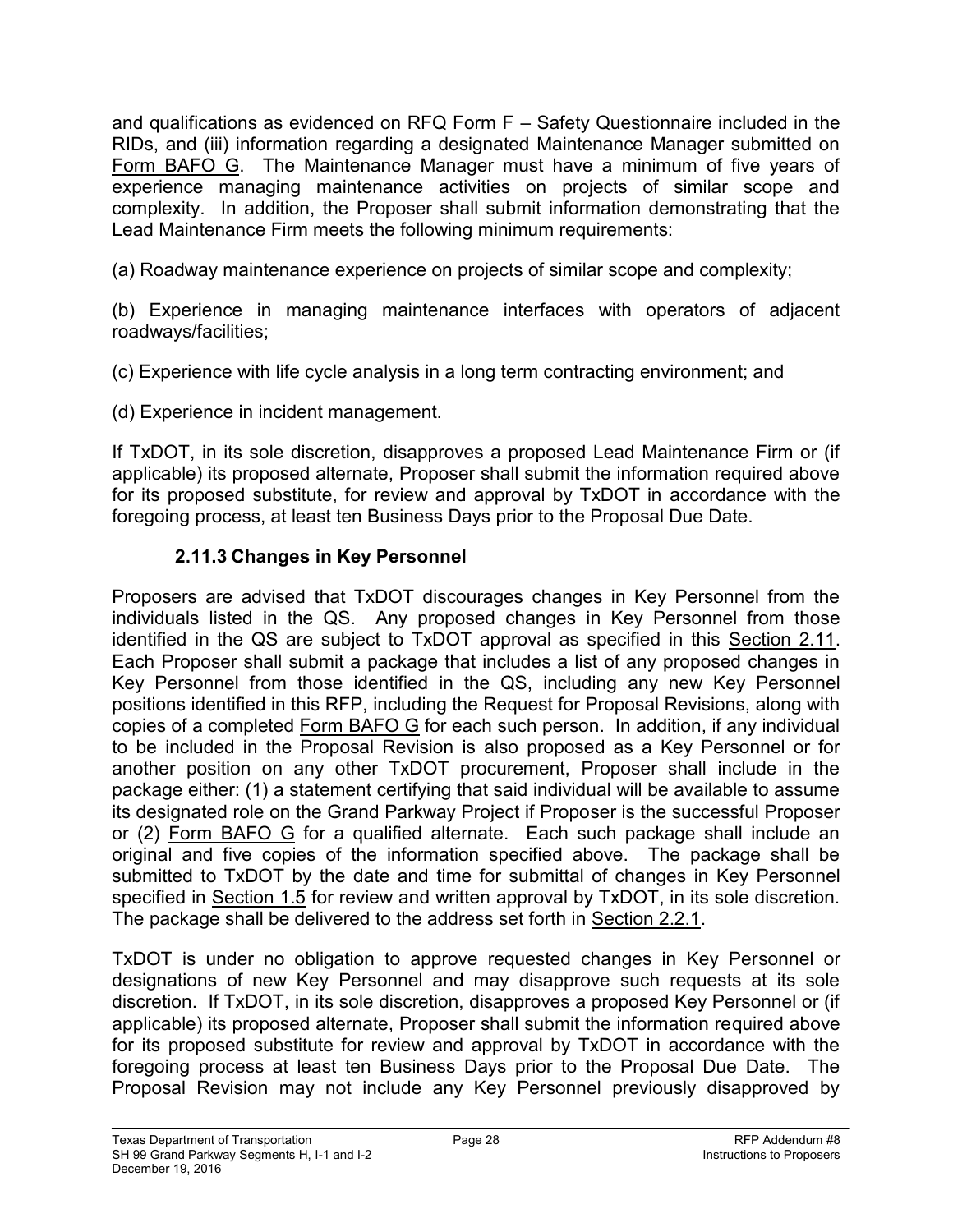and qualifications as evidenced on RFQ Form F – Safety Questionnaire included in the RIDs, and (iii) information regarding a designated Maintenance Manager submitted on Form BAFO G. The Maintenance Manager must have a minimum of five years of experience managing maintenance activities on projects of similar scope and complexity. In addition, the Proposer shall submit information demonstrating that the Lead Maintenance Firm meets the following minimum requirements:

(a) Roadway maintenance experience on projects of similar scope and complexity;

(b) Experience in managing maintenance interfaces with operators of adjacent roadways/facilities;

(c) Experience with life cycle analysis in a long term contracting environment; and

(d) Experience in incident management.

If TxDOT, in its sole discretion, disapproves a proposed Lead Maintenance Firm or (if applicable) its proposed alternate, Proposer shall submit the information required above for its proposed substitute, for review and approval by TxDOT in accordance with the foregoing process, at least ten Business Days prior to the Proposal Due Date.

### 2.11.3 Changes in Key Personnel

Proposers are advised that TxDOT discourages changes in Key Personnel from the individuals listed in the QS. Any proposed changes in Key Personnel from those identified in the QS are subject to TxDOT approval as specified in this Section 2.11. Each Proposer shall submit a package that includes a list of any proposed changes in Key Personnel from those identified in the QS, including any new Key Personnel positions identified in this RFP, including the Request for Proposal Revisions, along with copies of a completed Form BAFO G for each such person. In addition, if any individual to be included in the Proposal Revision is also proposed as a Key Personnel or for another position on any other TxDOT procurement, Proposer shall include in the package either: (1) a statement certifying that said individual will be available to assume its designated role on the Grand Parkway Project if Proposer is the successful Proposer or (2) Form BAFO G for a qualified alternate. Each such package shall include an original and five copies of the information specified above. The package shall be submitted to TxDOT by the date and time for submittal of changes in Key Personnel specified in Section 1.5 for review and written approval by TxDOT, in its sole discretion. The package shall be delivered to the address set forth in Section 2.2.1.

TxDOT is under no obligation to approve requested changes in Key Personnel or designations of new Key Personnel and may disapprove such requests at its sole discretion. If TxDOT, in its sole discretion, disapproves a proposed Key Personnel or (if applicable) its proposed alternate, Proposer shall submit the information required above for its proposed substitute for review and approval by TxDOT in accordance with the foregoing process at least ten Business Days prior to the Proposal Due Date. The Proposal Revision may not include any Key Personnel previously disapproved by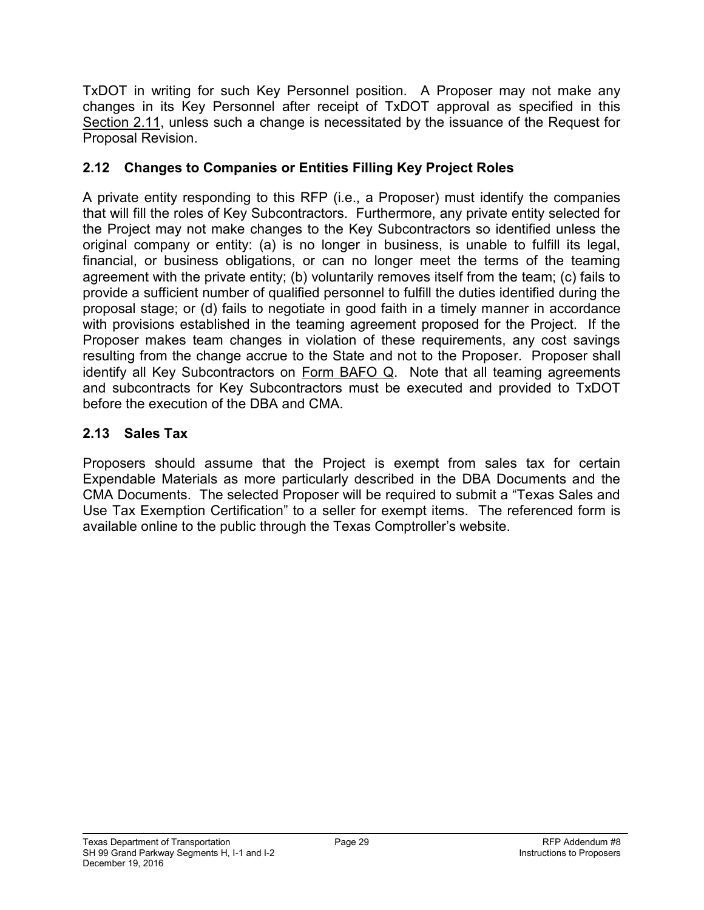TxDOT in writing for such Key Personnel position. A Proposer may not make any changes in its Key Personnel after receipt of TxDOT approval as specified in this Section 2.11, unless such a change is necessitated by the issuance of the Request for Proposal Revision.

## 2.12 Changes to Companies or Entities Filling Key Project Roles

A private entity responding to this RFP (i.e., a Proposer) must identify the companies that will fill the roles of Key Subcontractors. Furthermore, any private entity selected for the Project may not make changes to the Key Subcontractors so identified unless the original company or entity: (a) is no longer in business, is unable to fulfill its legal, financial, or business obligations, or can no longer meet the terms of the teaming agreement with the private entity; (b) voluntarily removes itself from the team; (c) fails to provide a sufficient number of qualified personnel to fulfill the duties identified during the proposal stage; or (d) fails to negotiate in good faith in a timely manner in accordance with provisions established in the teaming agreement proposed for the Project. If the Proposer makes team changes in violation of these requirements, any cost savings resulting from the change accrue to the State and not to the Proposer. Proposer shall identify all Key Subcontractors on Form BAFO Q. Note that all teaming agreements and subcontracts for Key Subcontractors must be executed and provided to TxDOT before the execution of the DBA and CMA.

## 2.13 Sales Tax

Proposers should assume that the Project is exempt from sales tax for certain Expendable Materials as more particularly described in the DBA Documents and the CMA Documents. The selected Proposer will be required to submit a "Texas Sales and Use Tax Exemption Certification" to a seller for exempt items. The referenced form is available online to the public through the Texas Comptroller's website.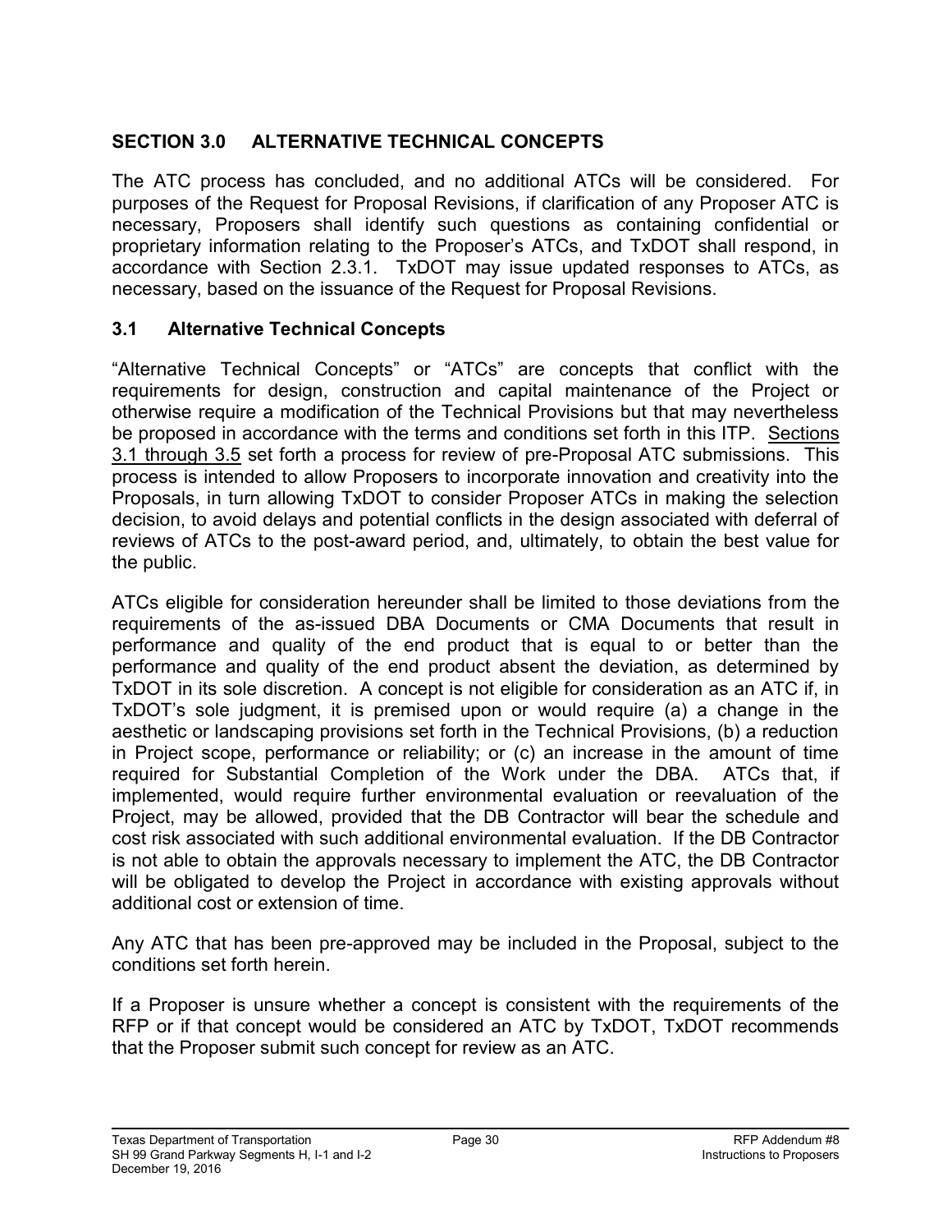## SECTION 3.0 ALTERNATIVE TECHNICAL CONCEPTS

The ATC process has concluded, and no additional ATCs will be considered. For purposes of the Request for Proposal Revisions, if clarification of any Proposer ATC is necessary, Proposers shall identify such questions as containing confidential or proprietary information relating to the Proposer's ATCs, and TxDOT shall respond, in accordance with Section 2.3.1. TxDOT may issue updated responses to ATCs, as necessary, based on the issuance of the Request for Proposal Revisions.

### 3.1 Alternative Technical Concepts

"Alternative Technical Concepts" or "ATCs" are concepts that conflict with the requirements for design, construction and capital maintenance of the Project or otherwise require a modification of the Technical Provisions but that may nevertheless be proposed in accordance with the terms and conditions set forth in this ITP. Sections 3.1 through 3.5 set forth a process for review of pre-Proposal ATC submissions. This process is intended to allow Proposers to incorporate innovation and creativity into the Proposals, in turn allowing TxDOT to consider Proposer ATCs in making the selection decision, to avoid delays and potential conflicts in the design associated with deferral of reviews of ATCs to the post-award period, and, ultimately, to obtain the best value for the public.

ATCs eligible for consideration hereunder shall be limited to those deviations from the requirements of the as-issued DBA Documents or CMA Documents that result in performance and quality of the end product that is equal to or better than the performance and quality of the end product absent the deviation, as determined by TxDOT in its sole discretion. A concept is not eligible for consideration as an ATC if, in TxDOT's sole judgment, it is premised upon or would require (a) a change in the aesthetic or landscaping provisions set forth in the Technical Provisions, (b) a reduction in Project scope, performance or reliability; or (c) an increase in the amount of time required for Substantial Completion of the Work under the DBA. ATCs that, if implemented, would require further environmental evaluation or reevaluation of the Project, may be allowed, provided that the DB Contractor will bear the schedule and cost risk associated with such additional environmental evaluation. If the DB Contractor is not able to obtain the approvals necessary to implement the ATC, the DB Contractor will be obligated to develop the Project in accordance with existing approvals without additional cost or extension of time.

Any ATC that has been pre-approved may be included in the Proposal, subject to the conditions set forth herein.

If a Proposer is unsure whether a concept is consistent with the requirements of the RFP or if that concept would be considered an ATC by TxDOT, TxDOT recommends that the Proposer submit such concept for review as an ATC.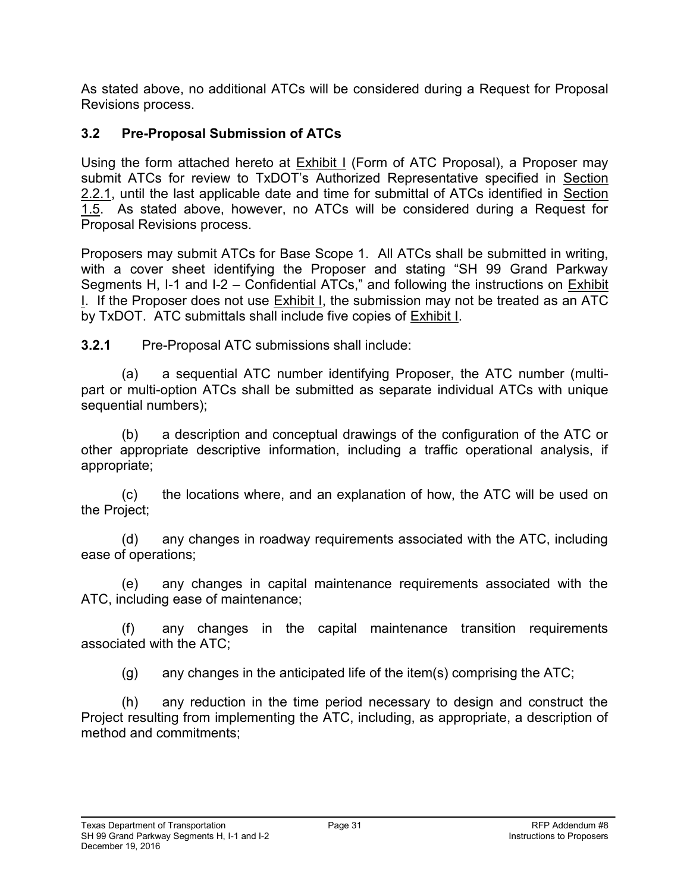As stated above, no additional ATCs will be considered during a Request for Proposal Revisions process.

## 3.2 Pre-Proposal Submission of ATCs

Using the form attached hereto at Exhibit I (Form of ATC Proposal), a Proposer may submit ATCs for review to TxDOT's Authorized Representative specified in Section 2.2.1, until the last applicable date and time for submittal of ATCs identified in Section 1.5. As stated above, however, no ATCs will be considered during a Request for Proposal Revisions process.

Proposers may submit ATCs for Base Scope 1. All ATCs shall be submitted in writing, with a cover sheet identifying the Proposer and stating "SH 99 Grand Parkway Segments H, I-1 and I-2 – Confidential ATCs," and following the instructions on Exhibit I. If the Proposer does not use Exhibit I, the submission may not be treated as an ATC by TxDOT. ATC submittals shall include five copies of Exhibit I.

**3.2.1** Pre-Proposal ATC submissions shall include:

(a) a sequential ATC number identifying Proposer, the ATC number (multi-part or multi-option ATCs shall be submitted as separate individual ATCs with unique sequential numbers);

(b) a description and conceptual drawings of the configuration of the ATC or other appropriate descriptive information, including a traffic operational analysis, if appropriate;

(c) the locations where, and an explanation of how, the ATC will be used on the Project;

(d) any changes in roadway requirements associated with the ATC, including ease of operations;

(e) any changes in capital maintenance requirements associated with the ATC, including ease of maintenance;

(f) any changes in the capital maintenance transition requirements associated with the ATC;

(g) any changes in the anticipated life of the item(s) comprising the ATC;

(h) any reduction in the time period necessary to design and construct the Project resulting from implementing the ATC, including, as appropriate, a description of method and commitments;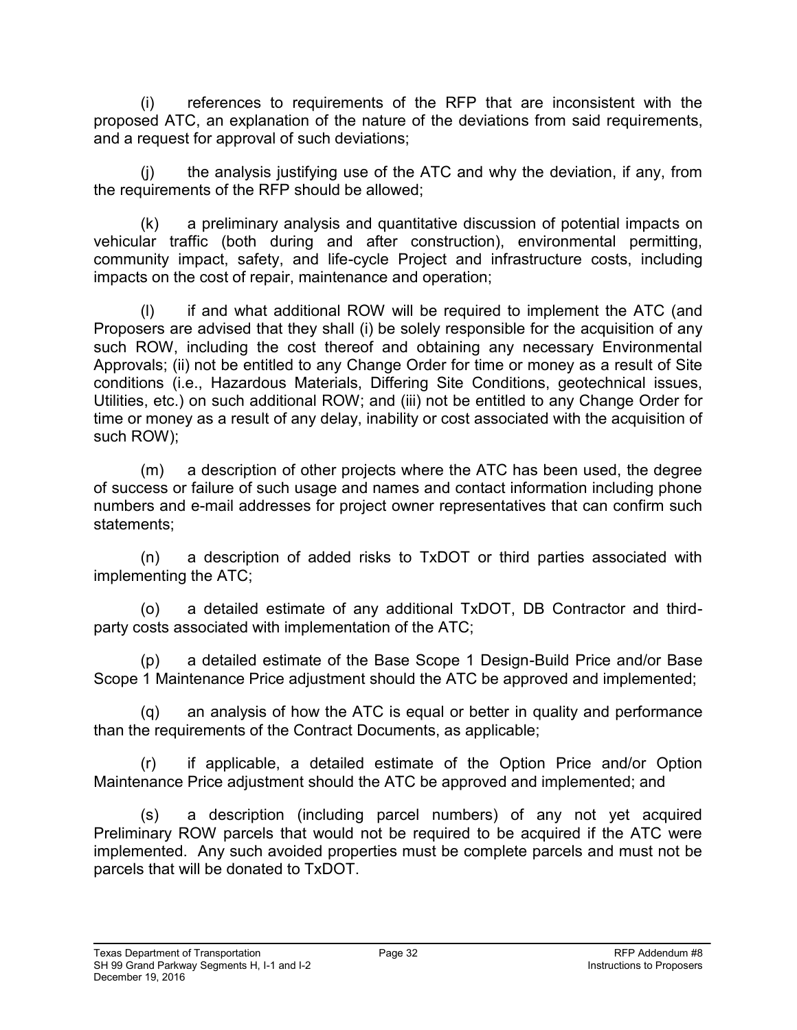(i) references to requirements of the RFP that are inconsistent with the proposed ATC, an explanation of the nature of the deviations from said requirements, and a request for approval of such deviations;

(j) the analysis justifying use of the ATC and why the deviation, if any, from the requirements of the RFP should be allowed;

(k) a preliminary analysis and quantitative discussion of potential impacts on vehicular traffic (both during and after construction), environmental permitting, community impact, safety, and life-cycle Project and infrastructure costs, including impacts on the cost of repair, maintenance and operation;

(l) if and what additional ROW will be required to implement the ATC (and Proposers are advised that they shall (i) be solely responsible for the acquisition of any such ROW, including the cost thereof and obtaining any necessary Environmental Approvals; (ii) not be entitled to any Change Order for time or money as a result of Site conditions (i.e., Hazardous Materials, Differing Site Conditions, geotechnical issues, Utilities, etc.) on such additional ROW; and (iii) not be entitled to any Change Order for time or money as a result of any delay, inability or cost associated with the acquisition of such ROW);

(m) a description of other projects where the ATC has been used, the degree of success or failure of such usage and names and contact information including phone numbers and e-mail addresses for project owner representatives that can confirm such statements;

(n) a description of added risks to TxDOT or third parties associated with implementing the ATC;

(o) a detailed estimate of any additional TxDOT, DB Contractor and third-party costs associated with implementation of the ATC;

(p) a detailed estimate of the Base Scope 1 Design-Build Price and/or Base Scope 1 Maintenance Price adjustment should the ATC be approved and implemented;

(q) an analysis of how the ATC is equal or better in quality and performance than the requirements of the Contract Documents, as applicable;

(r) if applicable, a detailed estimate of the Option Price and/or Option Maintenance Price adjustment should the ATC be approved and implemented; and

(s) a description (including parcel numbers) of any not yet acquired Preliminary ROW parcels that would not be required to be acquired if the ATC were implemented. Any such avoided properties must be complete parcels and must not be parcels that will be donated to TxDOT.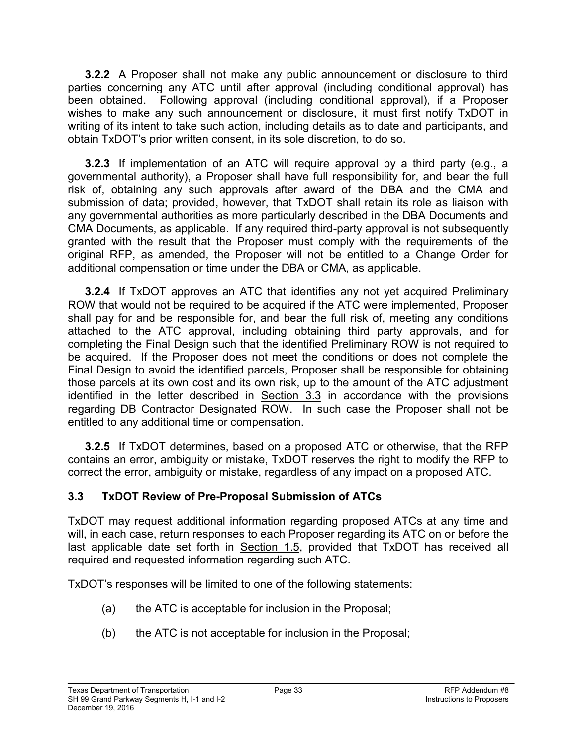**3.2.2** A Proposer shall not make any public announcement or disclosure to third parties concerning any ATC until after approval (including conditional approval) has been obtained. Following approval (including conditional approval), if a Proposer wishes to make any such announcement or disclosure, it must first notify TxDOT in writing of its intent to take such action, including details as to date and participants, and obtain TxDOT's prior written consent, in its sole discretion, to do so.

**3.2.3** If implementation of an ATC will require approval by a third party (e.g., a governmental authority), a Proposer shall have full responsibility for, and bear the full risk of, obtaining any such approvals after award of the DBA and the CMA and submission of data; provided, however, that TxDOT shall retain its role as liaison with any governmental authorities as more particularly described in the DBA Documents and CMA Documents, as applicable. If any required third-party approval is not subsequently granted with the result that the Proposer must comply with the requirements of the original RFP, as amended, the Proposer will not be entitled to a Change Order for additional compensation or time under the DBA or CMA, as applicable.

**3.2.4** If TxDOT approves an ATC that identifies any not yet acquired Preliminary ROW that would not be required to be acquired if the ATC were implemented, Proposer shall pay for and be responsible for, and bear the full risk of, meeting any conditions attached to the ATC approval, including obtaining third party approvals, and for completing the Final Design such that the identified Preliminary ROW is not required to be acquired. If the Proposer does not meet the conditions or does not complete the Final Design to avoid the identified parcels, Proposer shall be responsible for obtaining those parcels at its own cost and its own risk, up to the amount of the ATC adjustment identified in the letter described in Section 3.3 in accordance with the provisions regarding DB Contractor Designated ROW. In such case the Proposer shall not be entitled to any additional time or compensation.

**3.2.5** If TxDOT determines, based on a proposed ATC or otherwise, that the RFP contains an error, ambiguity or mistake, TxDOT reserves the right to modify the RFP to correct the error, ambiguity or mistake, regardless of any impact on a proposed ATC.

## 3.3 TxDOT Review of Pre-Proposal Submission of ATCs

TxDOT may request additional information regarding proposed ATCs at any time and will, in each case, return responses to each Proposer regarding its ATC on or before the last applicable date set forth in Section 1.5, provided that TxDOT has received all required and requested information regarding such ATC.

TxDOT's responses will be limited to one of the following statements:

(a) the ATC is acceptable for inclusion in the Proposal;

(b) the ATC is not acceptable for inclusion in the Proposal;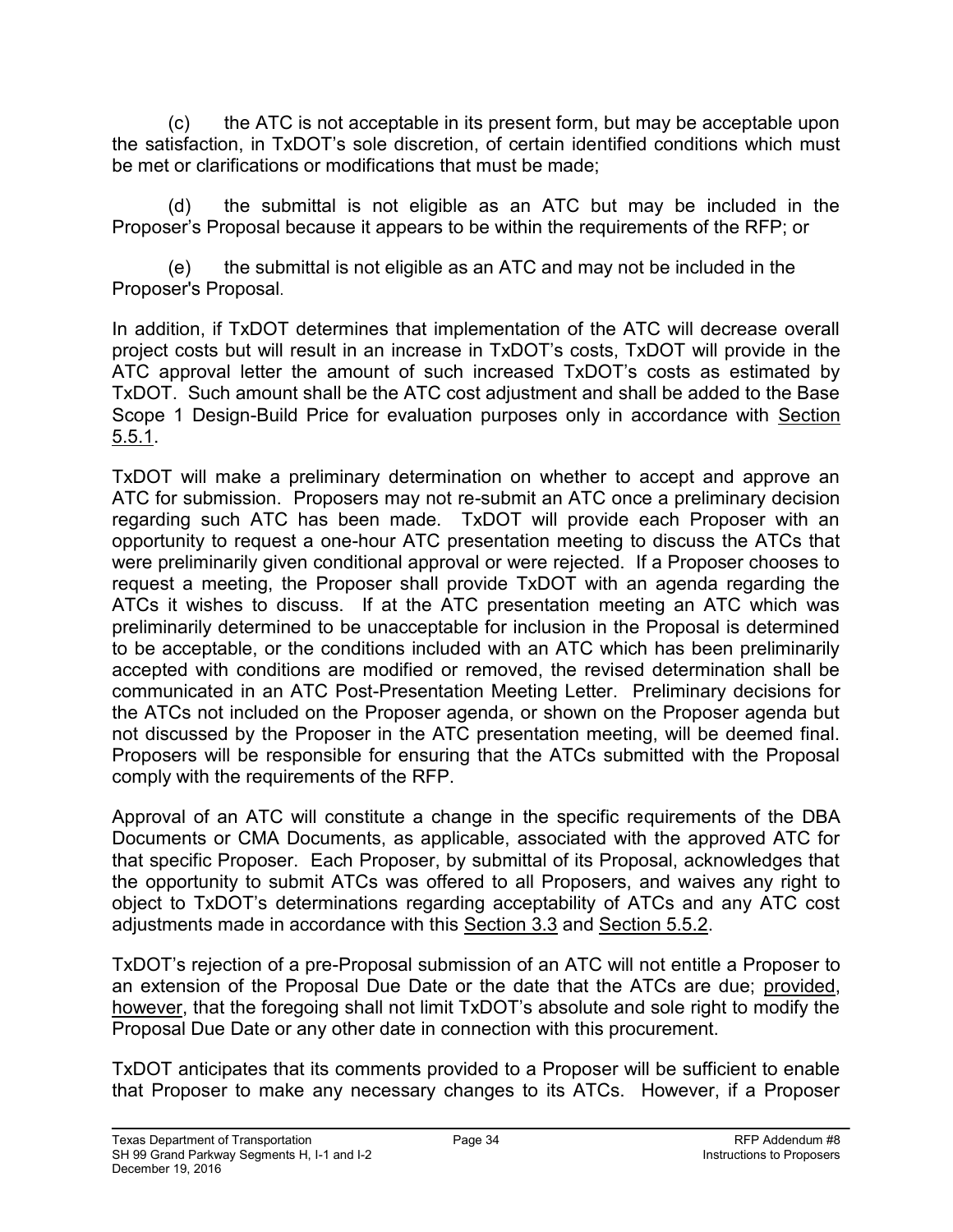(c) the ATC is not acceptable in its present form, but may be acceptable upon the satisfaction, in TxDOT's sole discretion, of certain identified conditions which must be met or clarifications or modifications that must be made;

(d) the submittal is not eligible as an ATC but may be included in the Proposer's Proposal because it appears to be within the requirements of the RFP; or

(e) the submittal is not eligible as an ATC and may not be included in the Proposer's Proposal.

In addition, if TxDOT determines that implementation of the ATC will decrease overall project costs but will result in an increase in TxDOT's costs, TxDOT will provide in the ATC approval letter the amount of such increased TxDOT's costs as estimated by TxDOT. Such amount shall be the ATC cost adjustment and shall be added to the Base Scope 1 Design-Build Price for evaluation purposes only in accordance with Section 5.5.1.

TxDOT will make a preliminary determination on whether to accept and approve an ATC for submission. Proposers may not re-submit an ATC once a preliminary decision regarding such ATC has been made. TxDOT will provide each Proposer with an opportunity to request a one-hour ATC presentation meeting to discuss the ATCs that were preliminarily given conditional approval or were rejected. If a Proposer chooses to request a meeting, the Proposer shall provide TxDOT with an agenda regarding the ATCs it wishes to discuss. If at the ATC presentation meeting an ATC which was preliminarily determined to be unacceptable for inclusion in the Proposal is determined to be acceptable, or the conditions included with an ATC which has been preliminarily accepted with conditions are modified or removed, the revised determination shall be communicated in an ATC Post-Presentation Meeting Letter. Preliminary decisions for the ATCs not included on the Proposer agenda, or shown on the Proposer agenda but not discussed by the Proposer in the ATC presentation meeting, will be deemed final. Proposers will be responsible for ensuring that the ATCs submitted with the Proposal comply with the requirements of the RFP.

Approval of an ATC will constitute a change in the specific requirements of the DBA Documents or CMA Documents, as applicable, associated with the approved ATC for that specific Proposer. Each Proposer, by submittal of its Proposal, acknowledges that the opportunity to submit ATCs was offered to all Proposers, and waives any right to object to TxDOT's determinations regarding acceptability of ATCs and any ATC cost adjustments made in accordance with this Section 3.3 and Section 5.5.2.

TxDOT's rejection of a pre-Proposal submission of an ATC will not entitle a Proposer to an extension of the Proposal Due Date or the date that the ATCs are due; provided, however, that the foregoing shall not limit TxDOT's absolute and sole right to modify the Proposal Due Date or any other date in connection with this procurement.

TxDOT anticipates that its comments provided to a Proposer will be sufficient to enable that Proposer to make any necessary changes to its ATCs. However, if a Proposer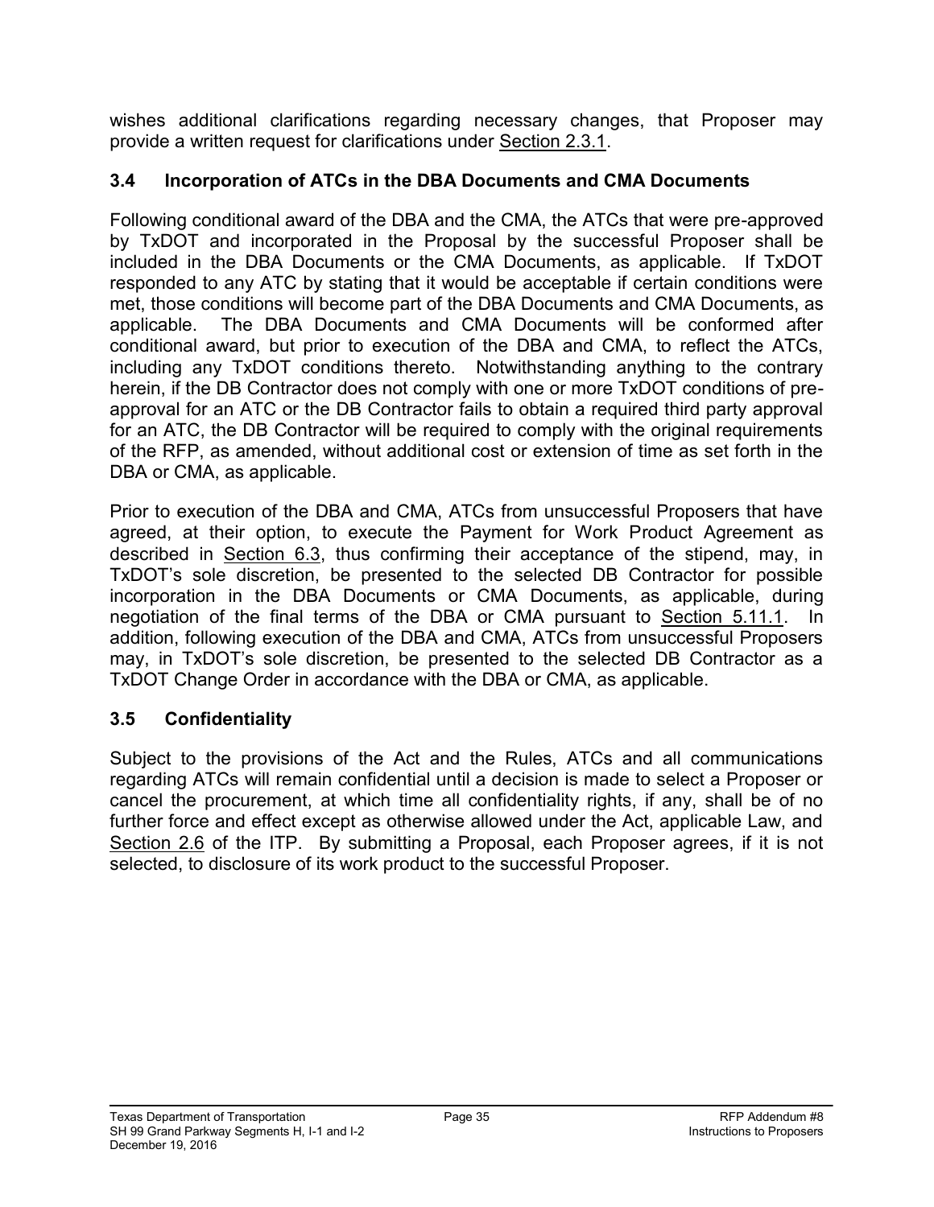wishes additional clarifications regarding necessary changes, that Proposer may provide a written request for clarifications under Section 2.3.1.

### 3.4 Incorporation of ATCs in the DBA Documents and CMA Documents

Following conditional award of the DBA and the CMA, the ATCs that were pre-approved by TxDOT and incorporated in the Proposal by the successful Proposer shall be included in the DBA Documents or the CMA Documents, as applicable. If TxDOT responded to any ATC by stating that it would be acceptable if certain conditions were met, those conditions will become part of the DBA Documents and CMA Documents, as applicable. The DBA Documents and CMA Documents will be conformed after conditional award, but prior to execution of the DBA and CMA, to reflect the ATCs, including any TxDOT conditions thereto. Notwithstanding anything to the contrary herein, if the DB Contractor does not comply with one or more TxDOT conditions of pre-approval for an ATC or the DB Contractor fails to obtain a required third party approval for an ATC, the DB Contractor will be required to comply with the original requirements of the RFP, as amended, without additional cost or extension of time as set forth in the DBA or CMA, as applicable.

Prior to execution of the DBA and CMA, ATCs from unsuccessful Proposers that have agreed, at their option, to execute the Payment for Work Product Agreement as described in Section 6.3, thus confirming their acceptance of the stipend, may, in TxDOT's sole discretion, be presented to the selected DB Contractor for possible incorporation in the DBA Documents or CMA Documents, as applicable, during negotiation of the final terms of the DBA or CMA pursuant to Section 5.11.1. In addition, following execution of the DBA and CMA, ATCs from unsuccessful Proposers may, in TxDOT's sole discretion, be presented to the selected DB Contractor as a TxDOT Change Order in accordance with the DBA or CMA, as applicable.

### 3.5 Confidentiality

Subject to the provisions of the Act and the Rules, ATCs and all communications regarding ATCs will remain confidential until a decision is made to select a Proposer or cancel the procurement, at which time all confidentiality rights, if any, shall be of no further force and effect except as otherwise allowed under the Act, applicable Law, and Section 2.6 of the ITP. By submitting a Proposal, each Proposer agrees, if it is not selected, to disclosure of its work product to the successful Proposer.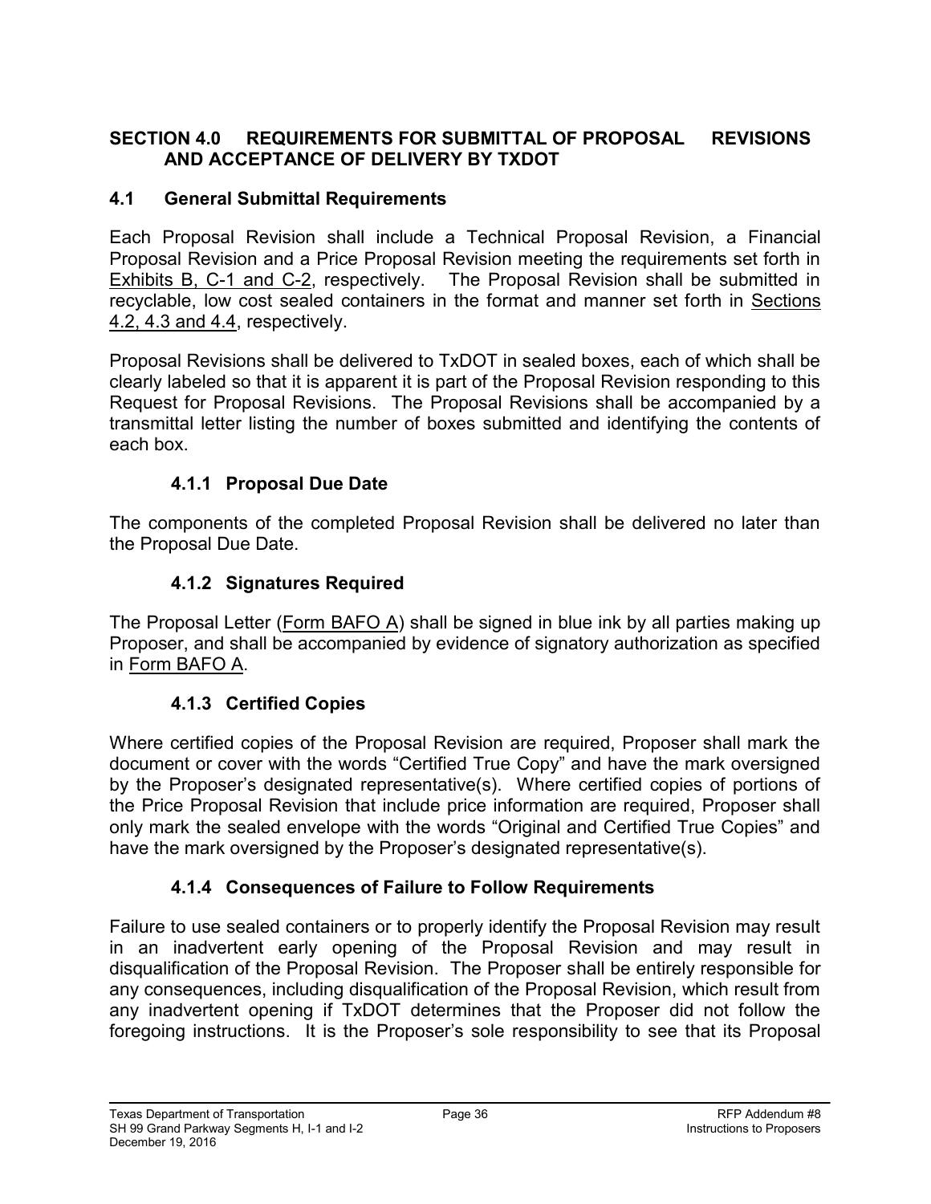## SECTION 4.0 REQUIREMENTS FOR SUBMITTAL OF PROPOSAL REVISIONS AND ACCEPTANCE OF DELIVERY BY TXDOT

### 4.1 General Submittal Requirements

Each Proposal Revision shall include a Technical Proposal Revision, a Financial Proposal Revision and a Price Proposal Revision meeting the requirements set forth in Exhibits B, C-1 and C-2, respectively. The Proposal Revision shall be submitted in recyclable, low cost sealed containers in the format and manner set forth in Sections 4.2, 4.3 and 4.4, respectively.

Proposal Revisions shall be delivered to TxDOT in sealed boxes, each of which shall be clearly labeled so that it is apparent it is part of the Proposal Revision responding to this Request for Proposal Revisions. The Proposal Revisions shall be accompanied by a transmittal letter listing the number of boxes submitted and identifying the contents of each box.

#### 4.1.1 Proposal Due Date

The components of the completed Proposal Revision shall be delivered no later than the Proposal Due Date.

#### 4.1.2 Signatures Required

The Proposal Letter (Form BAFO A) shall be signed in blue ink by all parties making up Proposer, and shall be accompanied by evidence of signatory authorization as specified in Form BAFO A.

#### 4.1.3 Certified Copies

Where certified copies of the Proposal Revision are required, Proposer shall mark the document or cover with the words "Certified True Copy" and have the mark oversigned by the Proposer's designated representative(s). Where certified copies of portions of the Price Proposal Revision that include price information are required, Proposer shall only mark the sealed envelope with the words "Original and Certified True Copies" and have the mark oversigned by the Proposer's designated representative(s).

#### 4.1.4 Consequences of Failure to Follow Requirements

Failure to use sealed containers or to properly identify the Proposal Revision may result in an inadvertent early opening of the Proposal Revision and may result in disqualification of the Proposal Revision. The Proposer shall be entirely responsible for any consequences, including disqualification of the Proposal Revision, which result from any inadvertent opening if TxDOT determines that the Proposer did not follow the foregoing instructions. It is the Proposer's sole responsibility to see that its Proposal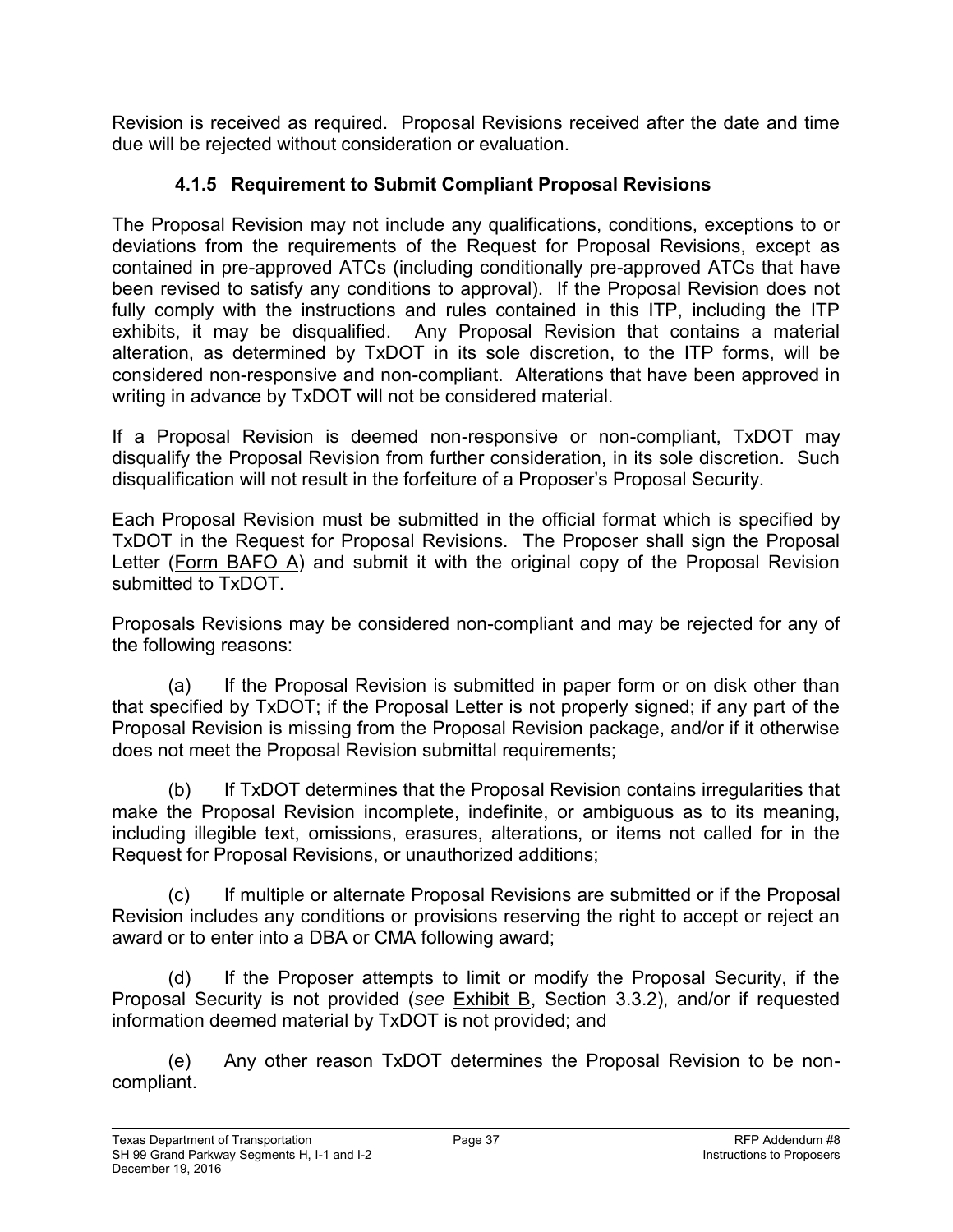Revision is received as required. Proposal Revisions received after the date and time due will be rejected without consideration or evaluation.

### 4.1.5 Requirement to Submit Compliant Proposal Revisions

The Proposal Revision may not include any qualifications, conditions, exceptions to or deviations from the requirements of the Request for Proposal Revisions, except as contained in pre-approved ATCs (including conditionally pre-approved ATCs that have been revised to satisfy any conditions to approval). If the Proposal Revision does not fully comply with the instructions and rules contained in this ITP, including the ITP exhibits, it may be disqualified. Any Proposal Revision that contains a material alteration, as determined by TxDOT in its sole discretion, to the ITP forms, will be considered non-responsive and non-compliant. Alterations that have been approved in writing in advance by TxDOT will not be considered material.

If a Proposal Revision is deemed non-responsive or non-compliant, TxDOT may disqualify the Proposal Revision from further consideration, in its sole discretion. Such disqualification will not result in the forfeiture of a Proposer's Proposal Security.

Each Proposal Revision must be submitted in the official format which is specified by TxDOT in the Request for Proposal Revisions. The Proposer shall sign the Proposal Letter (Form BAFO A) and submit it with the original copy of the Proposal Revision submitted to TxDOT.

Proposals Revisions may be considered non-compliant and may be rejected for any of the following reasons:

(a) If the Proposal Revision is submitted in paper form or on disk other than that specified by TxDOT; if the Proposal Letter is not properly signed; if any part of the Proposal Revision is missing from the Proposal Revision package, and/or if it otherwise does not meet the Proposal Revision submittal requirements;

(b) If TxDOT determines that the Proposal Revision contains irregularities that make the Proposal Revision incomplete, indefinite, or ambiguous as to its meaning, including illegible text, omissions, erasures, alterations, or items not called for in the Request for Proposal Revisions, or unauthorized additions;

(c) If multiple or alternate Proposal Revisions are submitted or if the Proposal Revision includes any conditions or provisions reserving the right to accept or reject an award or to enter into a DBA or CMA following award;

(d) If the Proposer attempts to limit or modify the Proposal Security, if the Proposal Security is not provided (*see* Exhibit B, Section 3.3.2), and/or if requested information deemed material by TxDOT is not provided; and

(e) Any other reason TxDOT determines the Proposal Revision to be non-compliant.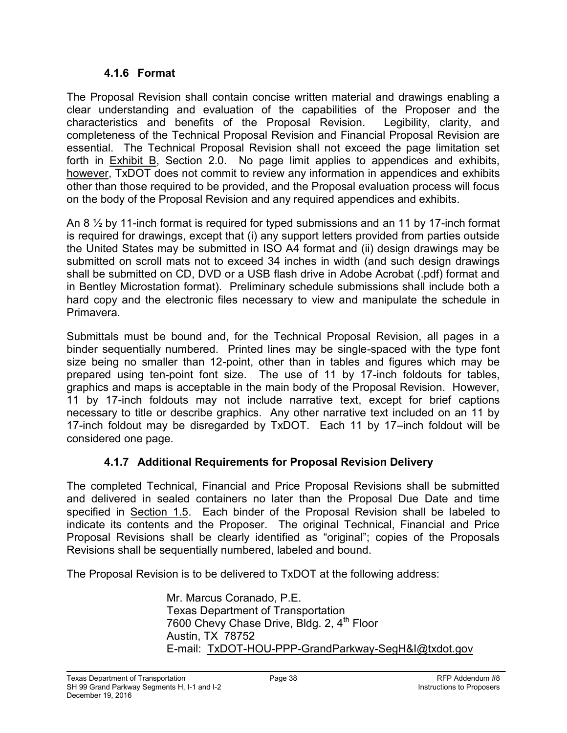#### 4.1.6 Format

The Proposal Revision shall contain concise written material and drawings enabling a clear understanding and evaluation of the capabilities of the Proposer and the characteristics and benefits of the Proposal Revision. Legibility, clarity, and completeness of the Technical Proposal Revision and Financial Proposal Revision are essential. The Technical Proposal Revision shall not exceed the page limitation set forth in Exhibit B, Section 2.0. No page limit applies to appendices and exhibits, however, TxDOT does not commit to review any information in appendices and exhibits other than those required to be provided, and the Proposal evaluation process will focus on the body of the Proposal Revision and any required appendices and exhibits.

An 8 ½ by 11-inch format is required for typed submissions and an 11 by 17-inch format is required for drawings, except that (i) any support letters provided from parties outside the United States may be submitted in ISO A4 format and (ii) design drawings may be submitted on scroll mats not to exceed 34 inches in width (and such design drawings shall be submitted on CD, DVD or a USB flash drive in Adobe Acrobat (.pdf) format and in Bentley Microstation format). Preliminary schedule submissions shall include both a hard copy and the electronic files necessary to view and manipulate the schedule in Primavera.

Submittals must be bound and, for the Technical Proposal Revision, all pages in a binder sequentially numbered. Printed lines may be single-spaced with the type font size being no smaller than 12-point, other than in tables and figures which may be prepared using ten-point font size. The use of 11 by 17-inch foldouts for tables, graphics and maps is acceptable in the main body of the Proposal Revision. However, 11 by 17-inch foldouts may not include narrative text, except for brief captions necessary to title or describe graphics. Any other narrative text included on an 11 by 17-inch foldout may be disregarded by TxDOT. Each 11 by 17–inch foldout will be considered one page.

#### 4.1.7 Additional Requirements for Proposal Revision Delivery

The completed Technical, Financial and Price Proposal Revisions shall be submitted and delivered in sealed containers no later than the Proposal Due Date and time specified in Section 1.5. Each binder of the Proposal Revision shall be labeled to indicate its contents and the Proposer. The original Technical, Financial and Price Proposal Revisions shall be clearly identified as "original"; copies of the Proposals Revisions shall be sequentially numbered, labeled and bound.

The Proposal Revision is to be delivered to TxDOT at the following address:

> Mr. Marcus Coranado, P.E.
> Texas Department of Transportation
> 7600 Chevy Chase Drive, Bldg. 2, 4th Floor
> Austin, TX 78752
> E-mail: TxDOT-HOU-PPP-GrandParkway-SegH&I@txdot.gov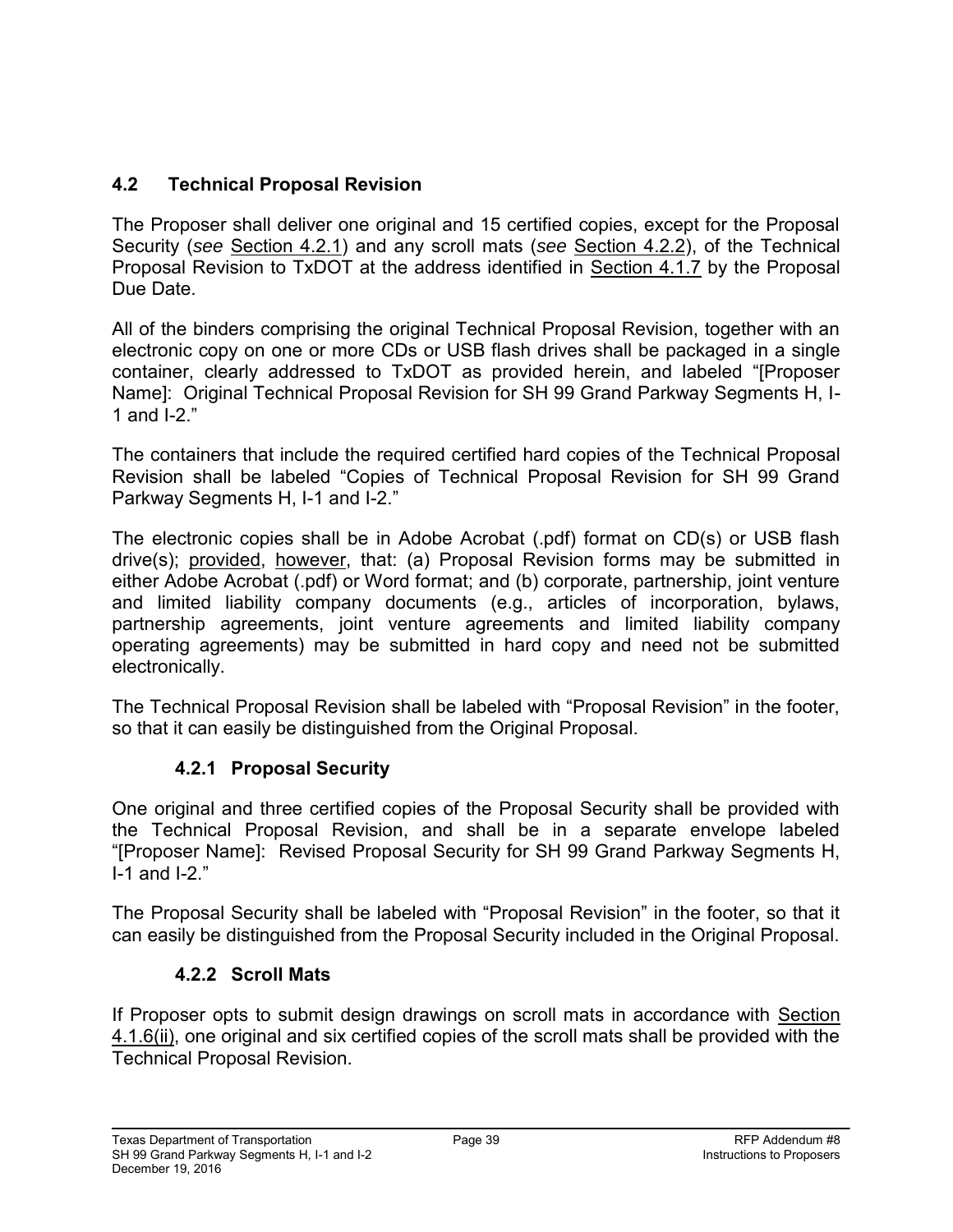## 4.2 Technical Proposal Revision

The Proposer shall deliver one original and 15 certified copies, except for the Proposal Security (*see* Section 4.2.1) and any scroll mats (*see* Section 4.2.2), of the Technical Proposal Revision to TxDOT at the address identified in Section 4.1.7 by the Proposal Due Date.

All of the binders comprising the original Technical Proposal Revision, together with an electronic copy on one or more CDs or USB flash drives shall be packaged in a single container, clearly addressed to TxDOT as provided herein, and labeled "[Proposer Name]: Original Technical Proposal Revision for SH 99 Grand Parkway Segments H, I-1 and I-2."

The containers that include the required certified hard copies of the Technical Proposal Revision shall be labeled "Copies of Technical Proposal Revision for SH 99 Grand Parkway Segments H, I-1 and I-2."

The electronic copies shall be in Adobe Acrobat (.pdf) format on CD(s) or USB flash drive(s); provided, however, that: (a) Proposal Revision forms may be submitted in either Adobe Acrobat (.pdf) or Word format; and (b) corporate, partnership, joint venture and limited liability company documents (e.g., articles of incorporation, bylaws, partnership agreements, joint venture agreements and limited liability company operating agreements) may be submitted in hard copy and need not be submitted electronically.

The Technical Proposal Revision shall be labeled with "Proposal Revision" in the footer, so that it can easily be distinguished from the Original Proposal.

### 4.2.1 Proposal Security

One original and three certified copies of the Proposal Security shall be provided with the Technical Proposal Revision, and shall be in a separate envelope labeled "[Proposer Name]: Revised Proposal Security for SH 99 Grand Parkway Segments H, I-1 and I-2."

The Proposal Security shall be labeled with "Proposal Revision" in the footer, so that it can easily be distinguished from the Proposal Security included in the Original Proposal.

### 4.2.2 Scroll Mats

If Proposer opts to submit design drawings on scroll mats in accordance with Section 4.1.6(ii), one original and six certified copies of the scroll mats shall be provided with the Technical Proposal Revision.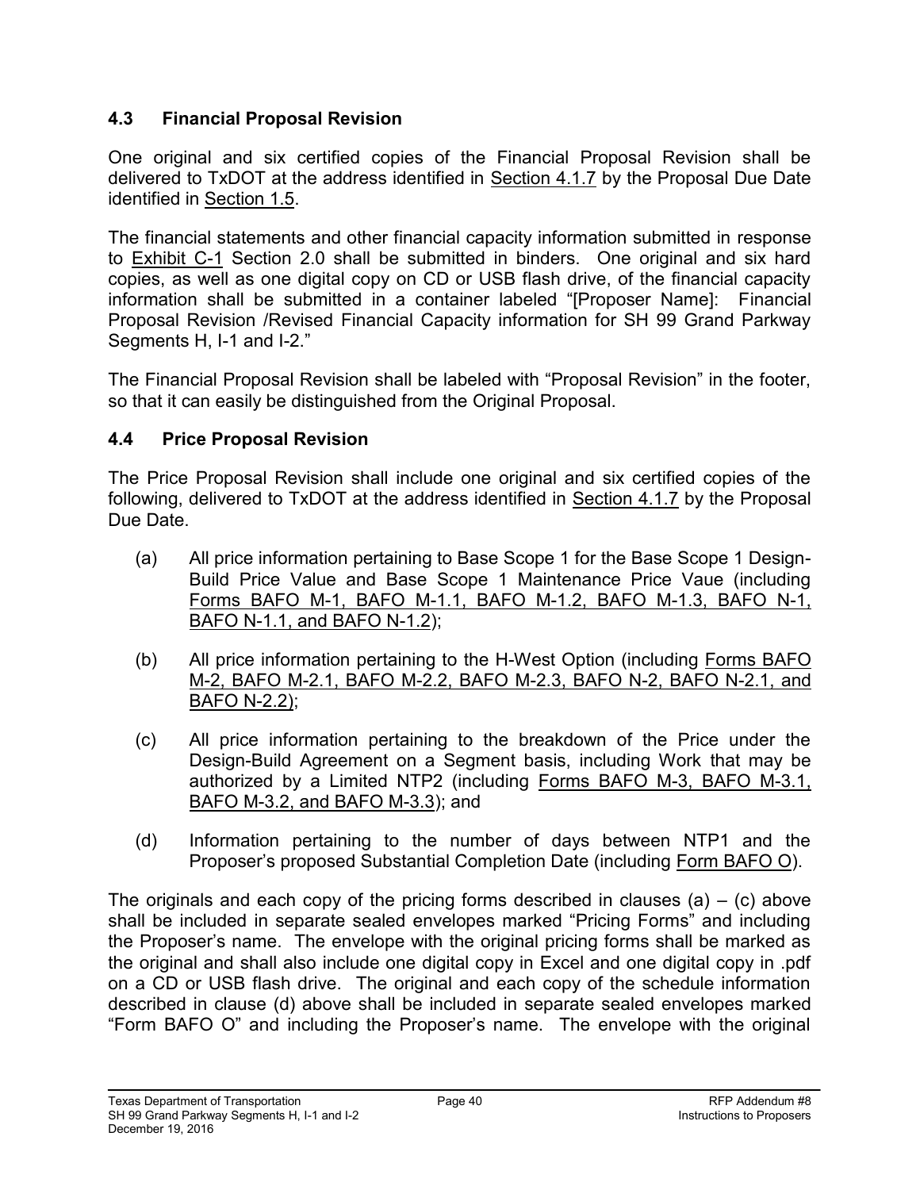### 4.3 Financial Proposal Revision

One original and six certified copies of the Financial Proposal Revision shall be delivered to TxDOT at the address identified in Section 4.1.7 by the Proposal Due Date identified in Section 1.5.

The financial statements and other financial capacity information submitted in response to Exhibit C-1 Section 2.0 shall be submitted in binders. One original and six hard copies, as well as one digital copy on CD or USB flash drive, of the financial capacity information shall be submitted in a container labeled "[Proposer Name]: Financial Proposal Revision /Revised Financial Capacity information for SH 99 Grand Parkway Segments H, I-1 and I-2."

The Financial Proposal Revision shall be labeled with "Proposal Revision" in the footer, so that it can easily be distinguished from the Original Proposal.

### 4.4 Price Proposal Revision

The Price Proposal Revision shall include one original and six certified copies of the following, delivered to TxDOT at the address identified in Section 4.1.7 by the Proposal Due Date.

(a) All price information pertaining to Base Scope 1 for the Base Scope 1 Design-Build Price Value and Base Scope 1 Maintenance Price Vaue (including Forms BAFO M-1, BAFO M-1.1, BAFO M-1.2, BAFO M-1.3, BAFO N-1, BAFO N-1.1, and BAFO N-1.2);

(b) All price information pertaining to the H-West Option (including Forms BAFO M-2, BAFO M-2.1, BAFO M-2.2, BAFO M-2.3, BAFO N-2, BAFO N-2.1, and BAFO N-2.2);

(c) All price information pertaining to the breakdown of the Price under the Design-Build Agreement on a Segment basis, including Work that may be authorized by a Limited NTP2 (including Forms BAFO M-3, BAFO M-3.1, BAFO M-3.2, and BAFO M-3.3); and

(d) Information pertaining to the number of days between NTP1 and the Proposer's proposed Substantial Completion Date (including Form BAFO O).

The originals and each copy of the pricing forms described in clauses (a) – (c) above shall be included in separate sealed envelopes marked "Pricing Forms" and including the Proposer's name. The envelope with the original pricing forms shall be marked as the original and shall also include one digital copy in Excel and one digital copy in .pdf on a CD or USB flash drive. The original and each copy of the schedule information described in clause (d) above shall be included in separate sealed envelopes marked "Form BAFO O" and including the Proposer's name. The envelope with the original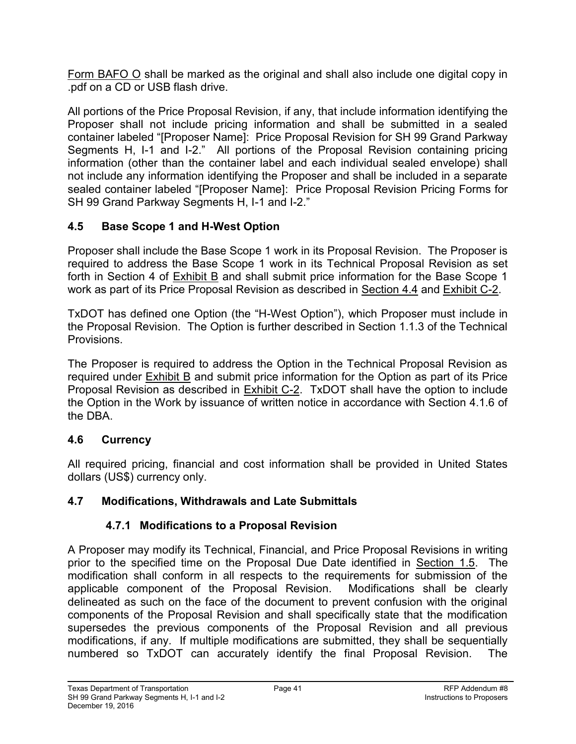Form BAFO O shall be marked as the original and shall also include one digital copy in .pdf on a CD or USB flash drive.

All portions of the Price Proposal Revision, if any, that include information identifying the Proposer shall not include pricing information and shall be submitted in a sealed container labeled "[Proposer Name]: Price Proposal Revision for SH 99 Grand Parkway Segments H, I-1 and I-2." All portions of the Proposal Revision containing pricing information (other than the container label and each individual sealed envelope) shall not include any information identifying the Proposer and shall be included in a separate sealed container labeled "[Proposer Name]: Price Proposal Revision Pricing Forms for SH 99 Grand Parkway Segments H, I-1 and I-2."

## 4.5 Base Scope 1 and H-West Option

Proposer shall include the Base Scope 1 work in its Proposal Revision. The Proposer is required to address the Base Scope 1 work in its Technical Proposal Revision as set forth in Section 4 of Exhibit B and shall submit price information for the Base Scope 1 work as part of its Price Proposal Revision as described in Section 4.4 and Exhibit C-2.

TxDOT has defined one Option (the "H-West Option"), which Proposer must include in the Proposal Revision. The Option is further described in Section 1.1.3 of the Technical Provisions.

The Proposer is required to address the Option in the Technical Proposal Revision as required under Exhibit B and submit price information for the Option as part of its Price Proposal Revision as described in Exhibit C-2. TxDOT shall have the option to include the Option in the Work by issuance of written notice in accordance with Section 4.1.6 of the DBA.

## 4.6 Currency

All required pricing, financial and cost information shall be provided in United States dollars (US$) currency only.

## 4.7 Modifications, Withdrawals and Late Submittals

### 4.7.1 Modifications to a Proposal Revision

A Proposer may modify its Technical, Financial, and Price Proposal Revisions in writing prior to the specified time on the Proposal Due Date identified in Section 1.5. The modification shall conform in all respects to the requirements for submission of the applicable component of the Proposal Revision. Modifications shall be clearly delineated as such on the face of the document to prevent confusion with the original components of the Proposal Revision and shall specifically state that the modification supersedes the previous components of the Proposal Revision and all previous modifications, if any. If multiple modifications are submitted, they shall be sequentially numbered so TxDOT can accurately identify the final Proposal Revision. The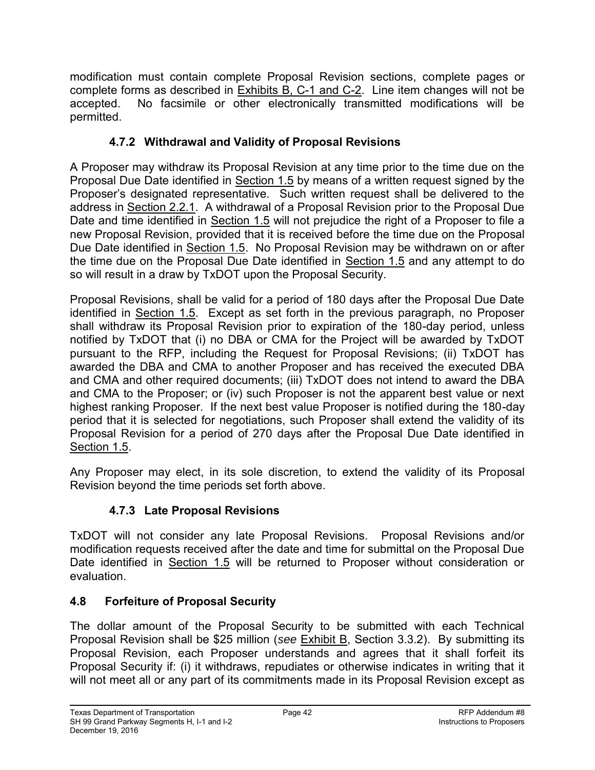modification must contain complete Proposal Revision sections, complete pages or complete forms as described in Exhibits B, C-1 and C-2. Line item changes will not be accepted. No facsimile or other electronically transmitted modifications will be permitted.

### 4.7.2 Withdrawal and Validity of Proposal Revisions

A Proposer may withdraw its Proposal Revision at any time prior to the time due on the Proposal Due Date identified in Section 1.5 by means of a written request signed by the Proposer's designated representative. Such written request shall be delivered to the address in Section 2.2.1. A withdrawal of a Proposal Revision prior to the Proposal Due Date and time identified in Section 1.5 will not prejudice the right of a Proposer to file a new Proposal Revision, provided that it is received before the time due on the Proposal Due Date identified in Section 1.5. No Proposal Revision may be withdrawn on or after the time due on the Proposal Due Date identified in Section 1.5 and any attempt to do so will result in a draw by TxDOT upon the Proposal Security.

Proposal Revisions, shall be valid for a period of 180 days after the Proposal Due Date identified in Section 1.5. Except as set forth in the previous paragraph, no Proposer shall withdraw its Proposal Revision prior to expiration of the 180-day period, unless notified by TxDOT that (i) no DBA or CMA for the Project will be awarded by TxDOT pursuant to the RFP, including the Request for Proposal Revisions; (ii) TxDOT has awarded the DBA and CMA to another Proposer and has received the executed DBA and CMA and other required documents; (iii) TxDOT does not intend to award the DBA and CMA to the Proposer; or (iv) such Proposer is not the apparent best value or next highest ranking Proposer. If the next best value Proposer is notified during the 180-day period that it is selected for negotiations, such Proposer shall extend the validity of its Proposal Revision for a period of 270 days after the Proposal Due Date identified in Section 1.5.

Any Proposer may elect, in its sole discretion, to extend the validity of its Proposal Revision beyond the time periods set forth above.

### 4.7.3 Late Proposal Revisions

TxDOT will not consider any late Proposal Revisions. Proposal Revisions and/or modification requests received after the date and time for submittal on the Proposal Due Date identified in Section 1.5 will be returned to Proposer without consideration or evaluation.

## 4.8 Forfeiture of Proposal Security

The dollar amount of the Proposal Security to be submitted with each Technical Proposal Revision shall be $25 million (*see* Exhibit B, Section 3.3.2). By submitting its Proposal Revision, each Proposer understands and agrees that it shall forfeit its Proposal Security if: (i) it withdraws, repudiates or otherwise indicates in writing that it will not meet all or any part of its commitments made in its Proposal Revision except as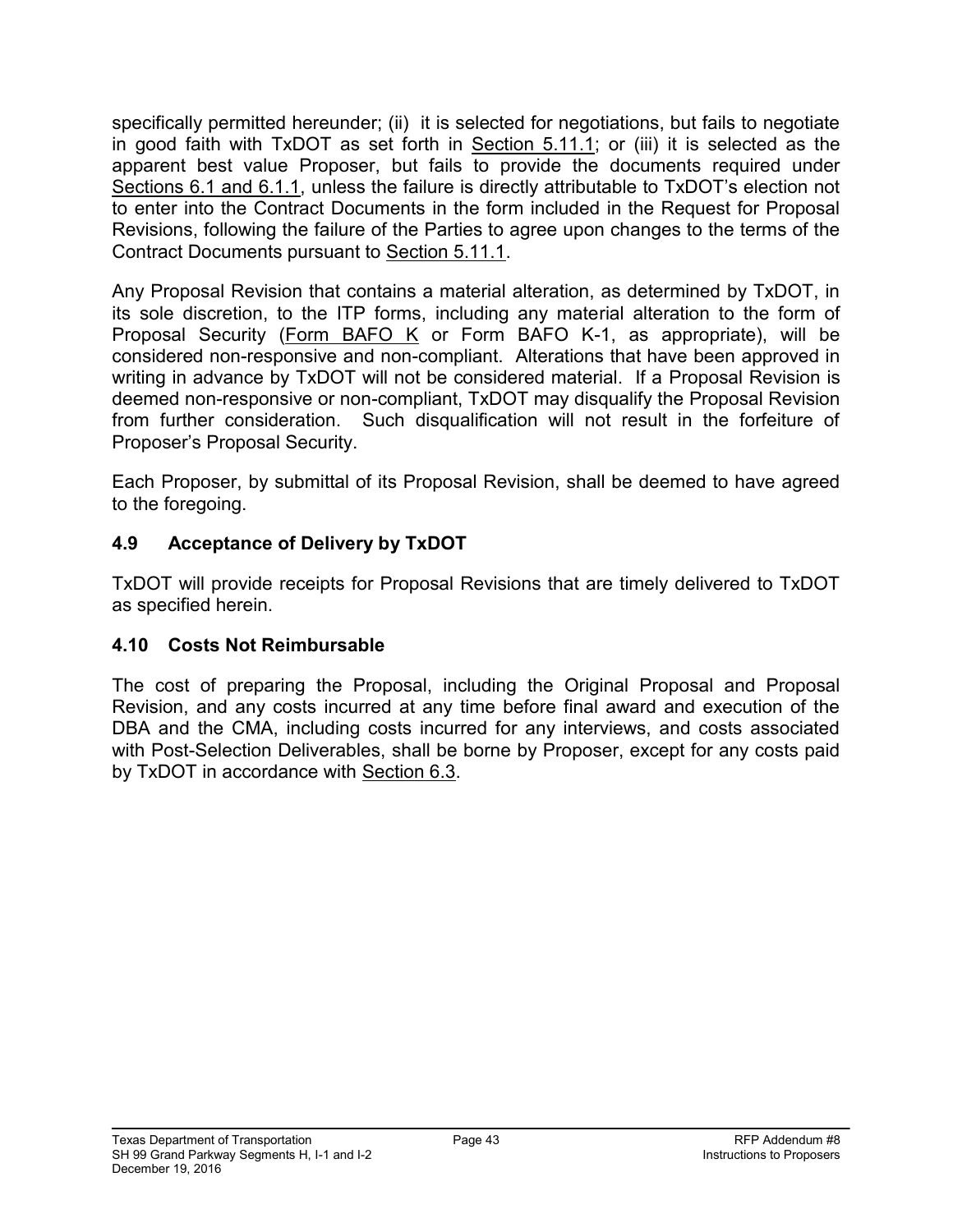specifically permitted hereunder; (ii) it is selected for negotiations, but fails to negotiate in good faith with TxDOT as set forth in Section 5.11.1; or (iii) it is selected as the apparent best value Proposer, but fails to provide the documents required under Sections 6.1 and 6.1.1, unless the failure is directly attributable to TxDOT's election not to enter into the Contract Documents in the form included in the Request for Proposal Revisions, following the failure of the Parties to agree upon changes to the terms of the Contract Documents pursuant to Section 5.11.1.

Any Proposal Revision that contains a material alteration, as determined by TxDOT, in its sole discretion, to the ITP forms, including any material alteration to the form of Proposal Security (Form BAFO K or Form BAFO K-1, as appropriate), will be considered non-responsive and non-compliant. Alterations that have been approved in writing in advance by TxDOT will not be considered material. If a Proposal Revision is deemed non-responsive or non-compliant, TxDOT may disqualify the Proposal Revision from further consideration. Such disqualification will not result in the forfeiture of Proposer's Proposal Security.

Each Proposer, by submittal of its Proposal Revision, shall be deemed to have agreed to the foregoing.

### 4.9 Acceptance of Delivery by TxDOT

TxDOT will provide receipts for Proposal Revisions that are timely delivered to TxDOT as specified herein.

### 4.10 Costs Not Reimbursable

The cost of preparing the Proposal, including the Original Proposal and Proposal Revision, and any costs incurred at any time before final award and execution of the DBA and the CMA, including costs incurred for any interviews, and costs associated with Post-Selection Deliverables, shall be borne by Proposer, except for any costs paid by TxDOT in accordance with Section 6.3.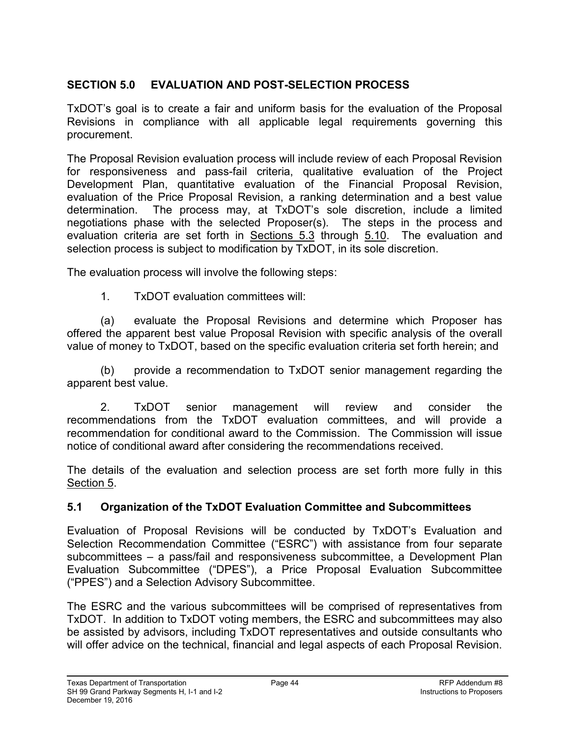## SECTION 5.0 EVALUATION AND POST-SELECTION PROCESS

TxDOT's goal is to create a fair and uniform basis for the evaluation of the Proposal Revisions in compliance with all applicable legal requirements governing this procurement.

The Proposal Revision evaluation process will include review of each Proposal Revision for responsiveness and pass-fail criteria, qualitative evaluation of the Project Development Plan, quantitative evaluation of the Financial Proposal Revision, evaluation of the Price Proposal Revision, a ranking determination and a best value determination. The process may, at TxDOT's sole discretion, include a limited negotiations phase with the selected Proposer(s). The steps in the process and evaluation criteria are set forth in Sections 5.3 through 5.10. The evaluation and selection process is subject to modification by TxDOT, in its sole discretion.

The evaluation process will involve the following steps:

1. TxDOT evaluation committees will:

   (a) evaluate the Proposal Revisions and determine which Proposer has offered the apparent best value Proposal Revision with specific analysis of the overall value of money to TxDOT, based on the specific evaluation criteria set forth herein; and

   (b) provide a recommendation to TxDOT senior management regarding the apparent best value.

2. TxDOT senior management will review and consider the recommendations from the TxDOT evaluation committees, and will provide a recommendation for conditional award to the Commission. The Commission will issue notice of conditional award after considering the recommendations received.

The details of the evaluation and selection process are set forth more fully in this Section 5.

### 5.1 Organization of the TxDOT Evaluation Committee and Subcommittees

Evaluation of Proposal Revisions will be conducted by TxDOT's Evaluation and Selection Recommendation Committee ("ESRC") with assistance from four separate subcommittees – a pass/fail and responsiveness subcommittee, a Development Plan Evaluation Subcommittee ("DPES"), a Price Proposal Evaluation Subcommittee ("PPES") and a Selection Advisory Subcommittee.

The ESRC and the various subcommittees will be comprised of representatives from TxDOT. In addition to TxDOT voting members, the ESRC and subcommittees may also be assisted by advisors, including TxDOT representatives and outside consultants who will offer advice on the technical, financial and legal aspects of each Proposal Revision.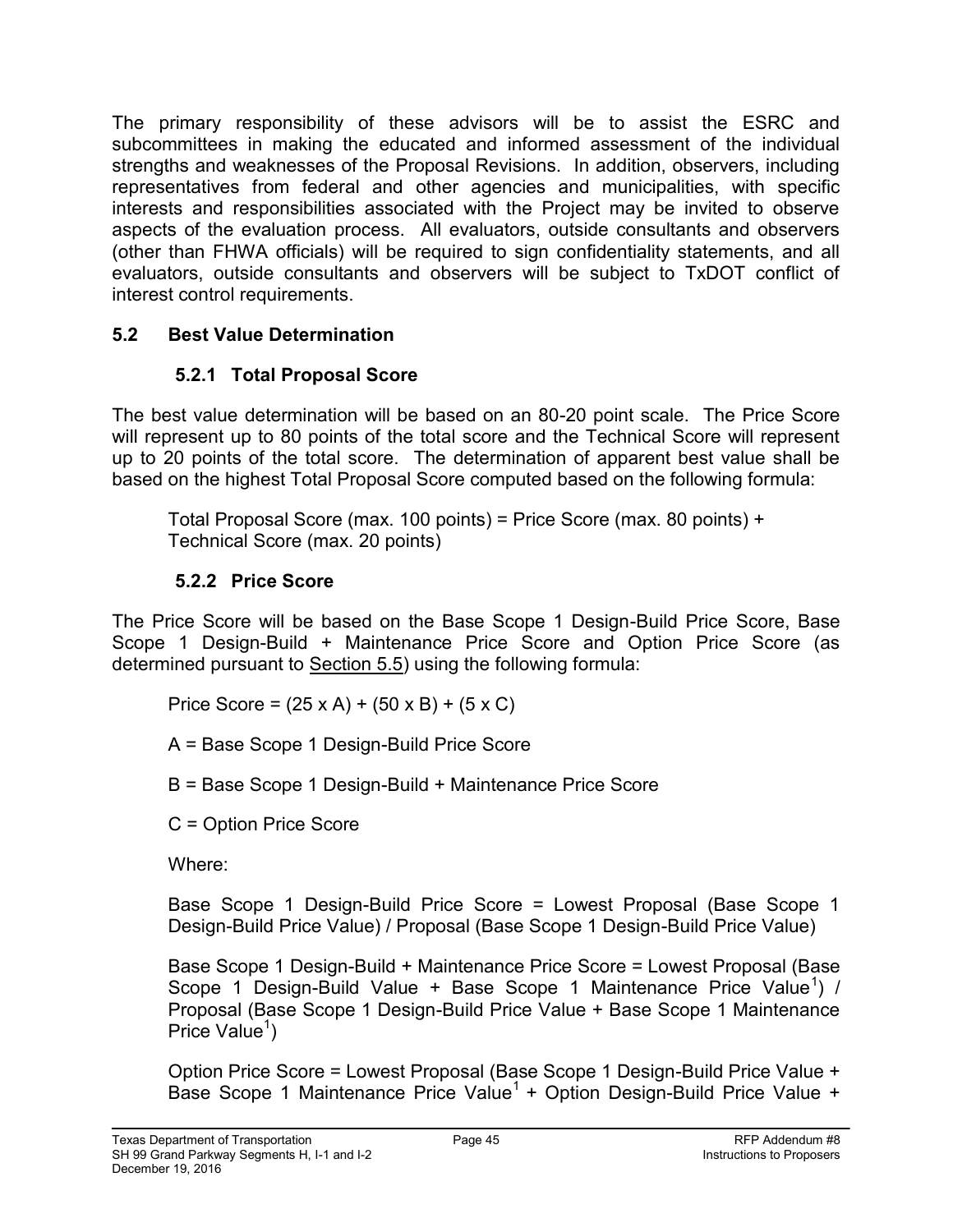The primary responsibility of these advisors will be to assist the ESRC and subcommittees in making the educated and informed assessment of the individual strengths and weaknesses of the Proposal Revisions. In addition, observers, including representatives from federal and other agencies and municipalities, with specific interests and responsibilities associated with the Project may be invited to observe aspects of the evaluation process. All evaluators, outside consultants and observers (other than FHWA officials) will be required to sign confidentiality statements, and all evaluators, outside consultants and observers will be subject to TxDOT conflict of interest control requirements.

## 5.2 Best Value Determination

### 5.2.1 Total Proposal Score

The best value determination will be based on an 80-20 point scale. The Price Score will represent up to 80 points of the total score and the Technical Score will represent up to 20 points of the total score. The determination of apparent best value shall be based on the highest Total Proposal Score computed based on the following formula:

Total Proposal Score (max. 100 points) = Price Score (max. 80 points) + Technical Score (max. 20 points)

### 5.2.2 Price Score

The Price Score will be based on the Base Scope 1 Design-Build Price Score, Base Scope 1 Design-Build + Maintenance Price Score and Option Price Score (as determined pursuant to Section 5.5) using the following formula:

Price Score = (25 x A) + (50 x B) + (5 x C)

A = Base Scope 1 Design-Build Price Score

B = Base Scope 1 Design-Build + Maintenance Price Score

C = Option Price Score

Where:

Base Scope 1 Design-Build Price Score = Lowest Proposal (Base Scope 1 Design-Build Price Value) / Proposal (Base Scope 1 Design-Build Price Value)

Base Scope 1 Design-Build + Maintenance Price Score = Lowest Proposal (Base Scope 1 Design-Build Value + Base Scope 1 Maintenance Price Value[1]) / Proposal (Base Scope 1 Design-Build Price Value + Base Scope 1 Maintenance Price Value[1])

Option Price Score = Lowest Proposal (Base Scope 1 Design-Build Price Value + Base Scope 1 Maintenance Price Value[1] + Option Design-Build Price Value +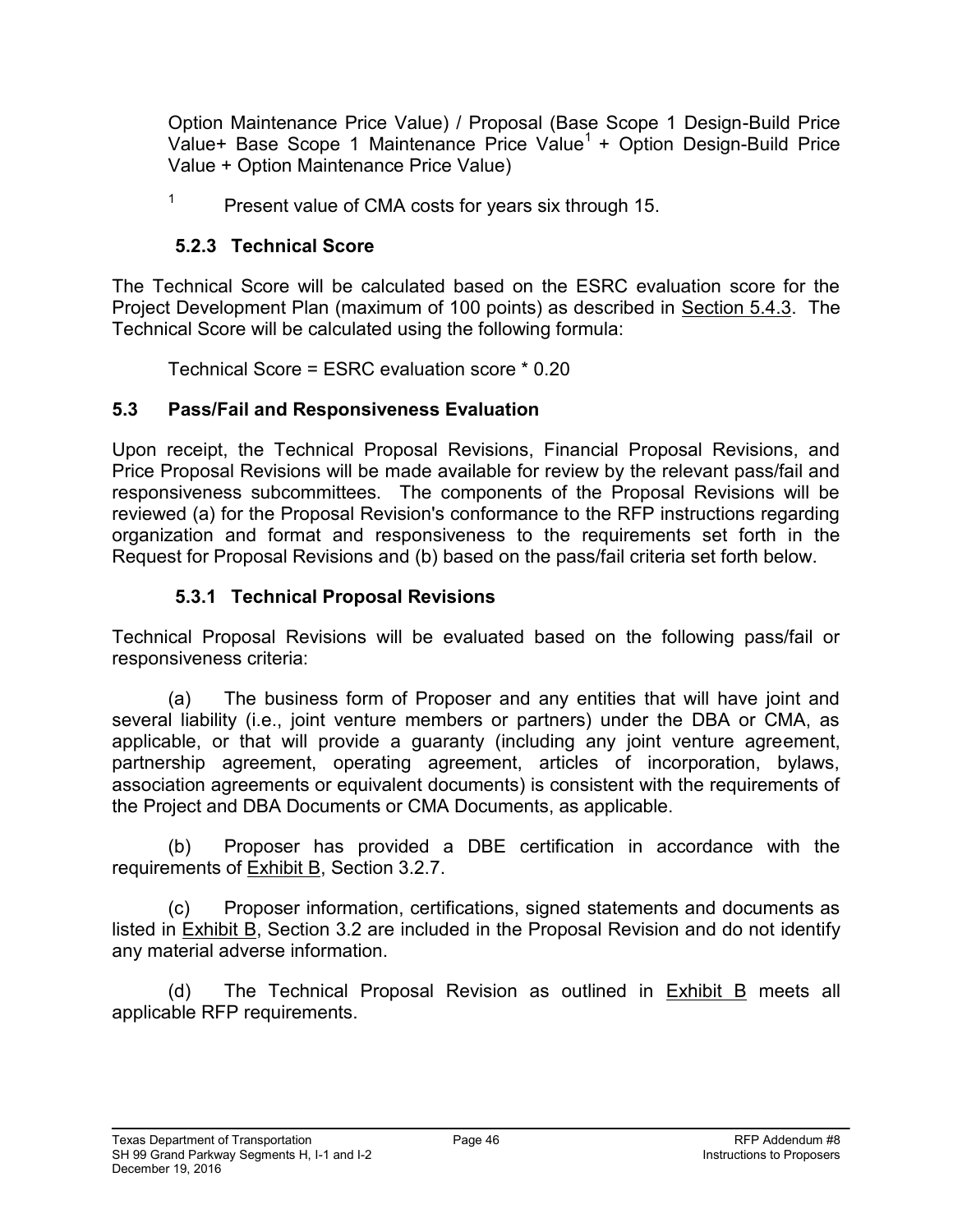Option Maintenance Price Value) / Proposal (Base Scope 1 Design-Build Price Value+ Base Scope 1 Maintenance Price Value[1] + Option Design-Build Price Value + Option Maintenance Price Value)

[1] Present value of CMA costs for years six through 15.

### 5.2.3 Technical Score

The Technical Score will be calculated based on the ESRC evaluation score for the Project Development Plan (maximum of 100 points) as described in Section 5.4.3. The Technical Score will be calculated using the following formula:

Technical Score = ESRC evaluation score * 0.20

## 5.3 Pass/Fail and Responsiveness Evaluation

Upon receipt, the Technical Proposal Revisions, Financial Proposal Revisions, and Price Proposal Revisions will be made available for review by the relevant pass/fail and responsiveness subcommittees. The components of the Proposal Revisions will be reviewed (a) for the Proposal Revision's conformance to the RFP instructions regarding organization and format and responsiveness to the requirements set forth in the Request for Proposal Revisions and (b) based on the pass/fail criteria set forth below.

### 5.3.1 Technical Proposal Revisions

Technical Proposal Revisions will be evaluated based on the following pass/fail or responsiveness criteria:

(a) The business form of Proposer and any entities that will have joint and several liability (i.e., joint venture members or partners) under the DBA or CMA, as applicable, or that will provide a guaranty (including any joint venture agreement, partnership agreement, operating agreement, articles of incorporation, bylaws, association agreements or equivalent documents) is consistent with the requirements of the Project and DBA Documents or CMA Documents, as applicable.

(b) Proposer has provided a DBE certification in accordance with the requirements of Exhibit B, Section 3.2.7.

(c) Proposer information, certifications, signed statements and documents as listed in Exhibit B, Section 3.2 are included in the Proposal Revision and do not identify any material adverse information.

(d) The Technical Proposal Revision as outlined in Exhibit B meets all applicable RFP requirements.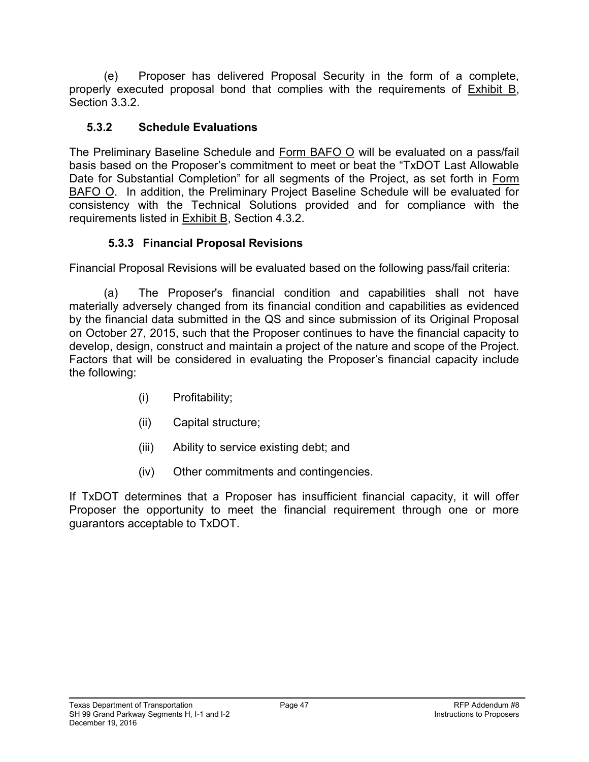(e) Proposer has delivered Proposal Security in the form of a complete, properly executed proposal bond that complies with the requirements of Exhibit B, Section 3.3.2.

### 5.3.2 Schedule Evaluations

The Preliminary Baseline Schedule and Form BAFO O will be evaluated on a pass/fail basis based on the Proposer's commitment to meet or beat the "TxDOT Last Allowable Date for Substantial Completion" for all segments of the Project, as set forth in Form BAFO O. In addition, the Preliminary Project Baseline Schedule will be evaluated for consistency with the Technical Solutions provided and for compliance with the requirements listed in Exhibit B, Section 4.3.2.

### 5.3.3 Financial Proposal Revisions

Financial Proposal Revisions will be evaluated based on the following pass/fail criteria:

(a) The Proposer's financial condition and capabilities shall not have materially adversely changed from its financial condition and capabilities as evidenced by the financial data submitted in the QS and since submission of its Original Proposal on October 27, 2015, such that the Proposer continues to have the financial capacity to develop, design, construct and maintain a project of the nature and scope of the Project. Factors that will be considered in evaluating the Proposer's financial capacity include the following:

(i) Profitability;

(ii) Capital structure;

(iii) Ability to service existing debt; and

(iv) Other commitments and contingencies.

If TxDOT determines that a Proposer has insufficient financial capacity, it will offer Proposer the opportunity to meet the financial requirement through one or more guarantors acceptable to TxDOT.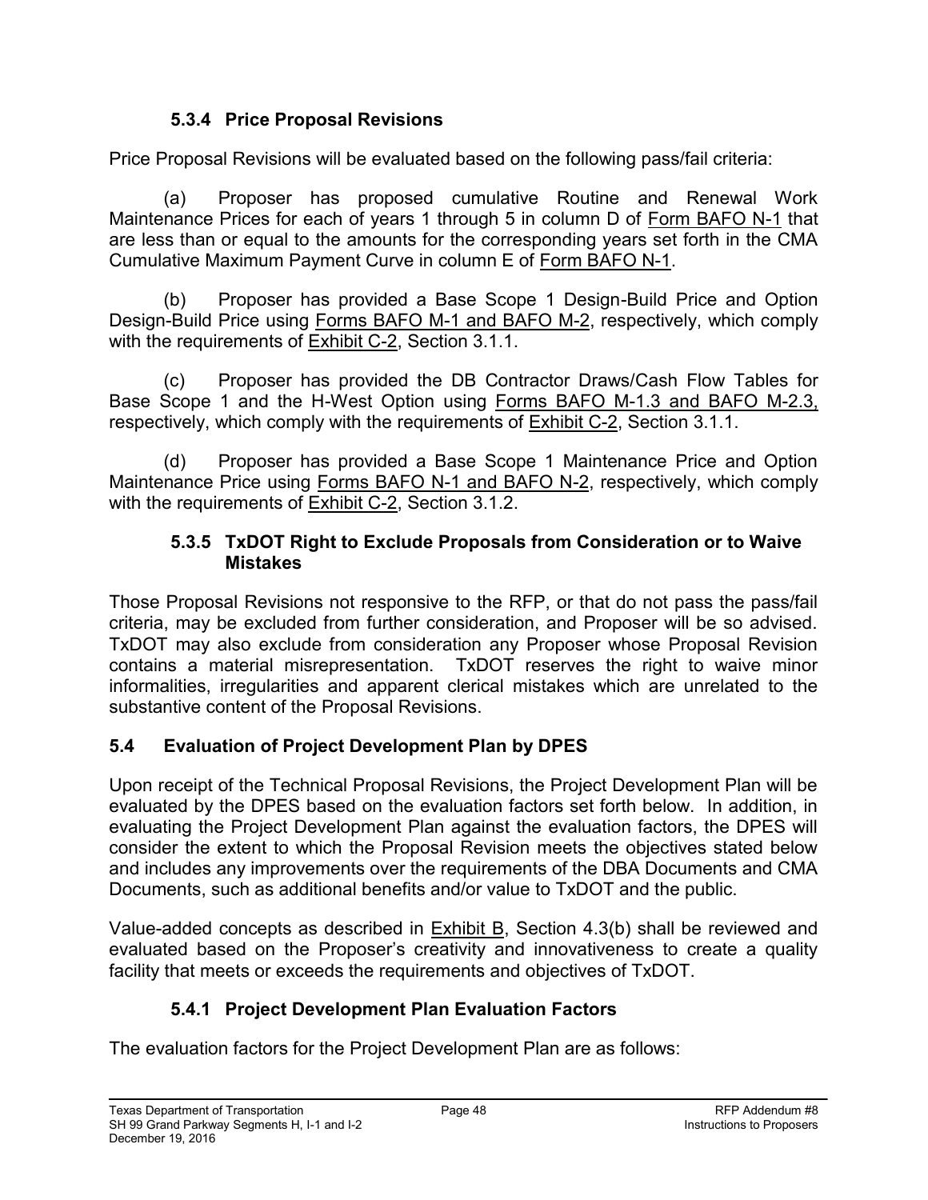### 5.3.4 Price Proposal Revisions

Price Proposal Revisions will be evaluated based on the following pass/fail criteria:

(a) Proposer has proposed cumulative Routine and Renewal Work Maintenance Prices for each of years 1 through 5 in column D of Form BAFO N-1 that are less than or equal to the amounts for the corresponding years set forth in the CMA Cumulative Maximum Payment Curve in column E of Form BAFO N-1.

(b) Proposer has provided a Base Scope 1 Design-Build Price and Option Design-Build Price using Forms BAFO M-1 and BAFO M-2, respectively, which comply with the requirements of Exhibit C-2, Section 3.1.1.

(c) Proposer has provided the DB Contractor Draws/Cash Flow Tables for Base Scope 1 and the H-West Option using Forms BAFO M-1.3 and BAFO M-2.3, respectively, which comply with the requirements of Exhibit C-2, Section 3.1.1.

(d) Proposer has provided a Base Scope 1 Maintenance Price and Option Maintenance Price using Forms BAFO N-1 and BAFO N-2, respectively, which comply with the requirements of Exhibit C-2, Section 3.1.2.

### 5.3.5 TxDOT Right to Exclude Proposals from Consideration or to Waive Mistakes

Those Proposal Revisions not responsive to the RFP, or that do not pass the pass/fail criteria, may be excluded from further consideration, and Proposer will be so advised. TxDOT may also exclude from consideration any Proposer whose Proposal Revision contains a material misrepresentation. TxDOT reserves the right to waive minor informalities, irregularities and apparent clerical mistakes which are unrelated to the substantive content of the Proposal Revisions.

## 5.4 Evaluation of Project Development Plan by DPES

Upon receipt of the Technical Proposal Revisions, the Project Development Plan will be evaluated by the DPES based on the evaluation factors set forth below. In addition, in evaluating the Project Development Plan against the evaluation factors, the DPES will consider the extent to which the Proposal Revision meets the objectives stated below and includes any improvements over the requirements of the DBA Documents and CMA Documents, such as additional benefits and/or value to TxDOT and the public.

Value-added concepts as described in Exhibit B, Section 4.3(b) shall be reviewed and evaluated based on the Proposer's creativity and innovativeness to create a quality facility that meets or exceeds the requirements and objectives of TxDOT.

### 5.4.1 Project Development Plan Evaluation Factors

The evaluation factors for the Project Development Plan are as follows: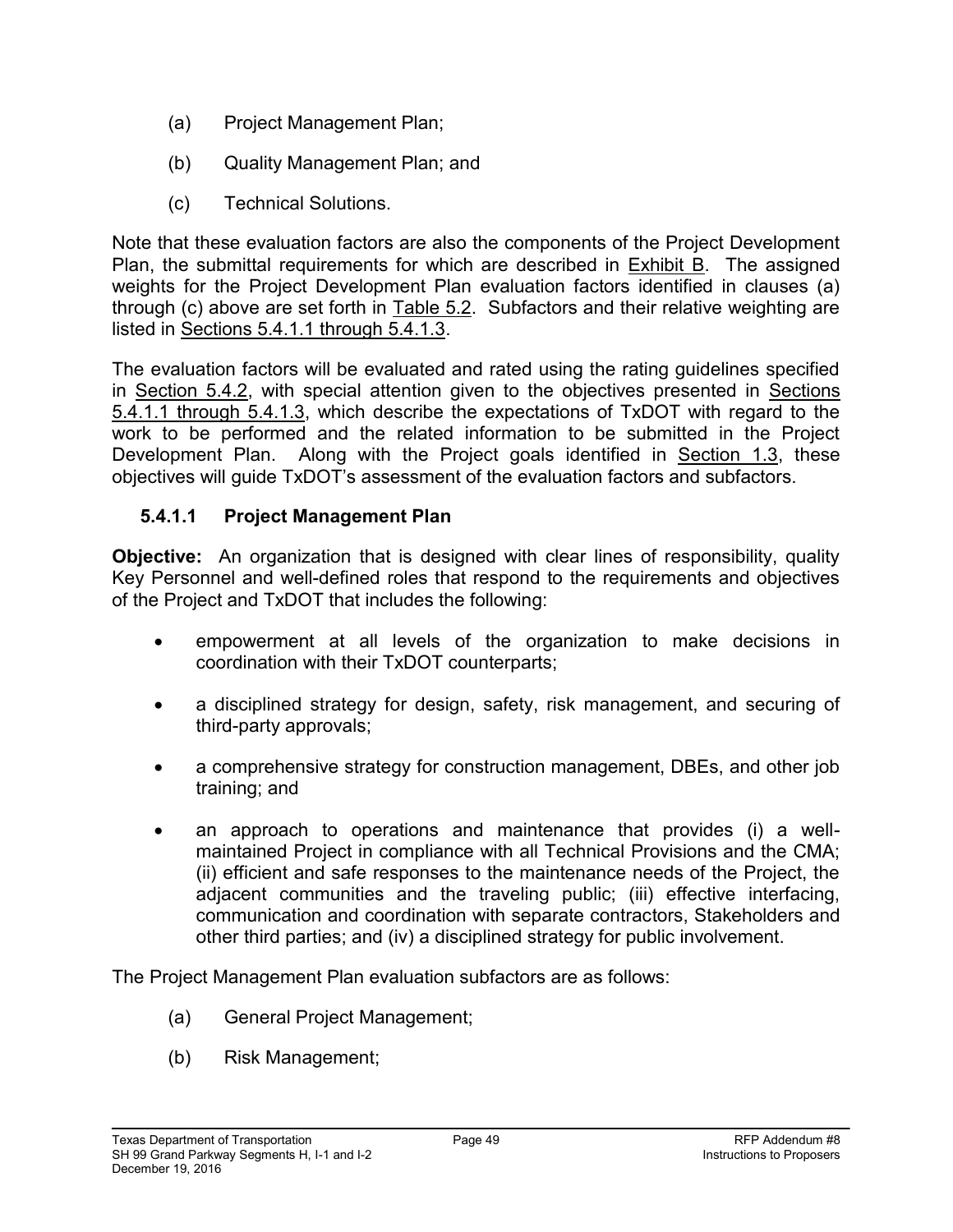(a) Project Management Plan;

(b) Quality Management Plan; and

(c) Technical Solutions.

Note that these evaluation factors are also the components of the Project Development Plan, the submittal requirements for which are described in Exhibit B. The assigned weights for the Project Development Plan evaluation factors identified in clauses (a) through (c) above are set forth in Table 5.2. Subfactors and their relative weighting are listed in Sections 5.4.1.1 through 5.4.1.3.

The evaluation factors will be evaluated and rated using the rating guidelines specified in Section 5.4.2, with special attention given to the objectives presented in Sections 5.4.1.1 through 5.4.1.3, which describe the expectations of TxDOT with regard to the work to be performed and the related information to be submitted in the Project Development Plan. Along with the Project goals identified in Section 1.3, these objectives will guide TxDOT's assessment of the evaluation factors and subfactors.

### 5.4.1.1 Project Management Plan

**Objective:** An organization that is designed with clear lines of responsibility, quality Key Personnel and well-defined roles that respond to the requirements and objectives of the Project and TxDOT that includes the following:

- empowerment at all levels of the organization to make decisions in coordination with their TxDOT counterparts;
- a disciplined strategy for design, safety, risk management, and securing of third-party approvals;
- a comprehensive strategy for construction management, DBEs, and other job training; and
- an approach to operations and maintenance that provides (i) a well-maintained Project in compliance with all Technical Provisions and the CMA; (ii) efficient and safe responses to the maintenance needs of the Project, the adjacent communities and the traveling public; (iii) effective interfacing, communication and coordination with separate contractors, Stakeholders and other third parties; and (iv) a disciplined strategy for public involvement.

The Project Management Plan evaluation subfactors are as follows:

(a) General Project Management;

(b) Risk Management;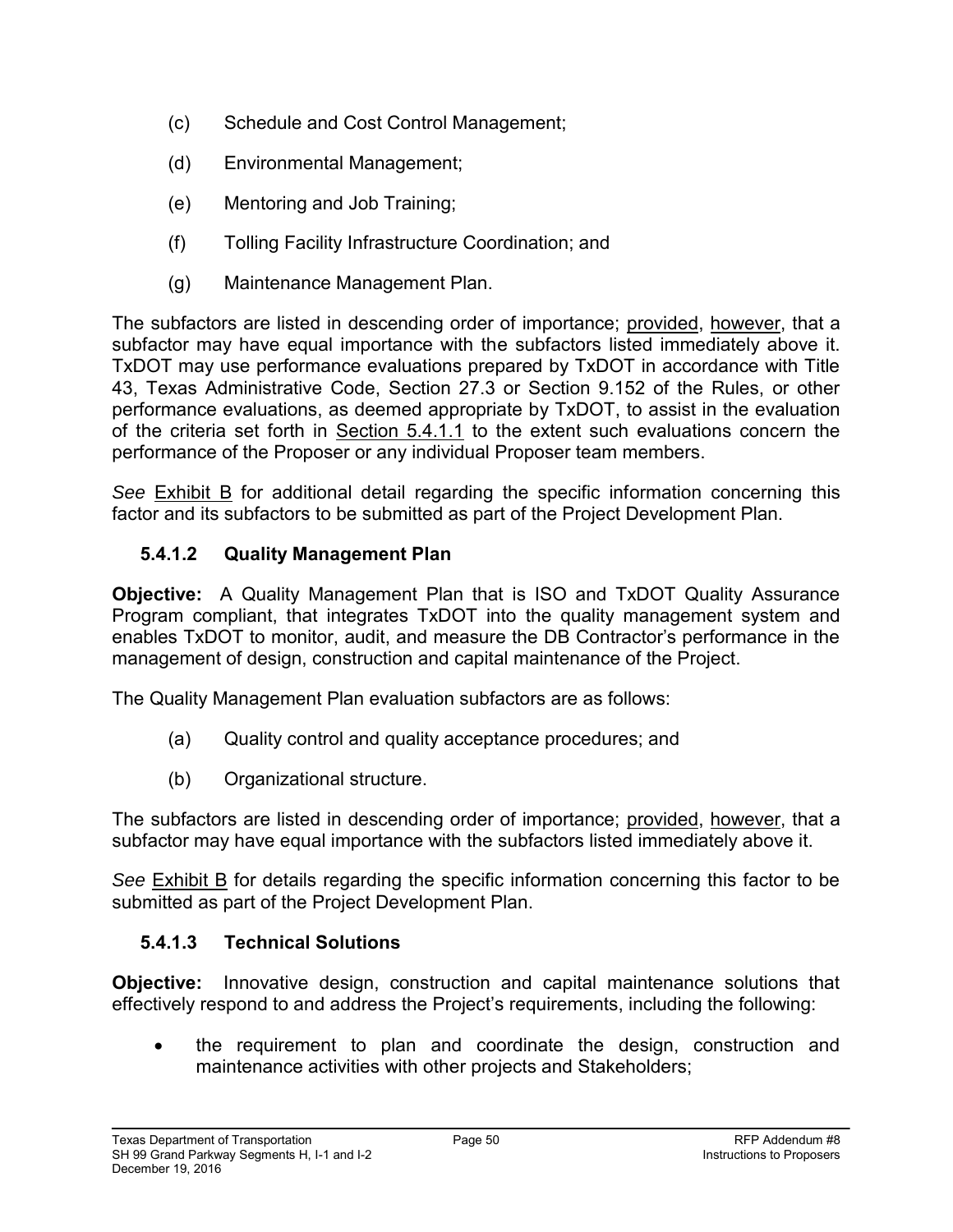(c) Schedule and Cost Control Management;

(d) Environmental Management;

(e) Mentoring and Job Training;

(f) Tolling Facility Infrastructure Coordination; and

(g) Maintenance Management Plan.

The subfactors are listed in descending order of importance; provided, however, that a subfactor may have equal importance with the subfactors listed immediately above it. TxDOT may use performance evaluations prepared by TxDOT in accordance with Title 43, Texas Administrative Code, Section 27.3 or Section 9.152 of the Rules, or other performance evaluations, as deemed appropriate by TxDOT, to assist in the evaluation of the criteria set forth in Section 5.4.1.1 to the extent such evaluations concern the performance of the Proposer or any individual Proposer team members.

*See* Exhibit B for additional detail regarding the specific information concerning this factor and its subfactors to be submitted as part of the Project Development Plan.

### 5.4.1.2 Quality Management Plan

**Objective:** A Quality Management Plan that is ISO and TxDOT Quality Assurance Program compliant, that integrates TxDOT into the quality management system and enables TxDOT to monitor, audit, and measure the DB Contractor's performance in the management of design, construction and capital maintenance of the Project.

The Quality Management Plan evaluation subfactors are as follows:

(a) Quality control and quality acceptance procedures; and

(b) Organizational structure.

The subfactors are listed in descending order of importance; provided, however, that a subfactor may have equal importance with the subfactors listed immediately above it.

*See* Exhibit B for details regarding the specific information concerning this factor to be submitted as part of the Project Development Plan.

### 5.4.1.3 Technical Solutions

**Objective:** Innovative design, construction and capital maintenance solutions that effectively respond to and address the Project's requirements, including the following:

- the requirement to plan and coordinate the design, construction and maintenance activities with other projects and Stakeholders;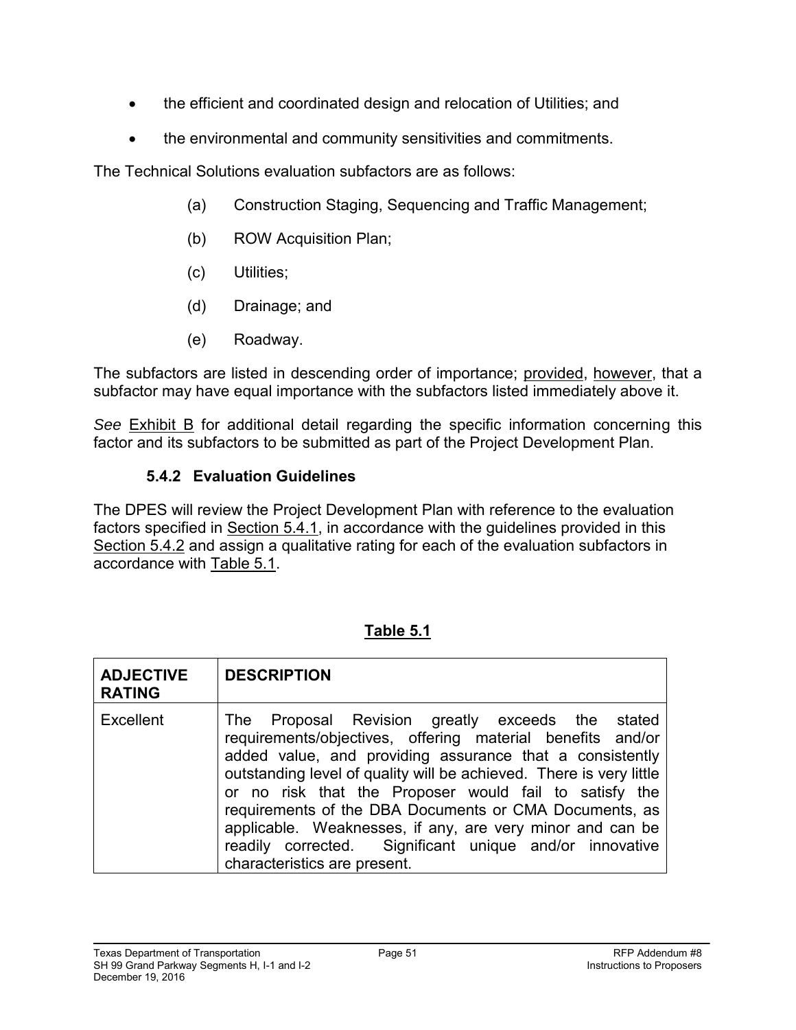- the efficient and coordinated design and relocation of Utilities; and
- the environmental and community sensitivities and commitments.

The Technical Solutions evaluation subfactors are as follows:

(a) Construction Staging, Sequencing and Traffic Management;

(b) ROW Acquisition Plan;

(c) Utilities;

(d) Drainage; and

(e) Roadway.

The subfactors are listed in descending order of importance; provided, however, that a subfactor may have equal importance with the subfactors listed immediately above it.

*See* Exhibit B for additional detail regarding the specific information concerning this factor and its subfactors to be submitted as part of the Project Development Plan.

### 5.4.2 Evaluation Guidelines

The DPES will review the Project Development Plan with reference to the evaluation factors specified in Section 5.4.1, in accordance with the guidelines provided in this Section 5.4.2 and assign a qualitative rating for each of the evaluation subfactors in accordance with Table 5.1.

**Table 5.1**

| ADJECTIVE RATING | DESCRIPTION |
|---|---|
| Excellent | The Proposal Revision greatly exceeds the stated requirements/objectives, offering material benefits and/or added value, and providing assurance that a consistently outstanding level of quality will be achieved. There is very little or no risk that the Proposer would fail to satisfy the requirements of the DBA Documents or CMA Documents, as applicable. Weaknesses, if any, are very minor and can be readily corrected. Significant unique and/or innovative characteristics are present. |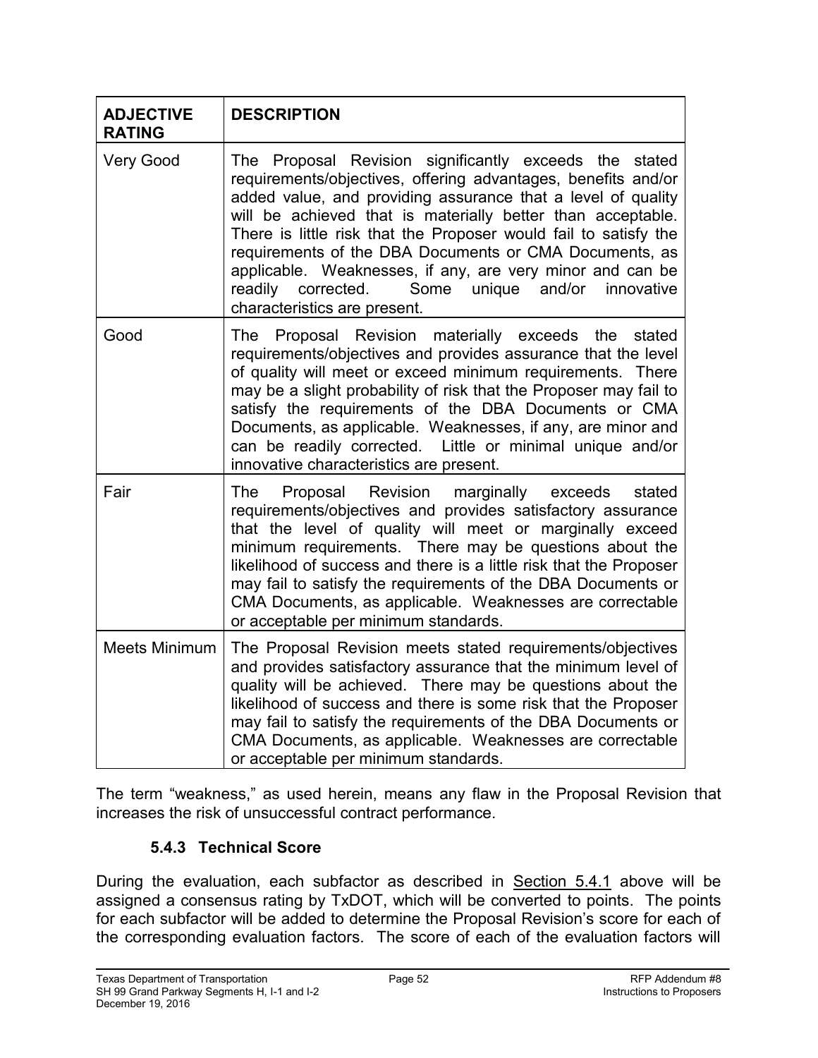| ADJECTIVE RATING | DESCRIPTION |
| --- | --- |
| Very Good | The Proposal Revision significantly exceeds the stated requirements/objectives, offering advantages, benefits and/or added value, and providing assurance that a level of quality will be achieved that is materially better than acceptable. There is little risk that the Proposer would fail to satisfy the requirements of the DBA Documents or CMA Documents, as applicable. Weaknesses, if any, are very minor and can be readily corrected. Some unique and/or innovative characteristics are present. |
| Good | The Proposal Revision materially exceeds the stated requirements/objectives and provides assurance that the level of quality will meet or exceed minimum requirements. There may be a slight probability of risk that the Proposer may fail to satisfy the requirements of the DBA Documents or CMA Documents, as applicable. Weaknesses, if any, are minor and can be readily corrected. Little or minimal unique and/or innovative characteristics are present. |
| Fair | The Proposal Revision marginally exceeds stated requirements/objectives and provides satisfactory assurance that the level of quality will meet or marginally exceed minimum requirements. There may be questions about the likelihood of success and there is a little risk that the Proposer may fail to satisfy the requirements of the DBA Documents or CMA Documents, as applicable. Weaknesses are correctable or acceptable per minimum standards. |
| Meets Minimum | The Proposal Revision meets stated requirements/objectives and provides satisfactory assurance that the minimum level of quality will be achieved. There may be questions about the likelihood of success and there is some risk that the Proposer may fail to satisfy the requirements of the DBA Documents or CMA Documents, as applicable. Weaknesses are correctable or acceptable per minimum standards. |

The term "weakness," as used herein, means any flaw in the Proposal Revision that increases the risk of unsuccessful contract performance.

### 5.4.3 Technical Score

During the evaluation, each subfactor as described in Section 5.4.1 above will be assigned a consensus rating by TxDOT, which will be converted to points. The points for each subfactor will be added to determine the Proposal Revision's score for each of the corresponding evaluation factors. The score of each of the evaluation factors will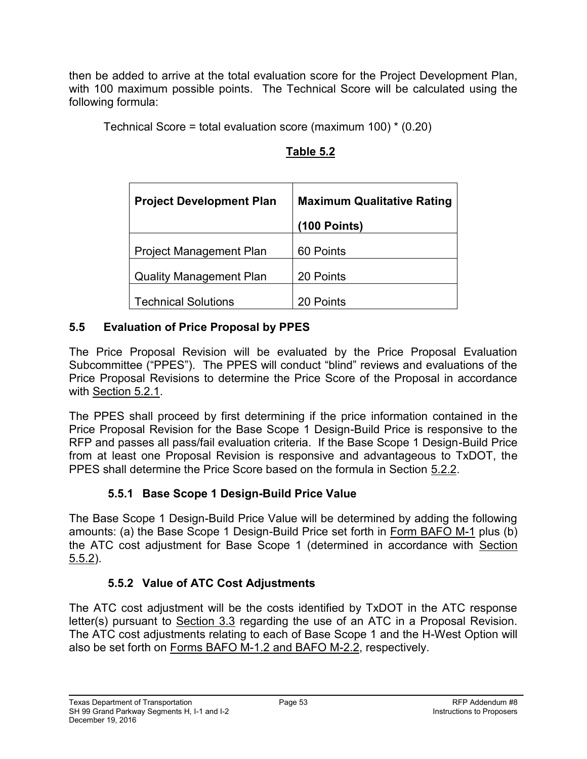then be added to arrive at the total evaluation score for the Project Development Plan, with 100 maximum possible points. The Technical Score will be calculated using the following formula:

Technical Score = total evaluation score (maximum 100) * (0.20)

**Table 5.2**

| **Project Development Plan** | **Maximum Qualitative Rating (100 Points)** |
|---|---|
| Project Management Plan | 60 Points |
| Quality Management Plan | 20 Points |
| Technical Solutions | 20 Points |

## 5.5 Evaluation of Price Proposal by PPES

The Price Proposal Revision will be evaluated by the Price Proposal Evaluation Subcommittee ("PPES"). The PPES will conduct "blind" reviews and evaluations of the Price Proposal Revisions to determine the Price Score of the Proposal in accordance with Section 5.2.1.

The PPES shall proceed by first determining if the price information contained in the Price Proposal Revision for the Base Scope 1 Design-Build Price is responsive to the RFP and passes all pass/fail evaluation criteria. If the Base Scope 1 Design-Build Price from at least one Proposal Revision is responsive and advantageous to TxDOT, the PPES shall determine the Price Score based on the formula in Section 5.2.2.

### 5.5.1 Base Scope 1 Design-Build Price Value

The Base Scope 1 Design-Build Price Value will be determined by adding the following amounts: (a) the Base Scope 1 Design-Build Price set forth in Form BAFO M-1 plus (b) the ATC cost adjustment for Base Scope 1 (determined in accordance with Section 5.5.2).

### 5.5.2 Value of ATC Cost Adjustments

The ATC cost adjustment will be the costs identified by TxDOT in the ATC response letter(s) pursuant to Section 3.3 regarding the use of an ATC in a Proposal Revision. The ATC cost adjustments relating to each of Base Scope 1 and the H-West Option will also be set forth on Forms BAFO M-1.2 and BAFO M-2.2, respectively.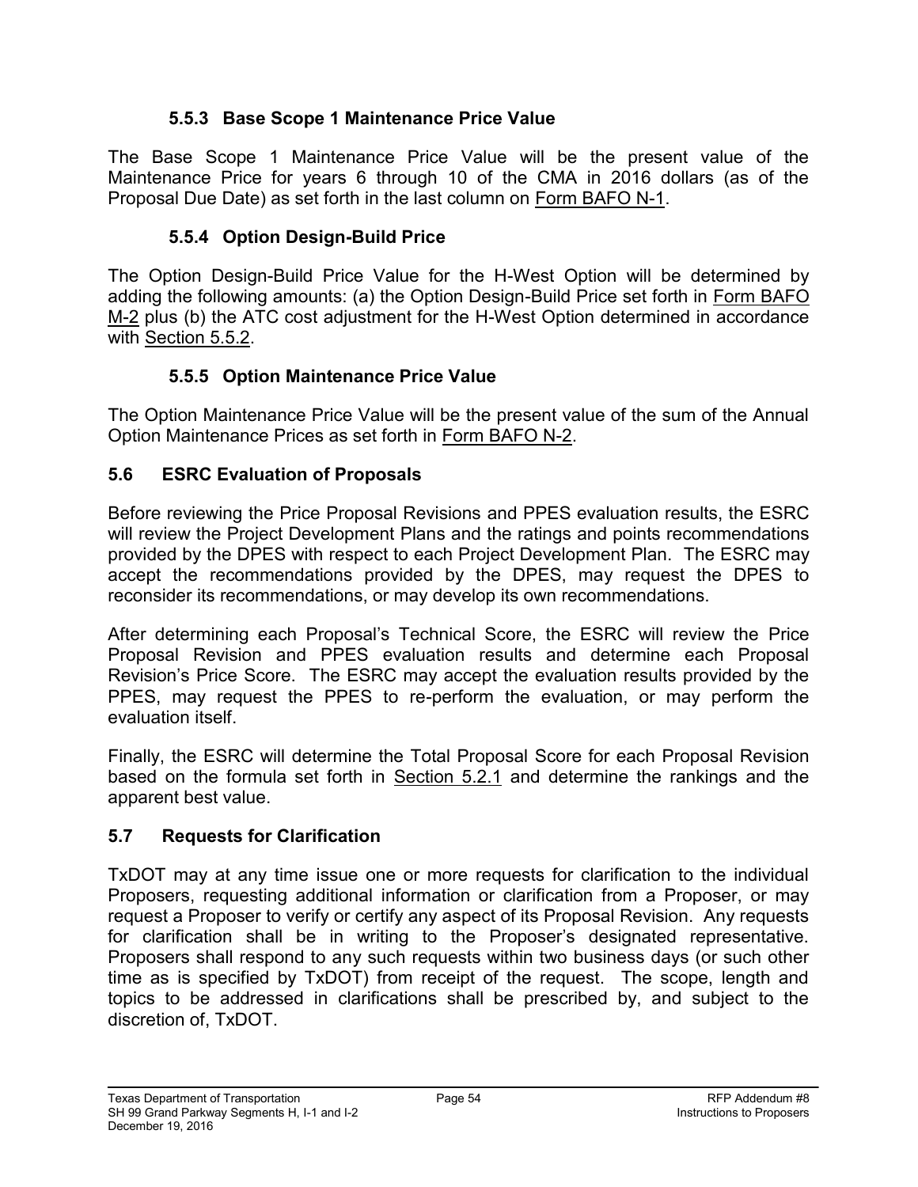#### 5.5.3 Base Scope 1 Maintenance Price Value

The Base Scope 1 Maintenance Price Value will be the present value of the Maintenance Price for years 6 through 10 of the CMA in 2016 dollars (as of the Proposal Due Date) as set forth in the last column on Form BAFO N-1.

#### 5.5.4 Option Design-Build Price

The Option Design-Build Price Value for the H-West Option will be determined by adding the following amounts: (a) the Option Design-Build Price set forth in Form BAFO M-2 plus (b) the ATC cost adjustment for the H-West Option determined in accordance with Section 5.5.2.

#### 5.5.5 Option Maintenance Price Value

The Option Maintenance Price Value will be the present value of the sum of the Annual Option Maintenance Prices as set forth in Form BAFO N-2.

### 5.6 ESRC Evaluation of Proposals

Before reviewing the Price Proposal Revisions and PPES evaluation results, the ESRC will review the Project Development Plans and the ratings and points recommendations provided by the DPES with respect to each Project Development Plan. The ESRC may accept the recommendations provided by the DPES, may request the DPES to reconsider its recommendations, or may develop its own recommendations.

After determining each Proposal's Technical Score, the ESRC will review the Price Proposal Revision and PPES evaluation results and determine each Proposal Revision's Price Score. The ESRC may accept the evaluation results provided by the PPES, may request the PPES to re-perform the evaluation, or may perform the evaluation itself.

Finally, the ESRC will determine the Total Proposal Score for each Proposal Revision based on the formula set forth in Section 5.2.1 and determine the rankings and the apparent best value.

### 5.7 Requests for Clarification

TxDOT may at any time issue one or more requests for clarification to the individual Proposers, requesting additional information or clarification from a Proposer, or may request a Proposer to verify or certify any aspect of its Proposal Revision. Any requests for clarification shall be in writing to the Proposer's designated representative. Proposers shall respond to any such requests within two business days (or such other time as is specified by TxDOT) from receipt of the request. The scope, length and topics to be addressed in clarifications shall be prescribed by, and subject to the discretion of, TxDOT.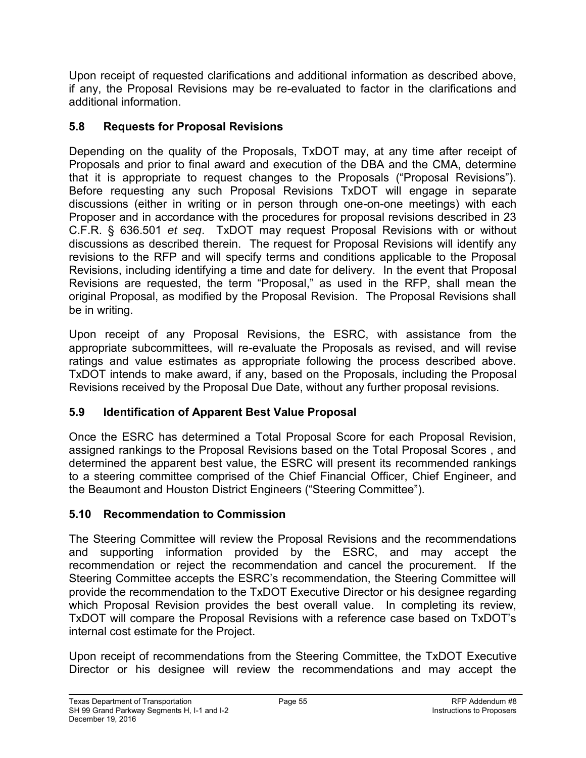Upon receipt of requested clarifications and additional information as described above, if any, the Proposal Revisions may be re-evaluated to factor in the clarifications and additional information.

## 5.8 Requests for Proposal Revisions

Depending on the quality of the Proposals, TxDOT may, at any time after receipt of Proposals and prior to final award and execution of the DBA and the CMA, determine that it is appropriate to request changes to the Proposals ("Proposal Revisions"). Before requesting any such Proposal Revisions TxDOT will engage in separate discussions (either in writing or in person through one-on-one meetings) with each Proposer and in accordance with the procedures for proposal revisions described in 23 C.F.R. § 636.501 *et seq*. TxDOT may request Proposal Revisions with or without discussions as described therein. The request for Proposal Revisions will identify any revisions to the RFP and will specify terms and conditions applicable to the Proposal Revisions, including identifying a time and date for delivery. In the event that Proposal Revisions are requested, the term "Proposal," as used in the RFP, shall mean the original Proposal, as modified by the Proposal Revision. The Proposal Revisions shall be in writing.

Upon receipt of any Proposal Revisions, the ESRC, with assistance from the appropriate subcommittees, will re-evaluate the Proposals as revised, and will revise ratings and value estimates as appropriate following the process described above. TxDOT intends to make award, if any, based on the Proposals, including the Proposal Revisions received by the Proposal Due Date, without any further proposal revisions.

## 5.9 Identification of Apparent Best Value Proposal

Once the ESRC has determined a Total Proposal Score for each Proposal Revision, assigned rankings to the Proposal Revisions based on the Total Proposal Scores , and determined the apparent best value, the ESRC will present its recommended rankings to a steering committee comprised of the Chief Financial Officer, Chief Engineer, and the Beaumont and Houston District Engineers ("Steering Committee").

## 5.10 Recommendation to Commission

The Steering Committee will review the Proposal Revisions and the recommendations and supporting information provided by the ESRC, and may accept the recommendation or reject the recommendation and cancel the procurement. If the Steering Committee accepts the ESRC's recommendation, the Steering Committee will provide the recommendation to the TxDOT Executive Director or his designee regarding which Proposal Revision provides the best overall value. In completing its review, TxDOT will compare the Proposal Revisions with a reference case based on TxDOT's internal cost estimate for the Project.

Upon receipt of recommendations from the Steering Committee, the TxDOT Executive Director or his designee will review the recommendations and may accept the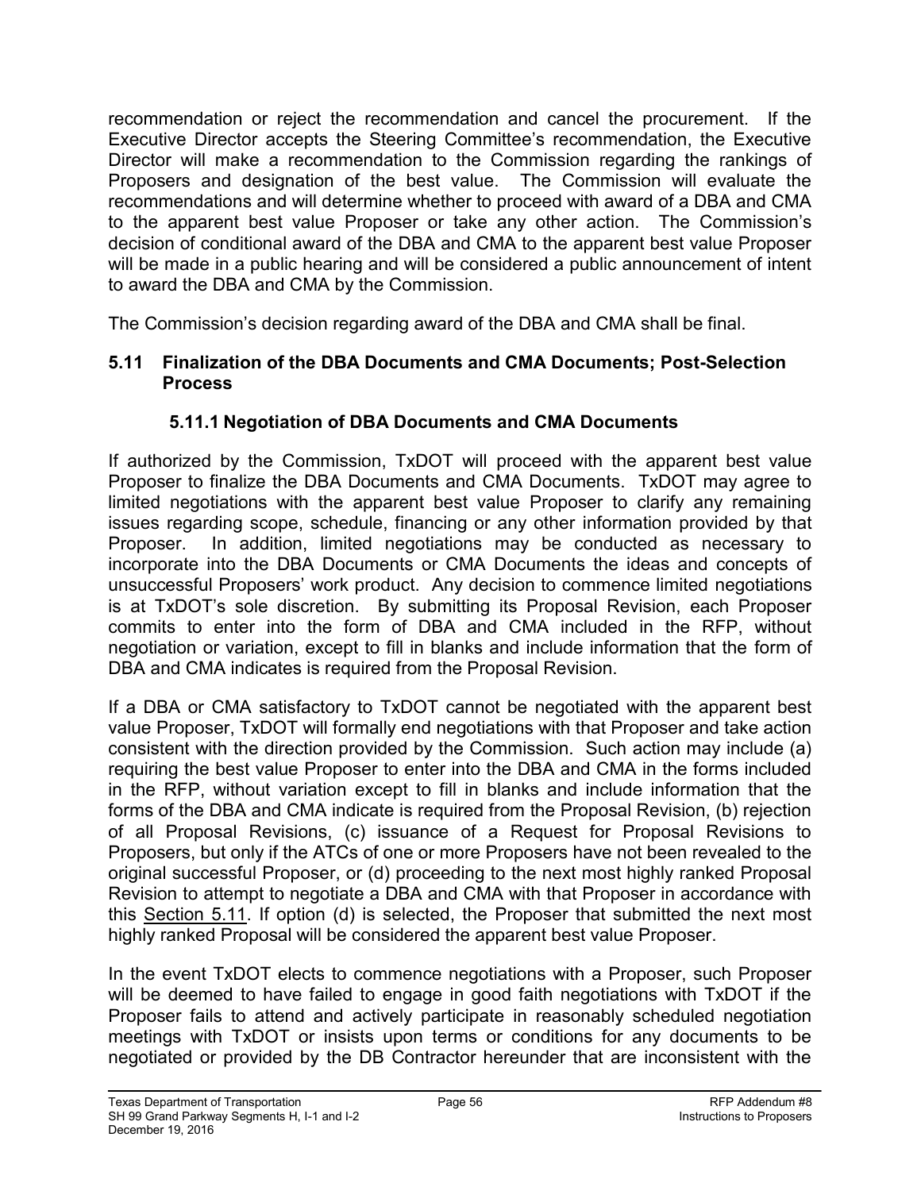recommendation or reject the recommendation and cancel the procurement. If the Executive Director accepts the Steering Committee's recommendation, the Executive Director will make a recommendation to the Commission regarding the rankings of Proposers and designation of the best value. The Commission will evaluate the recommendations and will determine whether to proceed with award of a DBA and CMA to the apparent best value Proposer or take any other action. The Commission's decision of conditional award of the DBA and CMA to the apparent best value Proposer will be made in a public hearing and will be considered a public announcement of intent to award the DBA and CMA by the Commission.

The Commission's decision regarding award of the DBA and CMA shall be final.

## 5.11 Finalization of the DBA Documents and CMA Documents; Post-Selection Process

### 5.11.1 Negotiation of DBA Documents and CMA Documents

If authorized by the Commission, TxDOT will proceed with the apparent best value Proposer to finalize the DBA Documents and CMA Documents. TxDOT may agree to limited negotiations with the apparent best value Proposer to clarify any remaining issues regarding scope, schedule, financing or any other information provided by that Proposer. In addition, limited negotiations may be conducted as necessary to incorporate into the DBA Documents or CMA Documents the ideas and concepts of unsuccessful Proposers' work product. Any decision to commence limited negotiations is at TxDOT's sole discretion. By submitting its Proposal Revision, each Proposer commits to enter into the form of DBA and CMA included in the RFP, without negotiation or variation, except to fill in blanks and include information that the form of DBA and CMA indicates is required from the Proposal Revision.

If a DBA or CMA satisfactory to TxDOT cannot be negotiated with the apparent best value Proposer, TxDOT will formally end negotiations with that Proposer and take action consistent with the direction provided by the Commission. Such action may include (a) requiring the best value Proposer to enter into the DBA and CMA in the forms included in the RFP, without variation except to fill in blanks and include information that the forms of the DBA and CMA indicate is required from the Proposal Revision, (b) rejection of all Proposal Revisions, (c) issuance of a Request for Proposal Revisions to Proposers, but only if the ATCs of one or more Proposers have not been revealed to the original successful Proposer, or (d) proceeding to the next most highly ranked Proposal Revision to attempt to negotiate a DBA and CMA with that Proposer in accordance with this Section 5.11. If option (d) is selected, the Proposer that submitted the next most highly ranked Proposal will be considered the apparent best value Proposer.

In the event TxDOT elects to commence negotiations with a Proposer, such Proposer will be deemed to have failed to engage in good faith negotiations with TxDOT if the Proposer fails to attend and actively participate in reasonably scheduled negotiation meetings with TxDOT or insists upon terms or conditions for any documents to be negotiated or provided by the DB Contractor hereunder that are inconsistent with the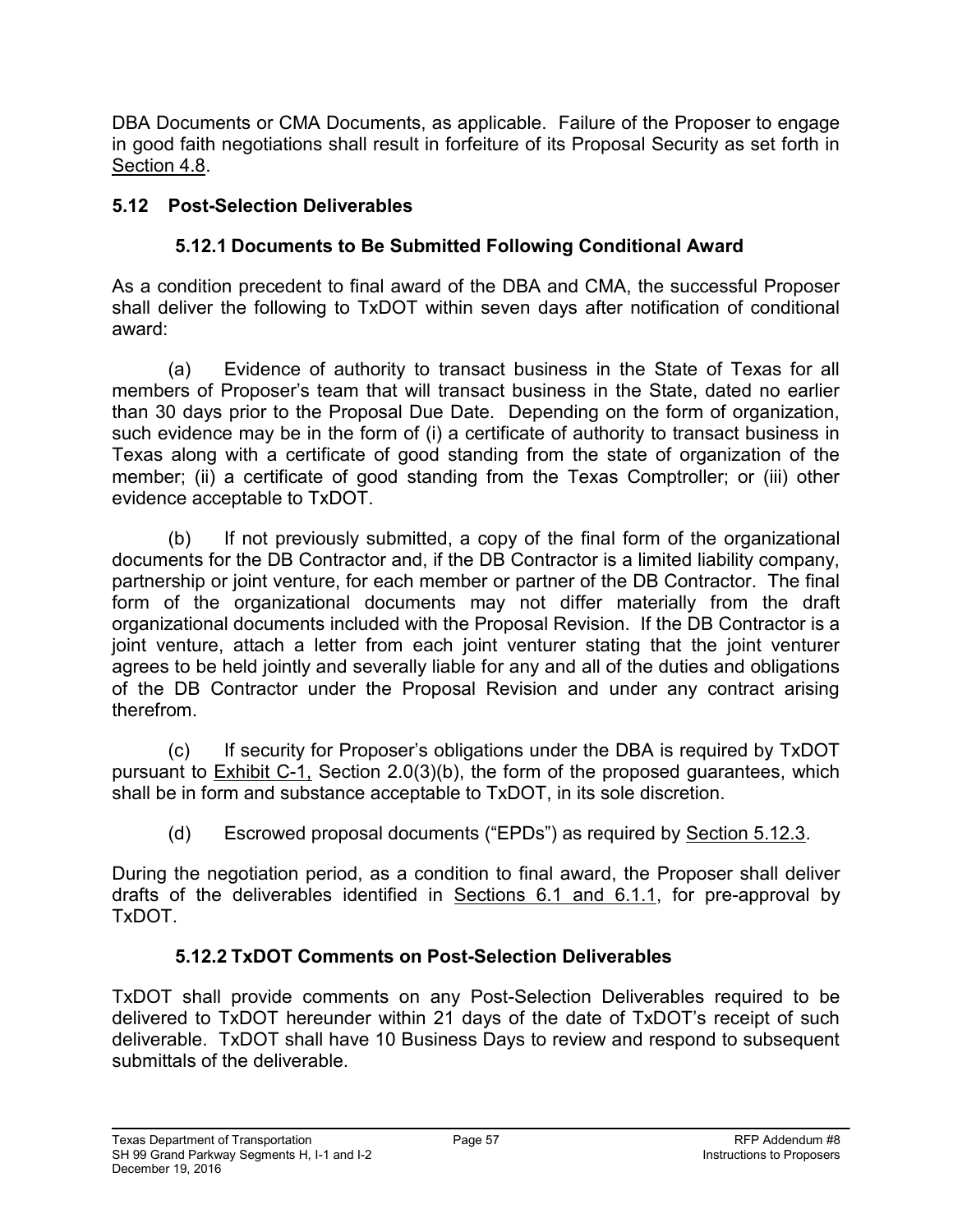DBA Documents or CMA Documents, as applicable. Failure of the Proposer to engage in good faith negotiations shall result in forfeiture of its Proposal Security as set forth in Section 4.8.

## 5.12 Post-Selection Deliverables

### 5.12.1 Documents to Be Submitted Following Conditional Award

As a condition precedent to final award of the DBA and CMA, the successful Proposer shall deliver the following to TxDOT within seven days after notification of conditional award:

(a) Evidence of authority to transact business in the State of Texas for all members of Proposer's team that will transact business in the State, dated no earlier than 30 days prior to the Proposal Due Date. Depending on the form of organization, such evidence may be in the form of (i) a certificate of authority to transact business in Texas along with a certificate of good standing from the state of organization of the member; (ii) a certificate of good standing from the Texas Comptroller; or (iii) other evidence acceptable to TxDOT.

(b) If not previously submitted, a copy of the final form of the organizational documents for the DB Contractor and, if the DB Contractor is a limited liability company, partnership or joint venture, for each member or partner of the DB Contractor. The final form of the organizational documents may not differ materially from the draft organizational documents included with the Proposal Revision. If the DB Contractor is a joint venture, attach a letter from each joint venturer stating that the joint venturer agrees to be held jointly and severally liable for any and all of the duties and obligations of the DB Contractor under the Proposal Revision and under any contract arising therefrom.

(c) If security for Proposer's obligations under the DBA is required by TxDOT pursuant to Exhibit C-1, Section 2.0(3)(b), the form of the proposed guarantees, which shall be in form and substance acceptable to TxDOT, in its sole discretion.

(d) Escrowed proposal documents ("EPDs") as required by Section 5.12.3.

During the negotiation period, as a condition to final award, the Proposer shall deliver drafts of the deliverables identified in Sections 6.1 and 6.1.1, for pre-approval by TxDOT.

### 5.12.2 TxDOT Comments on Post-Selection Deliverables

TxDOT shall provide comments on any Post-Selection Deliverables required to be delivered to TxDOT hereunder within 21 days of the date of TxDOT's receipt of such deliverable. TxDOT shall have 10 Business Days to review and respond to subsequent submittals of the deliverable.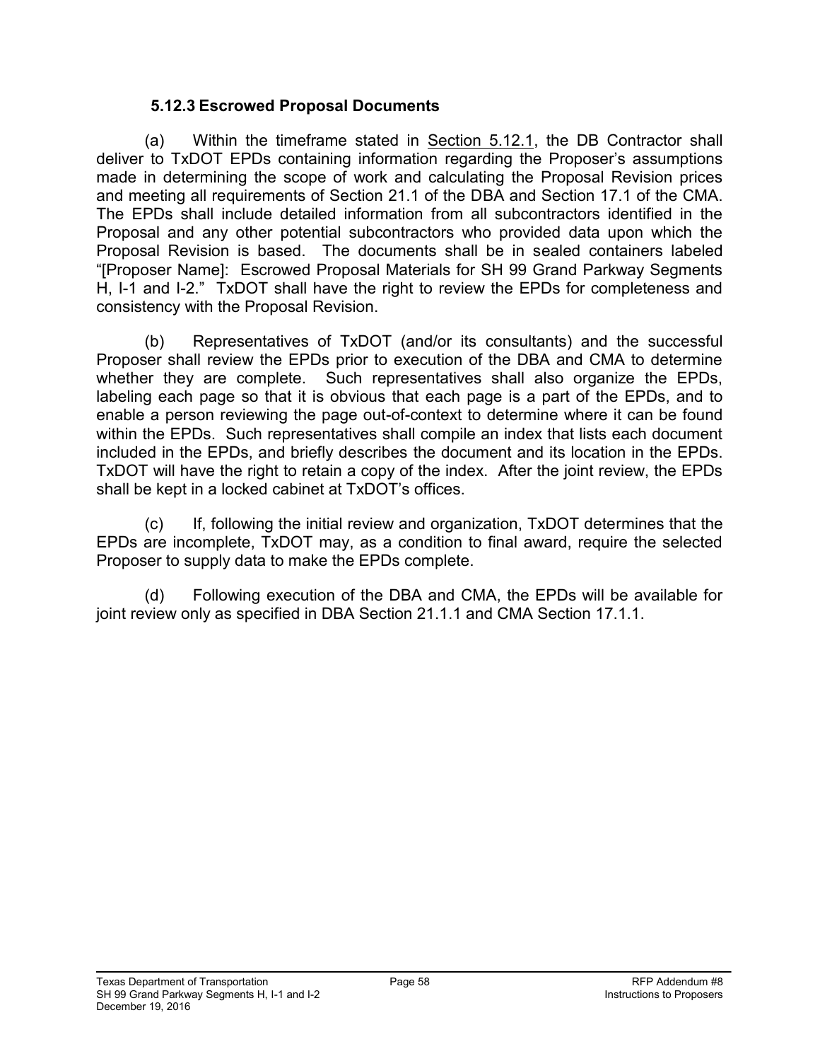### 5.12.3 Escrowed Proposal Documents

(a) Within the timeframe stated in Section 5.12.1, the DB Contractor shall deliver to TxDOT EPDs containing information regarding the Proposer's assumptions made in determining the scope of work and calculating the Proposal Revision prices and meeting all requirements of Section 21.1 of the DBA and Section 17.1 of the CMA. The EPDs shall include detailed information from all subcontractors identified in the Proposal and any other potential subcontractors who provided data upon which the Proposal Revision is based. The documents shall be in sealed containers labeled "[Proposer Name]: Escrowed Proposal Materials for SH 99 Grand Parkway Segments H, I-1 and I-2." TxDOT shall have the right to review the EPDs for completeness and consistency with the Proposal Revision.

(b) Representatives of TxDOT (and/or its consultants) and the successful Proposer shall review the EPDs prior to execution of the DBA and CMA to determine whether they are complete. Such representatives shall also organize the EPDs, labeling each page so that it is obvious that each page is a part of the EPDs, and to enable a person reviewing the page out-of-context to determine where it can be found within the EPDs. Such representatives shall compile an index that lists each document included in the EPDs, and briefly describes the document and its location in the EPDs. TxDOT will have the right to retain a copy of the index. After the joint review, the EPDs shall be kept in a locked cabinet at TxDOT's offices.

(c) If, following the initial review and organization, TxDOT determines that the EPDs are incomplete, TxDOT may, as a condition to final award, require the selected Proposer to supply data to make the EPDs complete.

(d) Following execution of the DBA and CMA, the EPDs will be available for joint review only as specified in DBA Section 21.1.1 and CMA Section 17.1.1.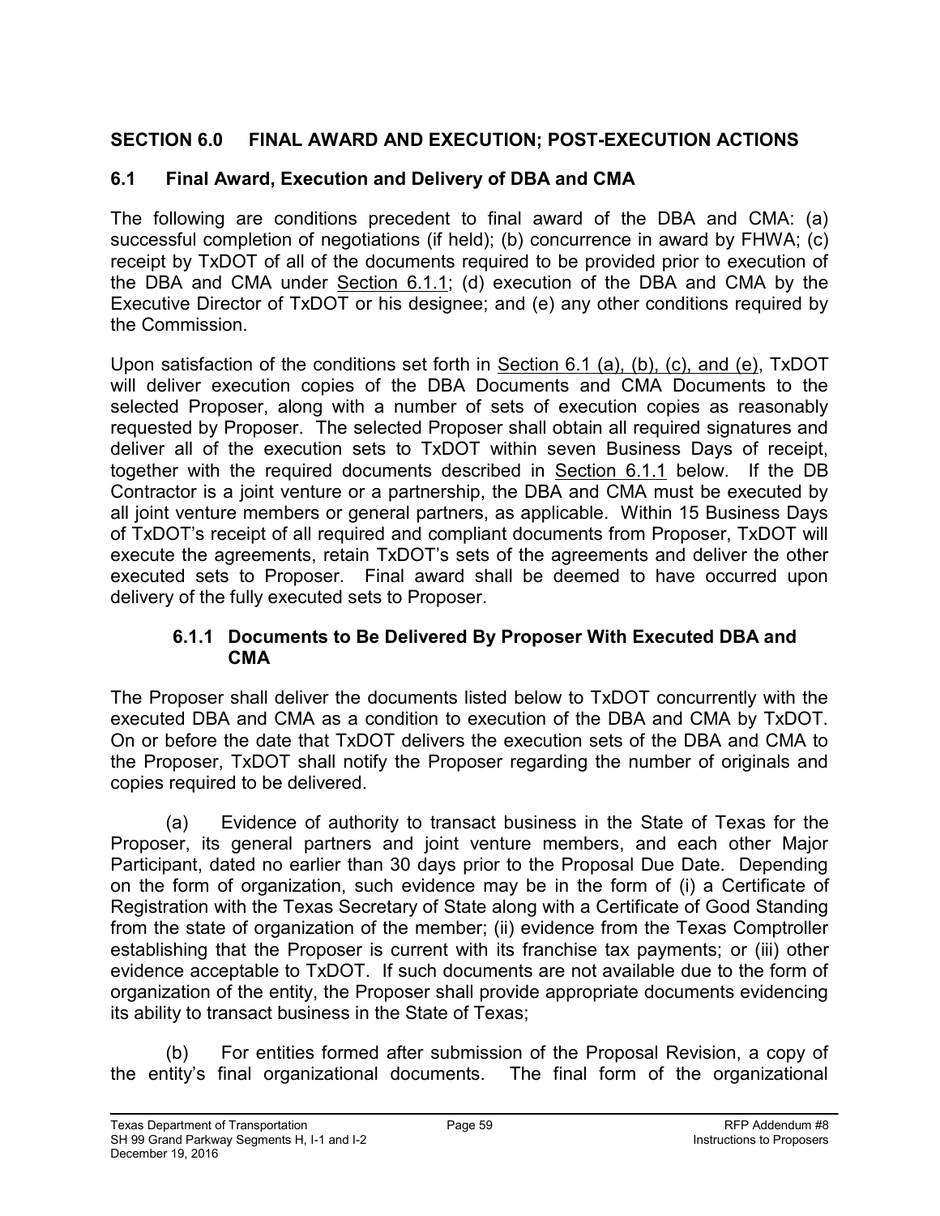## SECTION 6.0 FINAL AWARD AND EXECUTION; POST-EXECUTION ACTIONS

### 6.1 Final Award, Execution and Delivery of DBA and CMA

The following are conditions precedent to final award of the DBA and CMA: (a) successful completion of negotiations (if held); (b) concurrence in award by FHWA; (c) receipt by TxDOT of all of the documents required to be provided prior to execution of the DBA and CMA under Section 6.1.1; (d) execution of the DBA and CMA by the Executive Director of TxDOT or his designee; and (e) any other conditions required by the Commission.

Upon satisfaction of the conditions set forth in Section 6.1 (a), (b), (c), and (e), TxDOT will deliver execution copies of the DBA Documents and CMA Documents to the selected Proposer, along with a number of sets of execution copies as reasonably requested by Proposer. The selected Proposer shall obtain all required signatures and deliver all of the execution sets to TxDOT within seven Business Days of receipt, together with the required documents described in Section 6.1.1 below. If the DB Contractor is a joint venture or a partnership, the DBA and CMA must be executed by all joint venture members or general partners, as applicable. Within 15 Business Days of TxDOT's receipt of all required and compliant documents from Proposer, TxDOT will execute the agreements, retain TxDOT's sets of the agreements and deliver the other executed sets to Proposer. Final award shall be deemed to have occurred upon delivery of the fully executed sets to Proposer.

#### 6.1.1 Documents to Be Delivered By Proposer With Executed DBA and CMA

The Proposer shall deliver the documents listed below to TxDOT concurrently with the executed DBA and CMA as a condition to execution of the DBA and CMA by TxDOT. On or before the date that TxDOT delivers the execution sets of the DBA and CMA to the Proposer, TxDOT shall notify the Proposer regarding the number of originals and copies required to be delivered.

(a) Evidence of authority to transact business in the State of Texas for the Proposer, its general partners and joint venture members, and each other Major Participant, dated no earlier than 30 days prior to the Proposal Due Date. Depending on the form of organization, such evidence may be in the form of (i) a Certificate of Registration with the Texas Secretary of State along with a Certificate of Good Standing from the state of organization of the member; (ii) evidence from the Texas Comptroller establishing that the Proposer is current with its franchise tax payments; or (iii) other evidence acceptable to TxDOT. If such documents are not available due to the form of organization of the entity, the Proposer shall provide appropriate documents evidencing its ability to transact business in the State of Texas;

(b) For entities formed after submission of the Proposal Revision, a copy of the entity's final organizational documents. The final form of the organizational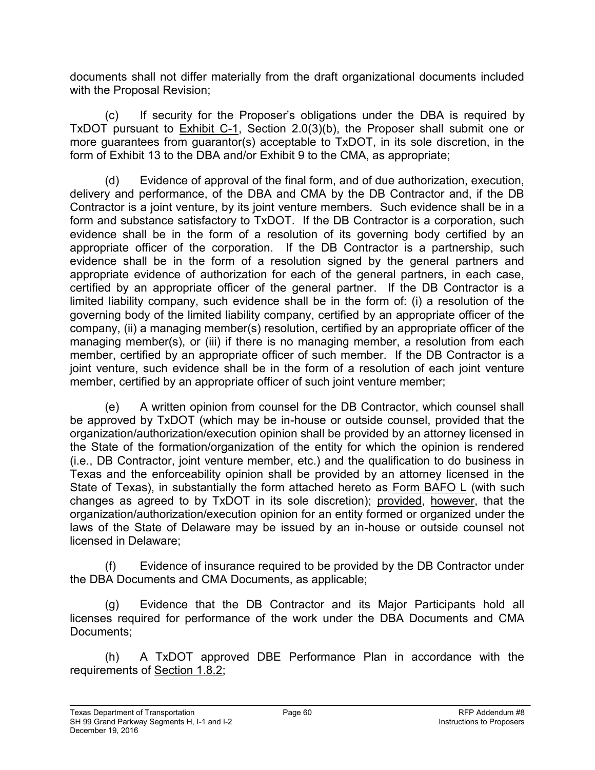documents shall not differ materially from the draft organizational documents included with the Proposal Revision;

(c) If security for the Proposer's obligations under the DBA is required by TxDOT pursuant to Exhibit C-1, Section 2.0(3)(b), the Proposer shall submit one or more guarantees from guarantor(s) acceptable to TxDOT, in its sole discretion, in the form of Exhibit 13 to the DBA and/or Exhibit 9 to the CMA, as appropriate;

(d) Evidence of approval of the final form, and of due authorization, execution, delivery and performance, of the DBA and CMA by the DB Contractor and, if the DB Contractor is a joint venture, by its joint venture members. Such evidence shall be in a form and substance satisfactory to TxDOT. If the DB Contractor is a corporation, such evidence shall be in the form of a resolution of its governing body certified by an appropriate officer of the corporation. If the DB Contractor is a partnership, such evidence shall be in the form of a resolution signed by the general partners and appropriate evidence of authorization for each of the general partners, in each case, certified by an appropriate officer of the general partner. If the DB Contractor is a limited liability company, such evidence shall be in the form of: (i) a resolution of the governing body of the limited liability company, certified by an appropriate officer of the company, (ii) a managing member(s) resolution, certified by an appropriate officer of the managing member(s), or (iii) if there is no managing member, a resolution from each member, certified by an appropriate officer of such member. If the DB Contractor is a joint venture, such evidence shall be in the form of a resolution of each joint venture member, certified by an appropriate officer of such joint venture member;

(e) A written opinion from counsel for the DB Contractor, which counsel shall be approved by TxDOT (which may be in-house or outside counsel, provided that the organization/authorization/execution opinion shall be provided by an attorney licensed in the State of the formation/organization of the entity for which the opinion is rendered (i.e., DB Contractor, joint venture member, etc.) and the qualification to do business in Texas and the enforceability opinion shall be provided by an attorney licensed in the State of Texas), in substantially the form attached hereto as Form BAFO L (with such changes as agreed to by TxDOT in its sole discretion); provided, however, that the organization/authorization/execution opinion for an entity formed or organized under the laws of the State of Delaware may be issued by an in-house or outside counsel not licensed in Delaware;

(f) Evidence of insurance required to be provided by the DB Contractor under the DBA Documents and CMA Documents, as applicable;

(g) Evidence that the DB Contractor and its Major Participants hold all licenses required for performance of the work under the DBA Documents and CMA Documents;

(h) A TxDOT approved DBE Performance Plan in accordance with the requirements of Section 1.8.2;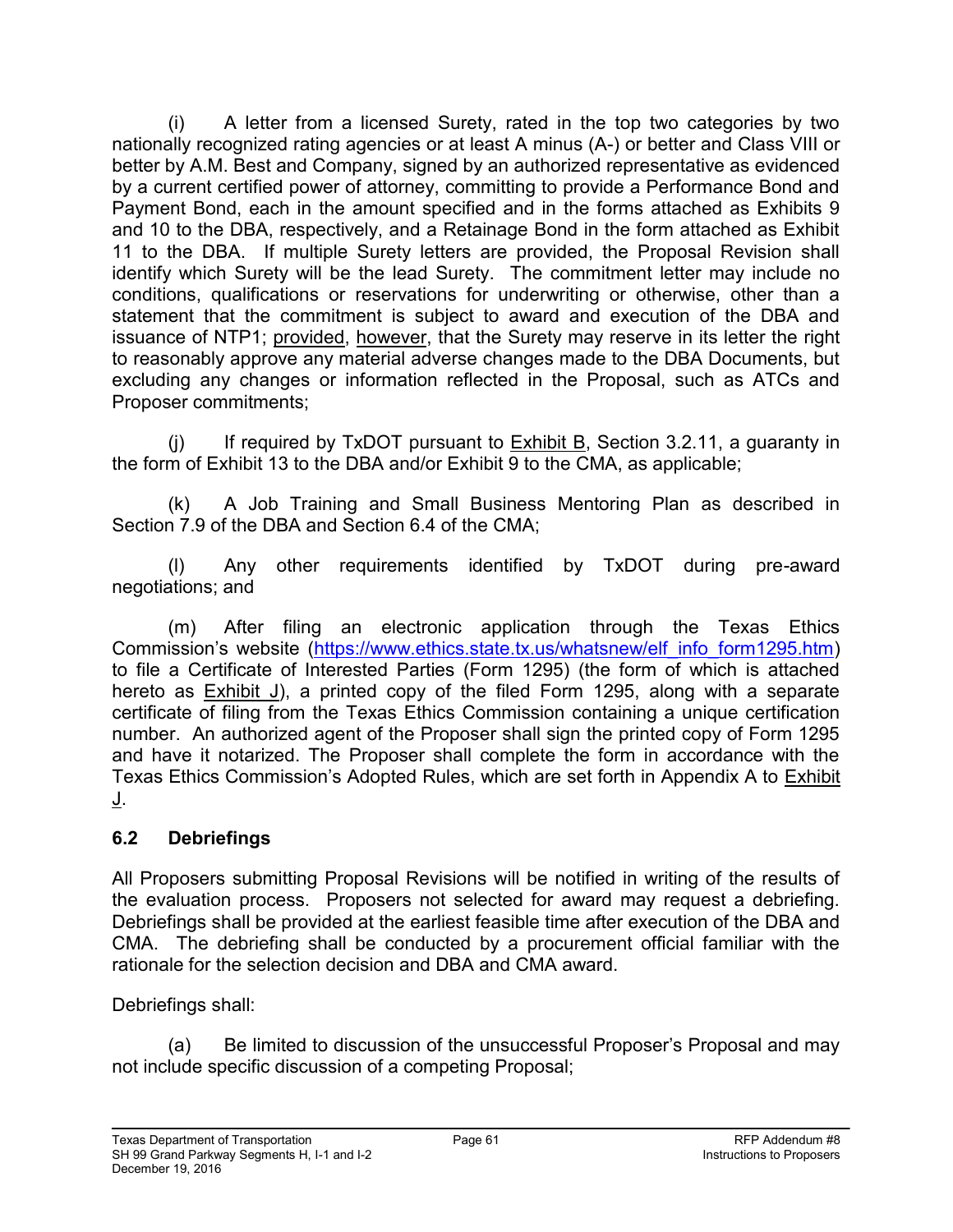(i) A letter from a licensed Surety, rated in the top two categories by two nationally recognized rating agencies or at least A minus (A-) or better and Class VIII or better by A.M. Best and Company, signed by an authorized representative as evidenced by a current certified power of attorney, committing to provide a Performance Bond and Payment Bond, each in the amount specified and in the forms attached as Exhibits 9 and 10 to the DBA, respectively, and a Retainage Bond in the form attached as Exhibit 11 to the DBA. If multiple Surety letters are provided, the Proposal Revision shall identify which Surety will be the lead Surety. The commitment letter may include no conditions, qualifications or reservations for underwriting or otherwise, other than a statement that the commitment is subject to award and execution of the DBA and issuance of NTP1; provided, however, that the Surety may reserve in its letter the right to reasonably approve any material adverse changes made to the DBA Documents, but excluding any changes or information reflected in the Proposal, such as ATCs and Proposer commitments;

(j) If required by TxDOT pursuant to Exhibit B, Section 3.2.11, a guaranty in the form of Exhibit 13 to the DBA and/or Exhibit 9 to the CMA, as applicable;

(k) A Job Training and Small Business Mentoring Plan as described in Section 7.9 of the DBA and Section 6.4 of the CMA;

(l) Any other requirements identified by TxDOT during pre-award negotiations; and

(m) After filing an electronic application through the Texas Ethics Commission's website (https://www.ethics.state.tx.us/whatsnew/elf_info_form1295.htm) to file a Certificate of Interested Parties (Form 1295) (the form of which is attached hereto as Exhibit J), a printed copy of the filed Form 1295, along with a separate certificate of filing from the Texas Ethics Commission containing a unique certification number. An authorized agent of the Proposer shall sign the printed copy of Form 1295 and have it notarized. The Proposer shall complete the form in accordance with the Texas Ethics Commission's Adopted Rules, which are set forth in Appendix A to Exhibit J.

## 6.2 Debriefings

All Proposers submitting Proposal Revisions will be notified in writing of the results of the evaluation process. Proposers not selected for award may request a debriefing. Debriefings shall be provided at the earliest feasible time after execution of the DBA and CMA. The debriefing shall be conducted by a procurement official familiar with the rationale for the selection decision and DBA and CMA award.

Debriefings shall:

(a) Be limited to discussion of the unsuccessful Proposer's Proposal and may not include specific discussion of a competing Proposal;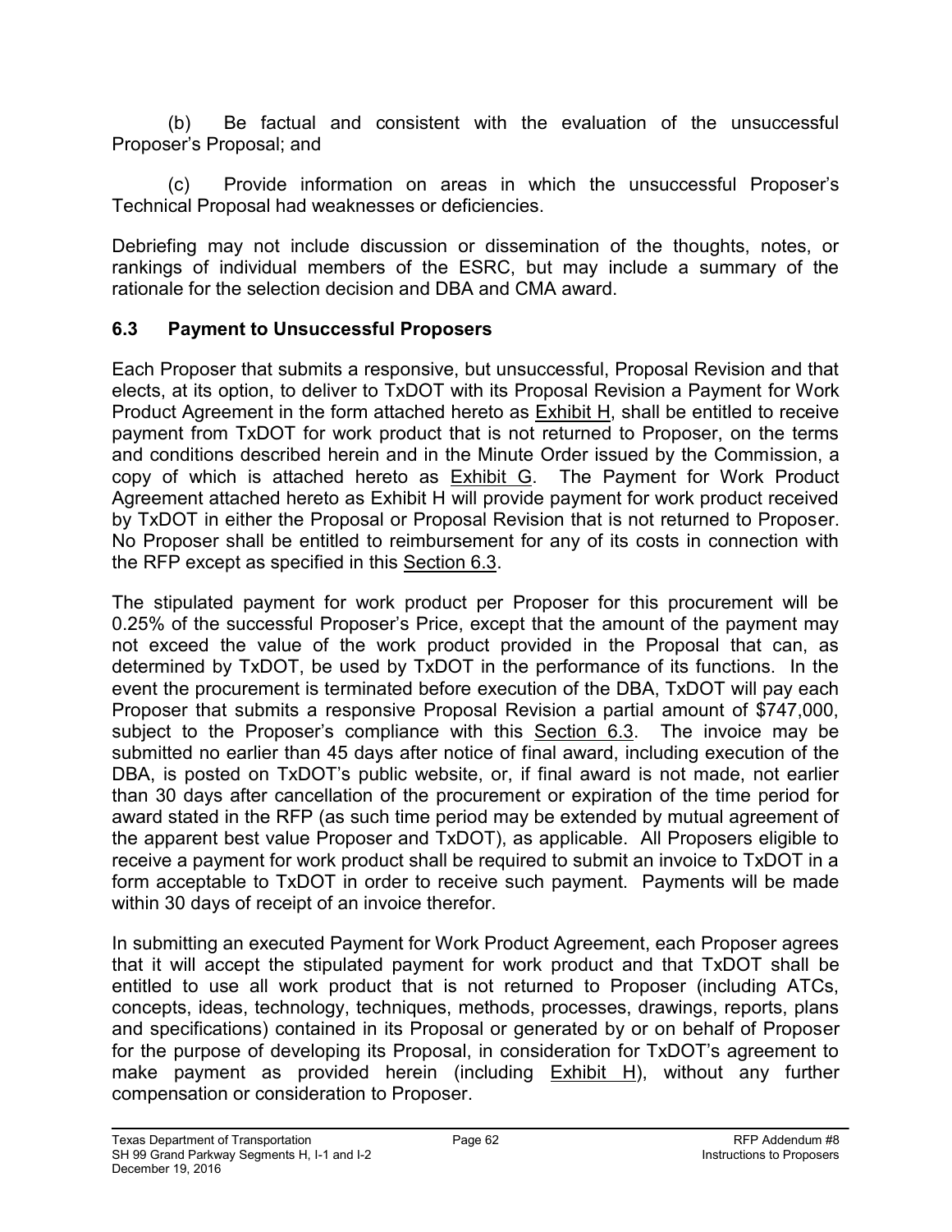(b) Be factual and consistent with the evaluation of the unsuccessful Proposer's Proposal; and

(c) Provide information on areas in which the unsuccessful Proposer's Technical Proposal had weaknesses or deficiencies.

Debriefing may not include discussion or dissemination of the thoughts, notes, or rankings of individual members of the ESRC, but may include a summary of the rationale for the selection decision and DBA and CMA award.

### 6.3 Payment to Unsuccessful Proposers

Each Proposer that submits a responsive, but unsuccessful, Proposal Revision and that elects, at its option, to deliver to TxDOT with its Proposal Revision a Payment for Work Product Agreement in the form attached hereto as Exhibit H, shall be entitled to receive payment from TxDOT for work product that is not returned to Proposer, on the terms and conditions described herein and in the Minute Order issued by the Commission, a copy of which is attached hereto as Exhibit G. The Payment for Work Product Agreement attached hereto as Exhibit H will provide payment for work product received by TxDOT in either the Proposal or Proposal Revision that is not returned to Proposer. No Proposer shall be entitled to reimbursement for any of its costs in connection with the RFP except as specified in this Section 6.3.

The stipulated payment for work product per Proposer for this procurement will be 0.25% of the successful Proposer's Price, except that the amount of the payment may not exceed the value of the work product provided in the Proposal that can, as determined by TxDOT, be used by TxDOT in the performance of its functions. In the event the procurement is terminated before execution of the DBA, TxDOT will pay each Proposer that submits a responsive Proposal Revision a partial amount of $747,000, subject to the Proposer's compliance with this Section 6.3. The invoice may be submitted no earlier than 45 days after notice of final award, including execution of the DBA, is posted on TxDOT's public website, or, if final award is not made, not earlier than 30 days after cancellation of the procurement or expiration of the time period for award stated in the RFP (as such time period may be extended by mutual agreement of the apparent best value Proposer and TxDOT), as applicable. All Proposers eligible to receive a payment for work product shall be required to submit an invoice to TxDOT in a form acceptable to TxDOT in order to receive such payment. Payments will be made within 30 days of receipt of an invoice therefor.

In submitting an executed Payment for Work Product Agreement, each Proposer agrees that it will accept the stipulated payment for work product and that TxDOT shall be entitled to use all work product that is not returned to Proposer (including ATCs, concepts, ideas, technology, techniques, methods, processes, drawings, reports, plans and specifications) contained in its Proposal or generated by or on behalf of Proposer for the purpose of developing its Proposal, in consideration for TxDOT's agreement to make payment as provided herein (including Exhibit H), without any further compensation or consideration to Proposer.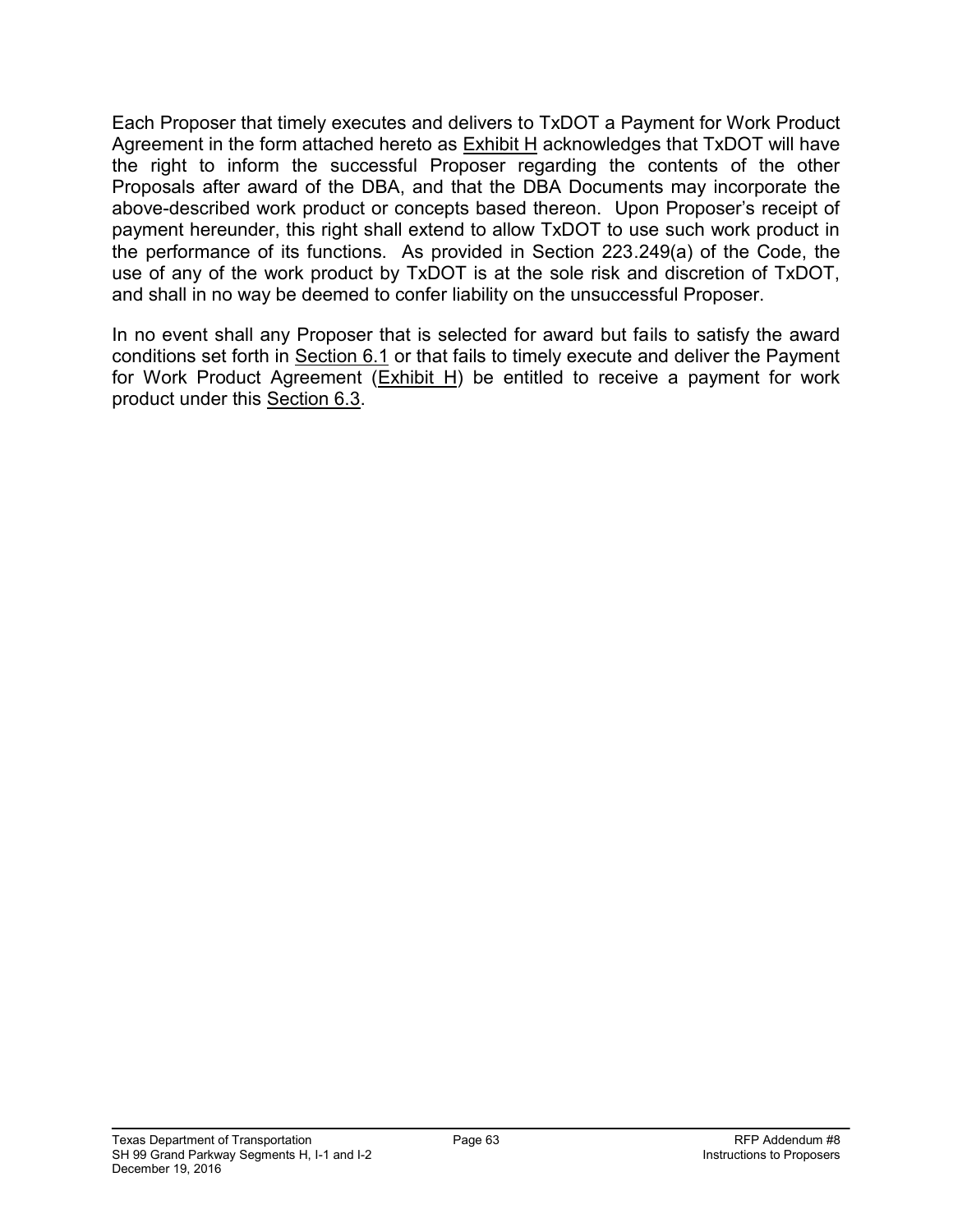Each Proposer that timely executes and delivers to TxDOT a Payment for Work Product Agreement in the form attached hereto as Exhibit H acknowledges that TxDOT will have the right to inform the successful Proposer regarding the contents of the other Proposals after award of the DBA, and that the DBA Documents may incorporate the above-described work product or concepts based thereon. Upon Proposer's receipt of payment hereunder, this right shall extend to allow TxDOT to use such work product in the performance of its functions. As provided in Section 223.249(a) of the Code, the use of any of the work product by TxDOT is at the sole risk and discretion of TxDOT, and shall in no way be deemed to confer liability on the unsuccessful Proposer.

In no event shall any Proposer that is selected for award but fails to satisfy the award conditions set forth in Section 6.1 or that fails to timely execute and deliver the Payment for Work Product Agreement (Exhibit H) be entitled to receive a payment for work product under this Section 6.3.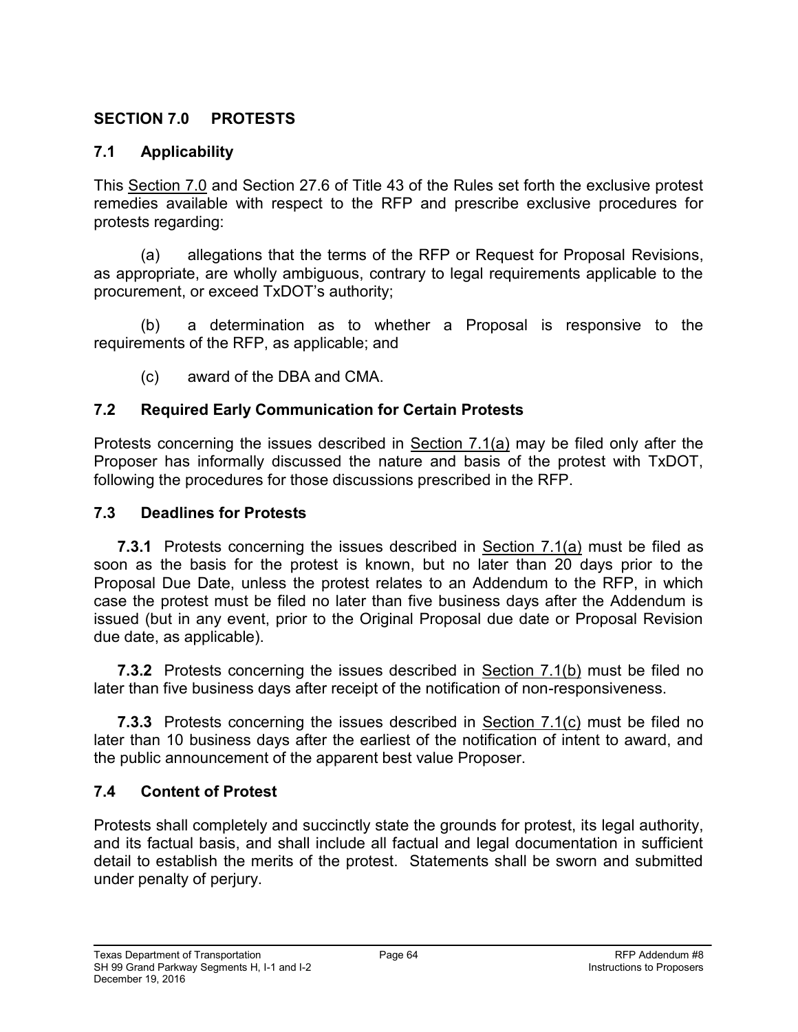## SECTION 7.0 PROTESTS

### 7.1 Applicability

This Section 7.0 and Section 27.6 of Title 43 of the Rules set forth the exclusive protest remedies available with respect to the RFP and prescribe exclusive procedures for protests regarding:

(a) allegations that the terms of the RFP or Request for Proposal Revisions, as appropriate, are wholly ambiguous, contrary to legal requirements applicable to the procurement, or exceed TxDOT's authority;

(b) a determination as to whether a Proposal is responsive to the requirements of the RFP, as applicable; and

(c) award of the DBA and CMA.

### 7.2 Required Early Communication for Certain Protests

Protests concerning the issues described in Section 7.1(a) may be filed only after the Proposer has informally discussed the nature and basis of the protest with TxDOT, following the procedures for those discussions prescribed in the RFP.

### 7.3 Deadlines for Protests

**7.3.1** Protests concerning the issues described in Section 7.1(a) must be filed as soon as the basis for the protest is known, but no later than 20 days prior to the Proposal Due Date, unless the protest relates to an Addendum to the RFP, in which case the protest must be filed no later than five business days after the Addendum is issued (but in any event, prior to the Original Proposal due date or Proposal Revision due date, as applicable).

**7.3.2** Protests concerning the issues described in Section 7.1(b) must be filed no later than five business days after receipt of the notification of non-responsiveness.

**7.3.3** Protests concerning the issues described in Section 7.1(c) must be filed no later than 10 business days after the earliest of the notification of intent to award, and the public announcement of the apparent best value Proposer.

### 7.4 Content of Protest

Protests shall completely and succinctly state the grounds for protest, its legal authority, and its factual basis, and shall include all factual and legal documentation in sufficient detail to establish the merits of the protest. Statements shall be sworn and submitted under penalty of perjury.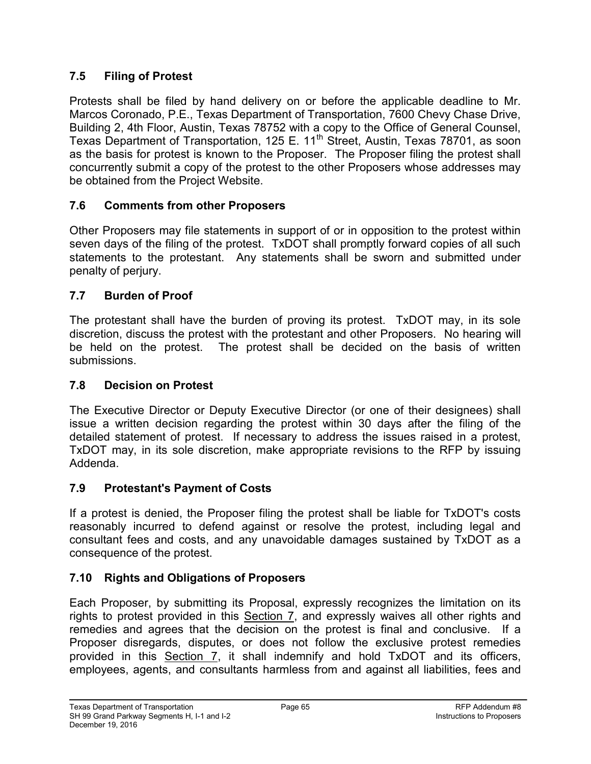## 7.5 Filing of Protest

Protests shall be filed by hand delivery on or before the applicable deadline to Mr. Marcos Coronado, P.E., Texas Department of Transportation, 7600 Chevy Chase Drive, Building 2, 4th Floor, Austin, Texas 78752 with a copy to the Office of General Counsel, Texas Department of Transportation, 125 E. 11th Street, Austin, Texas 78701, as soon as the basis for protest is known to the Proposer. The Proposer filing the protest shall concurrently submit a copy of the protest to the other Proposers whose addresses may be obtained from the Project Website.

## 7.6 Comments from other Proposers

Other Proposers may file statements in support of or in opposition to the protest within seven days of the filing of the protest. TxDOT shall promptly forward copies of all such statements to the protestant. Any statements shall be sworn and submitted under penalty of perjury.

## 7.7 Burden of Proof

The protestant shall have the burden of proving its protest. TxDOT may, in its sole discretion, discuss the protest with the protestant and other Proposers. No hearing will be held on the protest. The protest shall be decided on the basis of written submissions.

## 7.8 Decision on Protest

The Executive Director or Deputy Executive Director (or one of their designees) shall issue a written decision regarding the protest within 30 days after the filing of the detailed statement of protest. If necessary to address the issues raised in a protest, TxDOT may, in its sole discretion, make appropriate revisions to the RFP by issuing Addenda.

## 7.9 Protestant's Payment of Costs

If a protest is denied, the Proposer filing the protest shall be liable for TxDOT's costs reasonably incurred to defend against or resolve the protest, including legal and consultant fees and costs, and any unavoidable damages sustained by TxDOT as a consequence of the protest.

## 7.10 Rights and Obligations of Proposers

Each Proposer, by submitting its Proposal, expressly recognizes the limitation on its rights to protest provided in this Section 7, and expressly waives all other rights and remedies and agrees that the decision on the protest is final and conclusive. If a Proposer disregards, disputes, or does not follow the exclusive protest remedies provided in this Section 7, it shall indemnify and hold TxDOT and its officers, employees, agents, and consultants harmless from and against all liabilities, fees and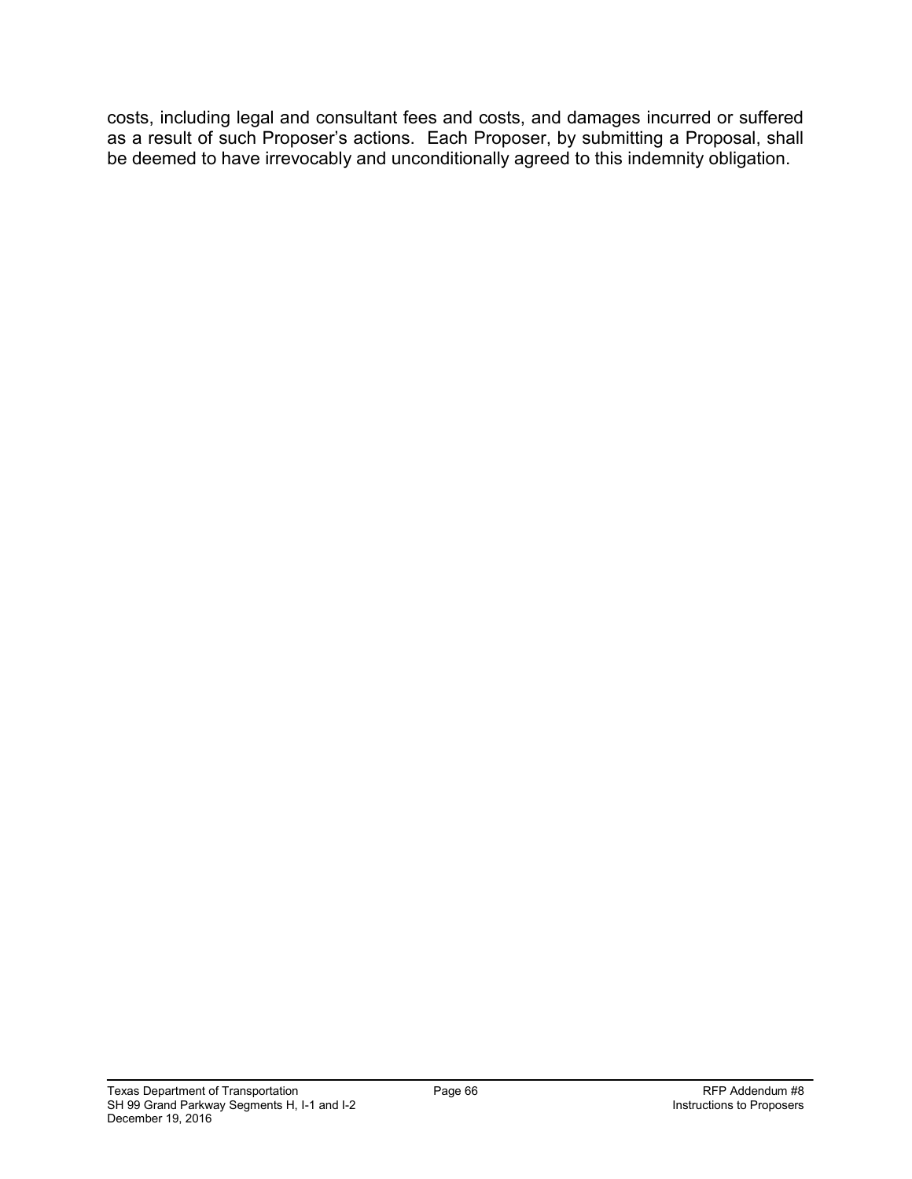costs, including legal and consultant fees and costs, and damages incurred or suffered as a result of such Proposer's actions. Each Proposer, by submitting a Proposal, shall be deemed to have irrevocably and unconditionally agreed to this indemnity obligation.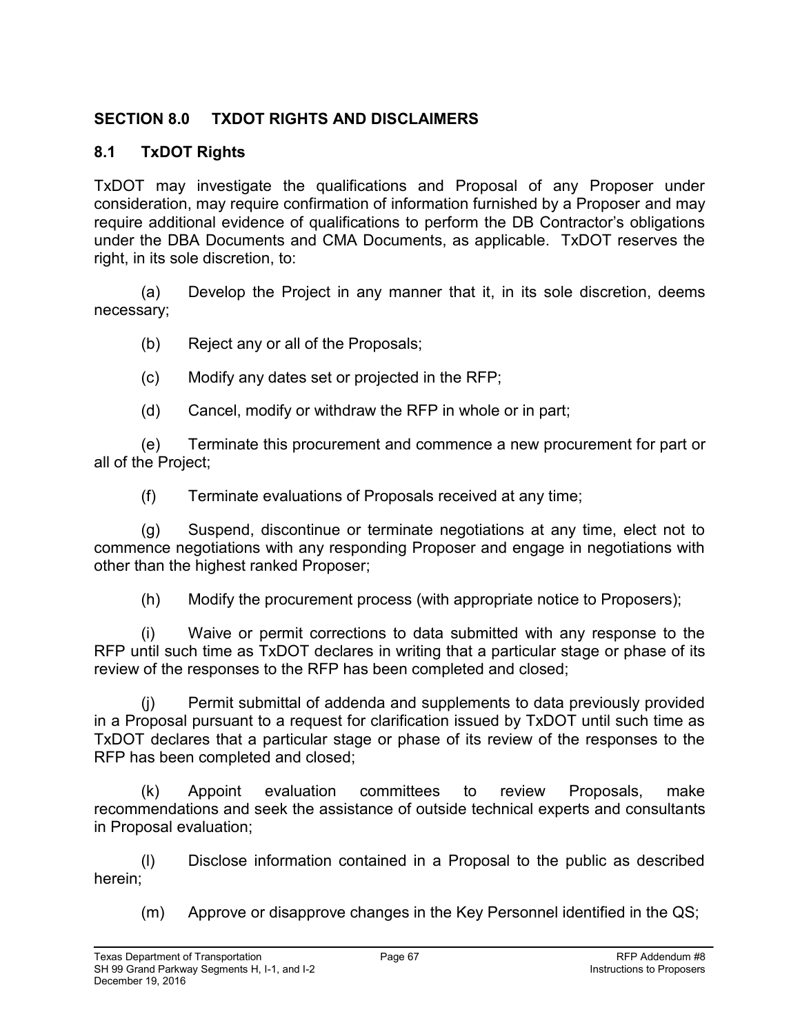## SECTION 8.0 TXDOT RIGHTS AND DISCLAIMERS

### 8.1 TxDOT Rights

TxDOT may investigate the qualifications and Proposal of any Proposer under consideration, may require confirmation of information furnished by a Proposer and may require additional evidence of qualifications to perform the DB Contractor's obligations under the DBA Documents and CMA Documents, as applicable. TxDOT reserves the right, in its sole discretion, to:

(a) Develop the Project in any manner that it, in its sole discretion, deems necessary;

(b) Reject any or all of the Proposals;

(c) Modify any dates set or projected in the RFP;

(d) Cancel, modify or withdraw the RFP in whole or in part;

(e) Terminate this procurement and commence a new procurement for part or all of the Project;

(f) Terminate evaluations of Proposals received at any time;

(g) Suspend, discontinue or terminate negotiations at any time, elect not to commence negotiations with any responding Proposer and engage in negotiations with other than the highest ranked Proposer;

(h) Modify the procurement process (with appropriate notice to Proposers);

(i) Waive or permit corrections to data submitted with any response to the RFP until such time as TxDOT declares in writing that a particular stage or phase of its review of the responses to the RFP has been completed and closed;

(j) Permit submittal of addenda and supplements to data previously provided in a Proposal pursuant to a request for clarification issued by TxDOT until such time as TxDOT declares that a particular stage or phase of its review of the responses to the RFP has been completed and closed;

(k) Appoint evaluation committees to review Proposals, make recommendations and seek the assistance of outside technical experts and consultants in Proposal evaluation;

(l) Disclose information contained in a Proposal to the public as described herein;

(m) Approve or disapprove changes in the Key Personnel identified in the QS;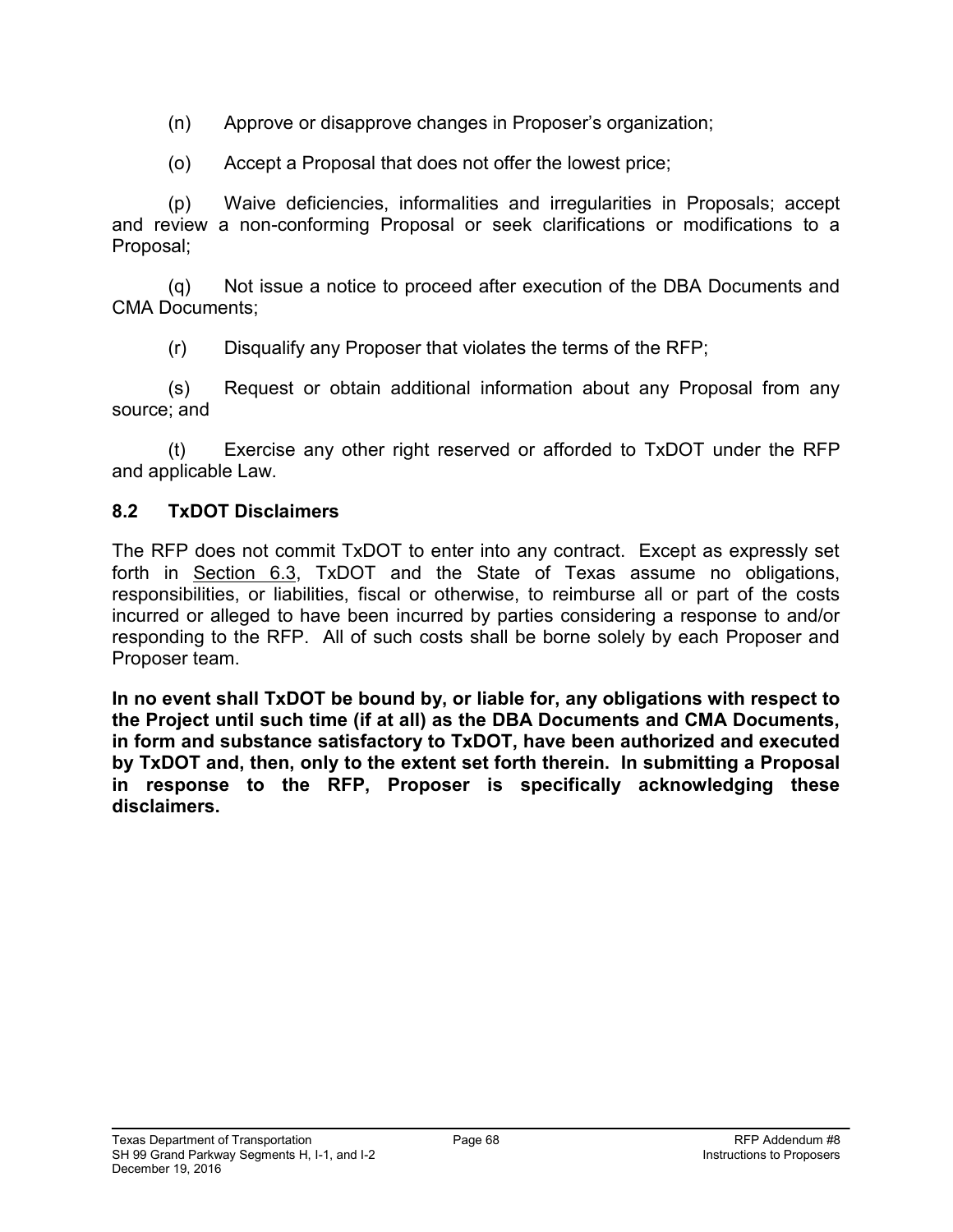(n) Approve or disapprove changes in Proposer's organization;

(o) Accept a Proposal that does not offer the lowest price;

(p) Waive deficiencies, informalities and irregularities in Proposals; accept and review a non-conforming Proposal or seek clarifications or modifications to a Proposal;

(q) Not issue a notice to proceed after execution of the DBA Documents and CMA Documents;

(r) Disqualify any Proposer that violates the terms of the RFP;

(s) Request or obtain additional information about any Proposal from any source; and

(t) Exercise any other right reserved or afforded to TxDOT under the RFP and applicable Law.

## 8.2 TxDOT Disclaimers

The RFP does not commit TxDOT to enter into any contract. Except as expressly set forth in Section 6.3, TxDOT and the State of Texas assume no obligations, responsibilities, or liabilities, fiscal or otherwise, to reimburse all or part of the costs incurred or alleged to have been incurred by parties considering a response to and/or responding to the RFP. All of such costs shall be borne solely by each Proposer and Proposer team.

**In no event shall TxDOT be bound by, or liable for, any obligations with respect to the Project until such time (if at all) as the DBA Documents and CMA Documents, in form and substance satisfactory to TxDOT, have been authorized and executed by TxDOT and, then, only to the extent set forth therein. In submitting a Proposal in response to the RFP, Proposer is specifically acknowledging these disclaimers.**